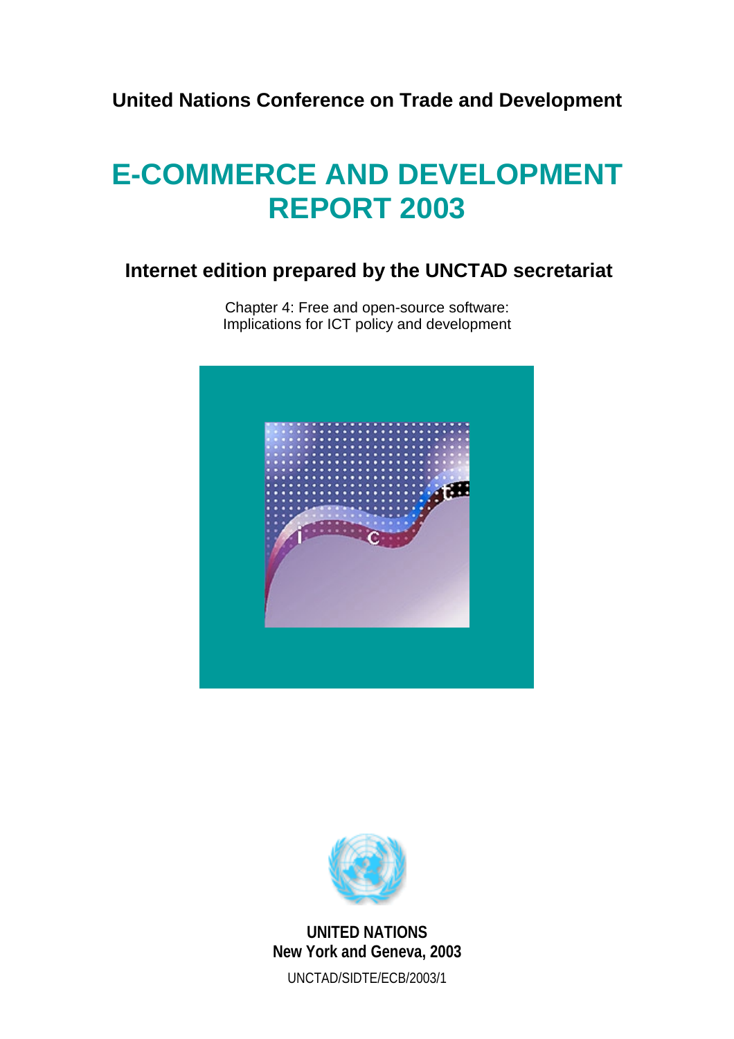**United Nations Conference on Trade and Development**

# E-COMMERCE AND DEVELOPMENT REPORT 2003

## Internet edition prepared by the UNCTAD secretariat

Chapter 4: Free and open-source software:
Implications for ICT policy and development

**UNITED NATIONS**
**New York and Geneva, 2003**

UNCTAD/SIDTE/ECB/2003/1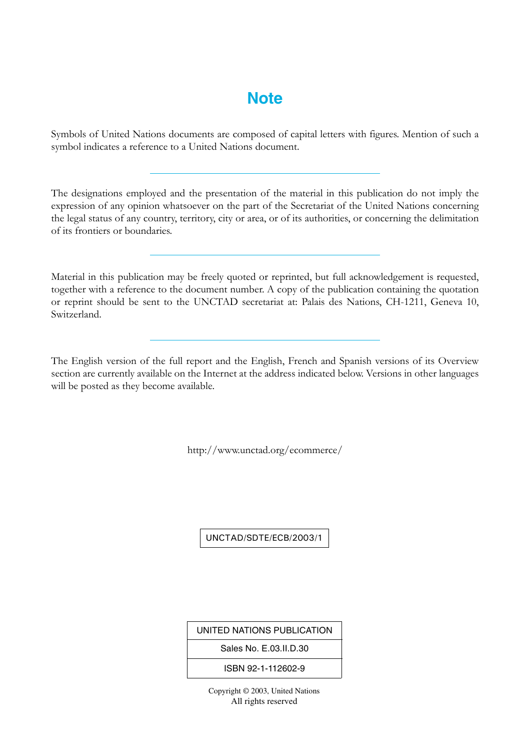# Note

Symbols of United Nations documents are composed of capital letters with figures. Mention of such a symbol indicates a reference to a United Nations document.

---

The designations employed and the presentation of the material in this publication do not imply the expression of any opinion whatsoever on the part of the Secretariat of the United Nations concerning the legal status of any country, territory, city or area, or of its authorities, or concerning the delimitation of its frontiers or boundaries.

---

Material in this publication may be freely quoted or reprinted, but full acknowledgement is requested, together with a reference to the document number. A copy of the publication containing the quotation or reprint should be sent to the UNCTAD secretariat at: Palais des Nations, CH-1211, Geneva 10, Switzerland.

---

The English version of the full report and the English, French and Spanish versions of its Overview section are currently available on the Internet at the address indicated below. Versions in other languages will be posted as they become available.

http://www.unctad.org/ecommerce/

UNCTAD/SDTE/ECB/2003/1

| UNITED NATIONS PUBLICATION |
| --- |
| Sales No. E.03.II.D.30 |
| ISBN 92-1-112602-9 |

Copyright © 2003, United Nations
All rights reserved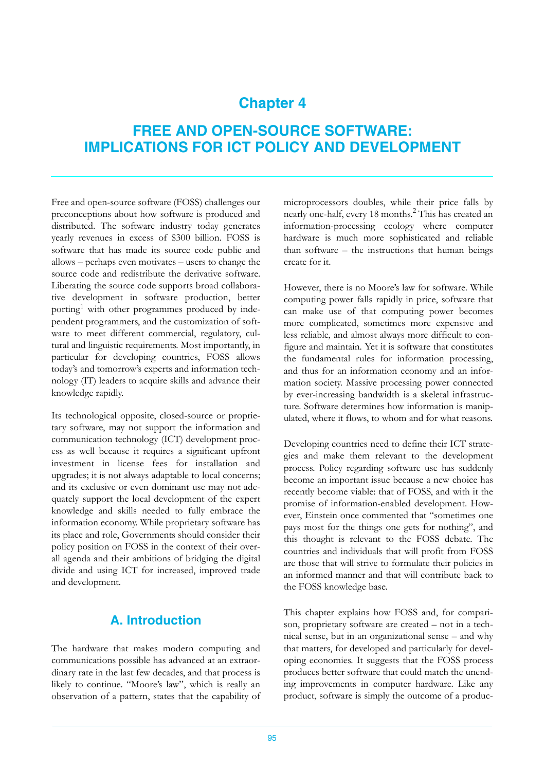# Chapter 4

# FREE AND OPEN-SOURCE SOFTWARE: IMPLICATIONS FOR ICT POLICY AND DEVELOPMENT

Free and open-source software (FOSS) challenges our preconceptions about how software is produced and distributed. The software industry today generates yearly revenues in excess of $300 billion. FOSS is software that has made its source code public and allows – perhaps even motivates – users to change the source code and redistribute the derivative software. Liberating the source code supports broad collaborative development in software production, better porting[1] with other programmes produced by independent programmers, and the customization of software to meet different commercial, regulatory, cultural and linguistic requirements. Most importantly, in particular for developing countries, FOSS allows today's and tomorrow's experts and information technology (IT) leaders to acquire skills and advance their knowledge rapidly.

Its technological opposite, closed-source or proprietary software, may not support the information and communication technology (ICT) development process as well because it requires a significant upfront investment in license fees for installation and upgrades; it is not always adaptable to local concerns; and its exclusive or even dominant use may not adequately support the local development of the expert knowledge and skills needed to fully embrace the information economy. While proprietary software has its place and role, Governments should consider their policy position on FOSS in the context of their overall agenda and their ambitions of bridging the digital divide and using ICT for increased, improved trade and development.

## A. Introduction

The hardware that makes modern computing and communications possible has advanced at an extraordinary rate in the last few decades, and that process is likely to continue. "Moore's law", which is really an observation of a pattern, states that the capability of microprocessors doubles, while their price falls by nearly one-half, every 18 months.[2] This has created an information-processing ecology where computer hardware is much more sophisticated and reliable than software – the instructions that human beings create for it.

However, there is no Moore's law for software. While computing power falls rapidly in price, software that can make use of that computing power becomes more complicated, sometimes more expensive and less reliable, and almost always more difficult to configure and maintain. Yet it is software that constitutes the fundamental rules for information processing, and thus for an information economy and an information society. Massive processing power connected by ever-increasing bandwidth is a skeletal infrastructure. Software determines how information is manipulated, where it flows, to whom and for what reasons.

Developing countries need to define their ICT strategies and make them relevant to the development process. Policy regarding software use has suddenly become an important issue because a new choice has recently become viable: that of FOSS, and with it the promise of information-enabled development. However, Einstein once commented that "sometimes one pays most for the things one gets for nothing", and this thought is relevant to the FOSS debate. The countries and individuals that will profit from FOSS are those that will strive to formulate their policies in an informed manner and that will contribute back to the FOSS knowledge base.

This chapter explains how FOSS and, for comparison, proprietary software are created – not in a technical sense, but in an organizational sense – and why that matters, for developed and particularly for developing economies. It suggests that the FOSS process produces better software that could match the unending improvements in computer hardware. Like any product, software is simply the outcome of a produc-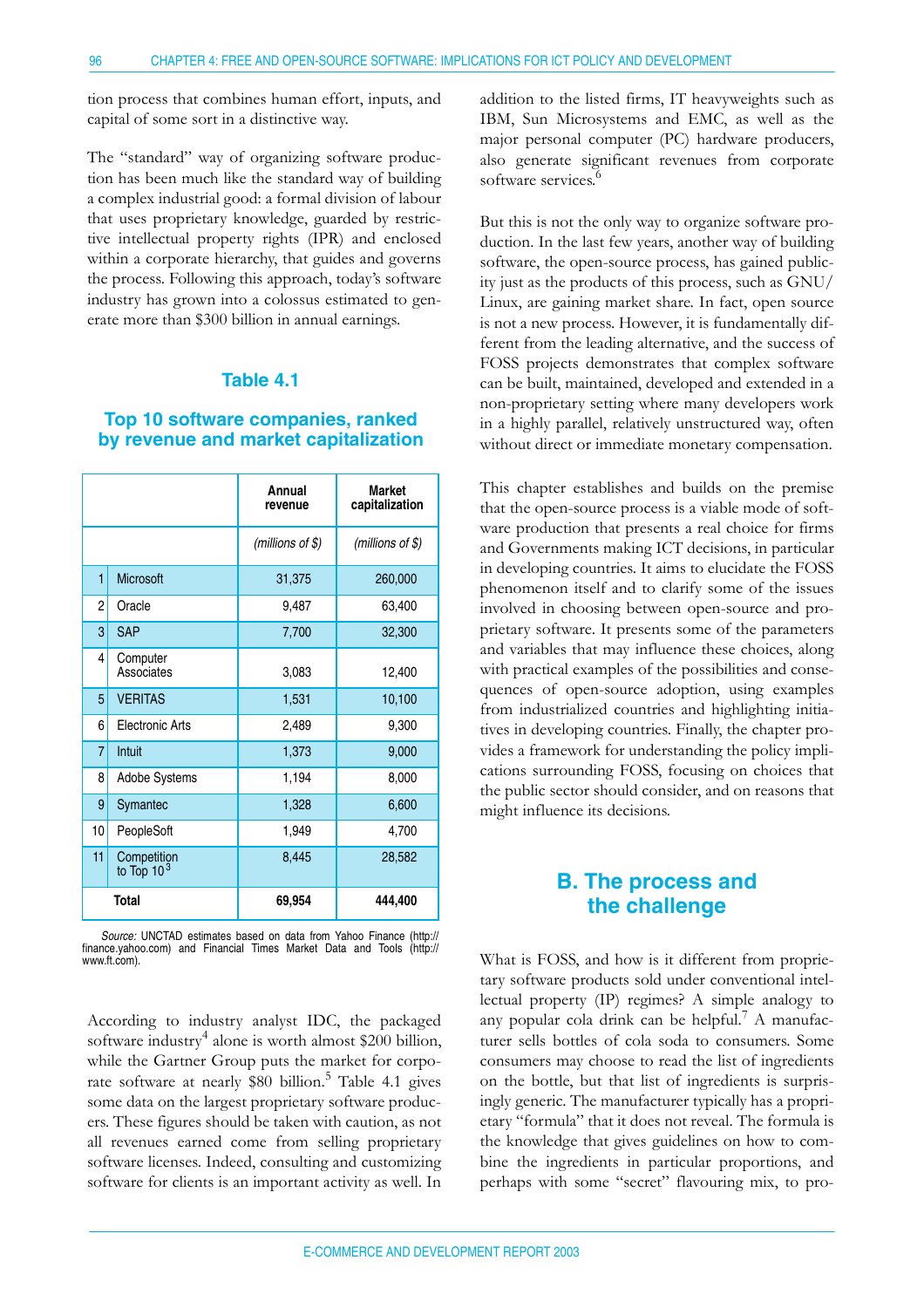tion process that combines human effort, inputs, and capital of some sort in a distinctive way.

The "standard" way of organizing software production has been much like the standard way of building a complex industrial good: a formal division of labour that uses proprietary knowledge, guarded by restrictive intellectual property rights (IPR) and enclosed within a corporate hierarchy, that guides and governs the process. Following this approach, today's software industry has grown into a colossus estimated to generate more than $300 billion in annual earnings.

### Table 4.1

### Top 10 software companies, ranked by revenue and market capitalization

| | | Annual revenue | Market capitalization |
|---|---|---|---|
| | | *(millions of $)* | *(millions of $)* |
| 1 | Microsoft | 31,375 | 260,000 |
| 2 | Oracle | 9,487 | 63,400 |
| 3 | SAP | 7,700 | 32,300 |
| 4 | Computer Associates | 3,083 | 12,400 |
| 5 | VERITAS | 1,531 | 10,100 |
| 6 | Electronic Arts | 2,489 | 9,300 |
| 7 | Intuit | 1,373 | 9,000 |
| 8 | Adobe Systems | 1,194 | 8,000 |
| 9 | Symantec | 1,328 | 6,600 |
| 10 | PeopleSoft | 1,949 | 4,700 |
| 11 | Competition to Top 10[3] | 8,445 | 28,582 |
| | **Total** | **69,954** | **444,400** |

*Source:* UNCTAD estimates based on data from Yahoo Finance (http://finance.yahoo.com) and Financial Times Market Data and Tools (http://www.ft.com).

According to industry analyst IDC, the packaged software industry[4] alone is worth almost $200 billion, while the Gartner Group puts the market for corporate software at nearly $80 billion.[5] Table 4.1 gives some data on the largest proprietary software producers. These figures should be taken with caution, as not all revenues earned come from selling proprietary software licenses. Indeed, consulting and customizing software for clients is an important activity as well. In addition to the listed firms, IT heavyweights such as IBM, Sun Microsystems and EMC, as well as the major personal computer (PC) hardware producers, also generate significant revenues from corporate software services.[6]

But this is not the only way to organize software production. In the last few years, another way of building software, the open-source process, has gained publicity just as the products of this process, such as GNU/Linux, are gaining market share. In fact, open source is not a new process. However, it is fundamentally different from the leading alternative, and the success of FOSS projects demonstrates that complex software can be built, maintained, developed and extended in a non-proprietary setting where many developers work in a highly parallel, relatively unstructured way, often without direct or immediate monetary compensation.

This chapter establishes and builds on the premise that the open-source process is a viable mode of software production that presents a real choice for firms and Governments making ICT decisions, in particular in developing countries. It aims to elucidate the FOSS phenomenon itself and to clarify some of the issues involved in choosing between open-source and proprietary software. It presents some of the parameters and variables that may influence these choices, along with practical examples of the possibilities and consequences of open-source adoption, using examples from industrialized countries and highlighting initiatives in developing countries. Finally, the chapter provides a framework for understanding the policy implications surrounding FOSS, focusing on choices that the public sector should consider, and on reasons that might influence its decisions.

## B. The process and the challenge

What is FOSS, and how is it different from proprietary software products sold under conventional intellectual property (IP) regimes? A simple analogy to any popular cola drink can be helpful.[7] A manufacturer sells bottles of cola soda to consumers. Some consumers may choose to read the list of ingredients on the bottle, but that list of ingredients is surprisingly generic. The manufacturer typically has a proprietary "formula" that it does not reveal. The formula is the knowledge that gives guidelines on how to combine the ingredients in particular proportions, and perhaps with some "secret" flavouring mix, to pro-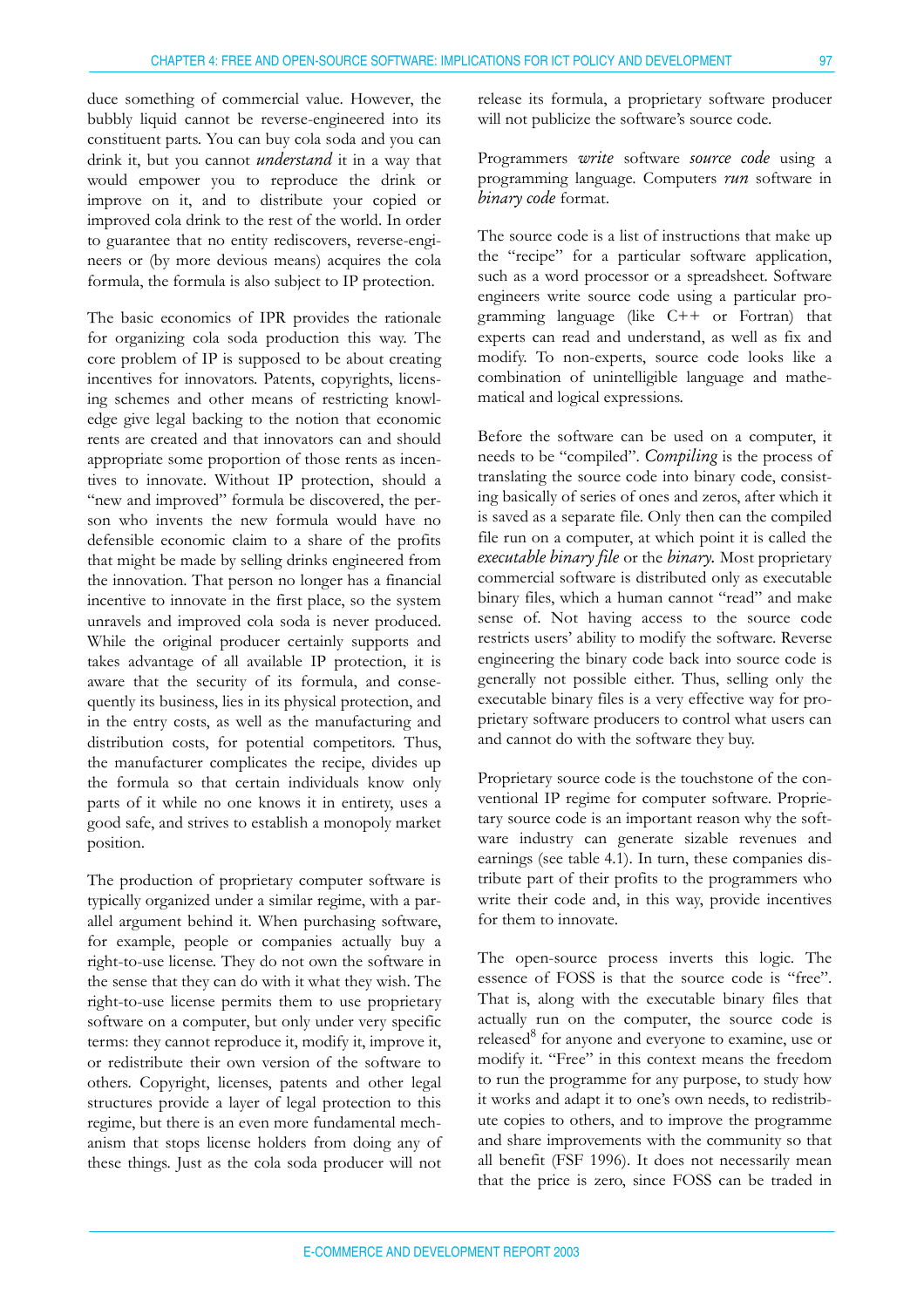duce something of commercial value. However, the bubbly liquid cannot be reverse-engineered into its constituent parts. You can buy cola soda and you can drink it, but you cannot *understand* it in a way that would empower you to reproduce the drink or improve on it, and to distribute your copied or improved cola drink to the rest of the world. In order to guarantee that no entity rediscovers, reverse-engineers or (by more devious means) acquires the cola formula, the formula is also subject to IP protection.

The basic economics of IPR provides the rationale for organizing cola soda production this way. The core problem of IP is supposed to be about creating incentives for innovators. Patents, copyrights, licensing schemes and other means of restricting knowledge give legal backing to the notion that economic rents are created and that innovators can and should appropriate some proportion of those rents as incentives to innovate. Without IP protection, should a "new and improved" formula be discovered, the person who invents the new formula would have no defensible economic claim to a share of the profits that might be made by selling drinks engineered from the innovation. That person no longer has a financial incentive to innovate in the first place, so the system unravels and improved cola soda is never produced. While the original producer certainly supports and takes advantage of all available IP protection, it is aware that the security of its formula, and consequently its business, lies in its physical protection, and in the entry costs, as well as the manufacturing and distribution costs, for potential competitors. Thus, the manufacturer complicates the recipe, divides up the formula so that certain individuals know only parts of it while no one knows it in entirety, uses a good safe, and strives to establish a monopoly market position.

The production of proprietary computer software is typically organized under a similar regime, with a parallel argument behind it. When purchasing software, for example, people or companies actually buy a right-to-use license. They do not own the software in the sense that they can do with it what they wish. The right-to-use license permits them to use proprietary software on a computer, but only under very specific terms: they cannot reproduce it, modify it, improve it, or redistribute their own version of the software to others. Copyright, licenses, patents and other legal structures provide a layer of legal protection to this regime, but there is an even more fundamental mechanism that stops license holders from doing any of these things. Just as the cola soda producer will not release its formula, a proprietary software producer will not publicize the software's source code.

Programmers *write* software *source code* using a programming language. Computers *run* software in *binary code* format.

The source code is a list of instructions that make up the "recipe" for a particular software application, such as a word processor or a spreadsheet. Software engineers write source code using a particular programming language (like C++ or Fortran) that experts can read and understand, as well as fix and modify. To non-experts, source code looks like a combination of unintelligible language and mathematical and logical expressions.

Before the software can be used on a computer, it needs to be "compiled". *Compiling* is the process of translating the source code into binary code, consisting basically of series of ones and zeros, after which it is saved as a separate file. Only then can the compiled file run on a computer, at which point it is called the *executable binary file* or the *binary.* Most proprietary commercial software is distributed only as executable binary files, which a human cannot "read" and make sense of. Not having access to the source code restricts users' ability to modify the software. Reverse engineering the binary code back into source code is generally not possible either. Thus, selling only the executable binary files is a very effective way for proprietary software producers to control what users can and cannot do with the software they buy.

Proprietary source code is the touchstone of the conventional IP regime for computer software. Proprietary source code is an important reason why the software industry can generate sizable revenues and earnings (see table 4.1). In turn, these companies distribute part of their profits to the programmers who write their code and, in this way, provide incentives for them to innovate.

The open-source process inverts this logic. The essence of FOSS is that the source code is "free". That is, along with the executable binary files that actually run on the computer, the source code is released[8] for anyone and everyone to examine, use or modify it. "Free" in this context means the freedom to run the programme for any purpose, to study how it works and adapt it to one's own needs, to redistribute copies to others, and to improve the programme and share improvements with the community so that all benefit (FSF 1996). It does not necessarily mean that the price is zero, since FOSS can be traded in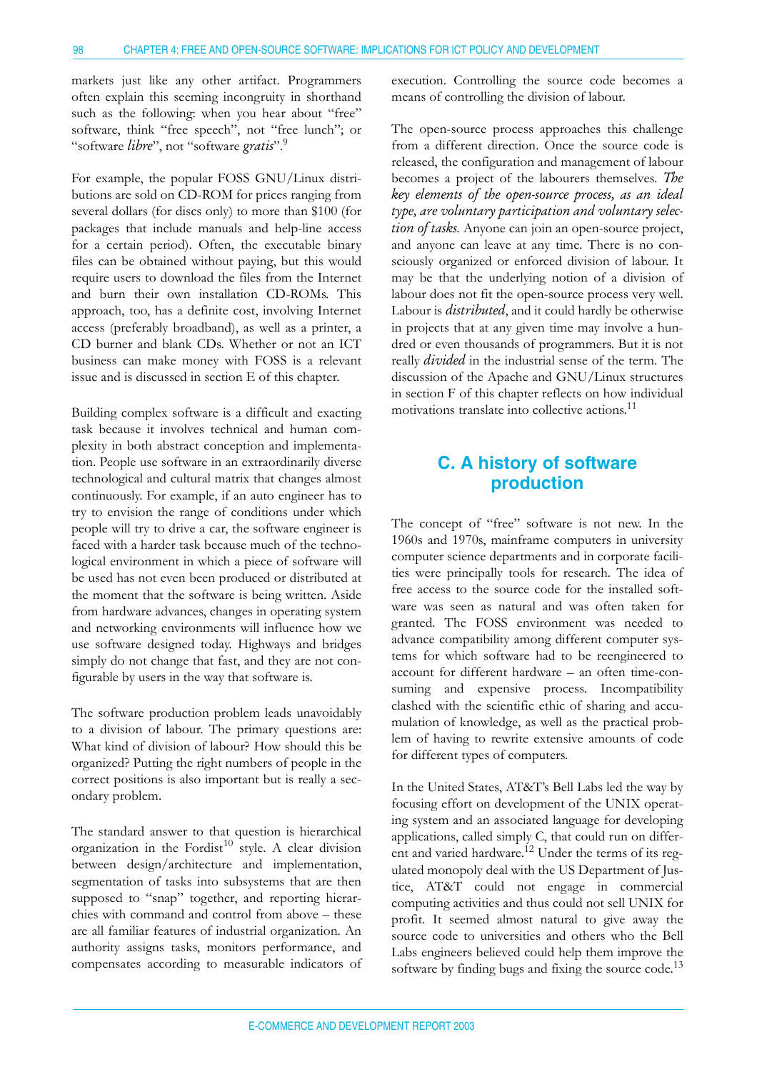markets just like any other artifact. Programmers often explain this seeming incongruity in shorthand such as the following: when you hear about "free" software, think "free speech", not "free lunch"; or "software *libre*", not "software *gratis*".[9]

For example, the popular FOSS GNU/Linux distributions are sold on CD-ROM for prices ranging from several dollars (for discs only) to more than $100 (for packages that include manuals and help-line access for a certain period). Often, the executable binary files can be obtained without paying, but this would require users to download the files from the Internet and burn their own installation CD-ROMs. This approach, too, has a definite cost, involving Internet access (preferably broadband), as well as a printer, a CD burner and blank CDs. Whether or not an ICT business can make money with FOSS is a relevant issue and is discussed in section E of this chapter.

Building complex software is a difficult and exacting task because it involves technical and human complexity in both abstract conception and implementation. People use software in an extraordinarily diverse technological and cultural matrix that changes almost continuously. For example, if an auto engineer has to try to envision the range of conditions under which people will try to drive a car, the software engineer is faced with a harder task because much of the technological environment in which a piece of software will be used has not even been produced or distributed at the moment that the software is being written. Aside from hardware advances, changes in operating system and networking environments will influence how we use software designed today. Highways and bridges simply do not change that fast, and they are not configurable by users in the way that software is.

The software production problem leads unavoidably to a division of labour. The primary questions are: What kind of division of labour? How should this be organized? Putting the right numbers of people in the correct positions is also important but is really a secondary problem.

The standard answer to that question is hierarchical organization in the Fordist[10] style. A clear division between design/architecture and implementation, segmentation of tasks into subsystems that are then supposed to "snap" together, and reporting hierarchies with command and control from above – these are all familiar features of industrial organization. An authority assigns tasks, monitors performance, and compensates according to measurable indicators of execution. Controlling the source code becomes a means of controlling the division of labour.

The open-source process approaches this challenge from a different direction. Once the source code is released, the configuration and management of labour becomes a project of the labourers themselves. *The key elements of the open-source process, as an ideal type, are voluntary participation and voluntary selection of tasks.* Anyone can join an open-source project, and anyone can leave at any time. There is no consciously organized or enforced division of labour. It may be that the underlying notion of a division of labour does not fit the open-source process very well. Labour is *distributed*, and it could hardly be otherwise in projects that at any given time may involve a hundred or even thousands of programmers. But it is not really *divided* in the industrial sense of the term. The discussion of the Apache and GNU/Linux structures in section F of this chapter reflects on how individual motivations translate into collective actions.[11]

## C. A history of software production

The concept of "free" software is not new. In the 1960s and 1970s, mainframe computers in university computer science departments and in corporate facilities were principally tools for research. The idea of free access to the source code for the installed software was seen as natural and was often taken for granted. The FOSS environment was needed to advance compatibility among different computer systems for which software had to be reengineered to account for different hardware – an often time-consuming and expensive process. Incompatibility clashed with the scientific ethic of sharing and accumulation of knowledge, as well as the practical problem of having to rewrite extensive amounts of code for different types of computers.

In the United States, AT&T's Bell Labs led the way by focusing effort on development of the UNIX operating system and an associated language for developing applications, called simply C, that could run on different and varied hardware.[12] Under the terms of its regulated monopoly deal with the US Department of Justice, AT&T could not engage in commercial computing activities and thus could not sell UNIX for profit. It seemed almost natural to give away the source code to universities and others who the Bell Labs engineers believed could help them improve the software by finding bugs and fixing the source code.[13]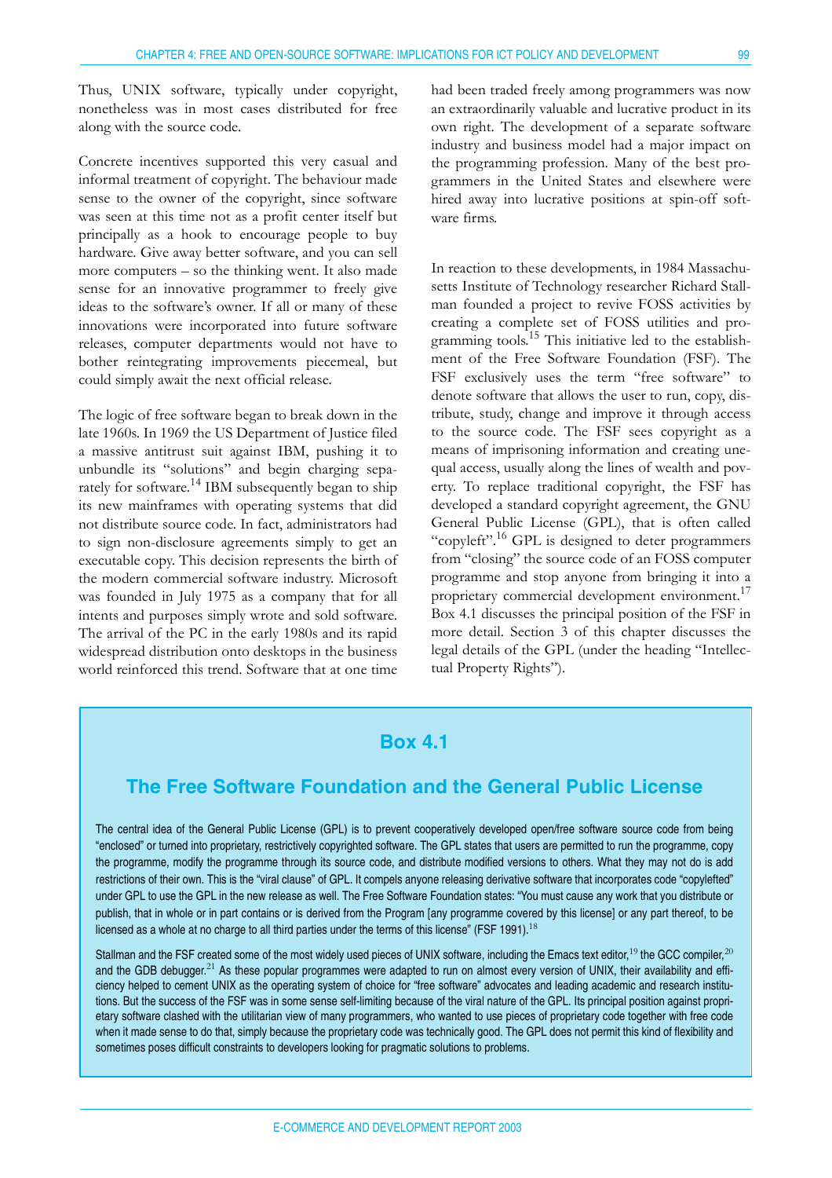Thus, UNIX software, typically under copyright, nonetheless was in most cases distributed for free along with the source code.

Concrete incentives supported this very casual and informal treatment of copyright. The behaviour made sense to the owner of the copyright, since software was seen at this time not as a profit center itself but principally as a hook to encourage people to buy hardware. Give away better software, and you can sell more computers – so the thinking went. It also made sense for an innovative programmer to freely give ideas to the software's owner. If all or many of these innovations were incorporated into future software releases, computer departments would not have to bother reintegrating improvements piecemeal, but could simply await the next official release.

The logic of free software began to break down in the late 1960s. In 1969 the US Department of Justice filed a massive antitrust suit against IBM, pushing it to unbundle its "solutions" and begin charging separately for software.[14] IBM subsequently began to ship its new mainframes with operating systems that did not distribute source code. In fact, administrators had to sign non-disclosure agreements simply to get an executable copy. This decision represents the birth of the modern commercial software industry. Microsoft was founded in July 1975 as a company that for all intents and purposes simply wrote and sold software. The arrival of the PC in the early 1980s and its rapid widespread distribution onto desktops in the business world reinforced this trend. Software that at one time had been traded freely among programmers was now an extraordinarily valuable and lucrative product in its own right. The development of a separate software industry and business model had a major impact on the programming profession. Many of the best programmers in the United States and elsewhere were hired away into lucrative positions at spin-off software firms.

In reaction to these developments, in 1984 Massachusetts Institute of Technology researcher Richard Stallman founded a project to revive FOSS activities by creating a complete set of FOSS utilities and programming tools.[15] This initiative led to the establishment of the Free Software Foundation (FSF). The FSF exclusively uses the term "free software" to denote software that allows the user to run, copy, distribute, study, change and improve it through access to the source code. The FSF sees copyright as a means of imprisoning information and creating unequal access, usually along the lines of wealth and poverty. To replace traditional copyright, the FSF has developed a standard copyright agreement, the GNU General Public License (GPL), that is often called "copyleft".[16] GPL is designed to deter programmers from "closing" the source code of an FOSS computer programme and stop anyone from bringing it into a proprietary commercial development environment.[17] Box 4.1 discusses the principal position of the FSF in more detail. Section 3 of this chapter discusses the legal details of the GPL (under the heading "Intellectual Property Rights").

## Box 4.1

### The Free Software Foundation and the General Public License

The central idea of the General Public License (GPL) is to prevent cooperatively developed open/free software source code from being "enclosed" or turned into proprietary, restrictively copyrighted software. The GPL states that users are permitted to run the programme, copy the programme, modify the programme through its source code, and distribute modified versions to others. What they may not do is add restrictions of their own. This is the "viral clause" of GPL. It compels anyone releasing derivative software that incorporates code "copylefted" under GPL to use the GPL in the new release as well. The Free Software Foundation states: "You must cause any work that you distribute or publish, that in whole or in part contains or is derived from the Program [any programme covered by this license] or any part thereof, to be licensed as a whole at no charge to all third parties under the terms of this license" (FSF 1991).[18]

Stallman and the FSF created some of the most widely used pieces of UNIX software, including the Emacs text editor,[19] the GCC compiler,[20] and the GDB debugger.[21] As these popular programmes were adapted to run on almost every version of UNIX, their availability and efficiency helped to cement UNIX as the operating system of choice for "free software" advocates and leading academic and research institutions. But the success of the FSF was in some sense self-limiting because of the viral nature of the GPL. Its principal position against proprietary software clashed with the utilitarian view of many programmers, who wanted to use pieces of proprietary code together with free code when it made sense to do that, simply because the proprietary code was technically good. The GPL does not permit this kind of flexibility and sometimes poses difficult constraints to developers looking for pragmatic solutions to problems.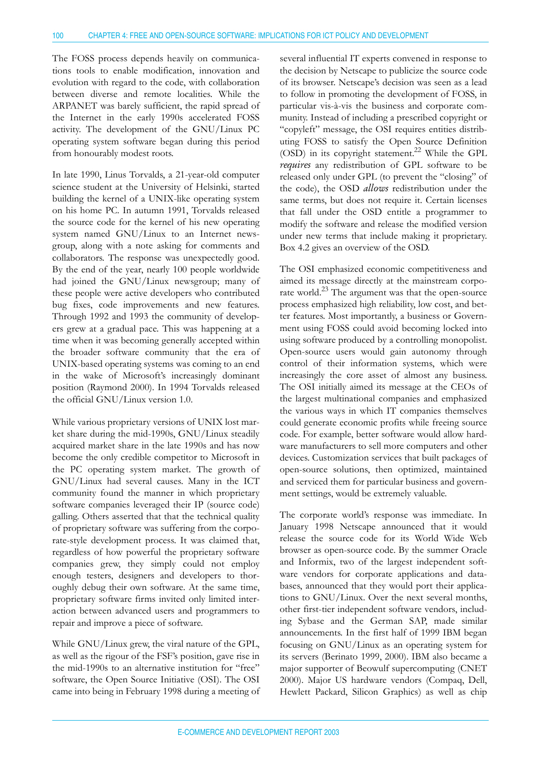The FOSS process depends heavily on communications tools to enable modification, innovation and evolution with regard to the code, with collaboration between diverse and remote localities. While the ARPANET was barely sufficient, the rapid spread of the Internet in the early 1990s accelerated FOSS activity. The development of the GNU/Linux PC operating system software began during this period from honourably modest roots.

In late 1990, Linus Torvalds, a 21-year-old computer science student at the University of Helsinki, started building the kernel of a UNIX-like operating system on his home PC. In autumn 1991, Torvalds released the source code for the kernel of his new operating system named GNU/Linux to an Internet newsgroup, along with a note asking for comments and collaborators. The response was unexpectedly good. By the end of the year, nearly 100 people worldwide had joined the GNU/Linux newsgroup; many of these people were active developers who contributed bug fixes, code improvements and new features. Through 1992 and 1993 the community of developers grew at a gradual pace. This was happening at a time when it was becoming generally accepted within the broader software community that the era of UNIX-based operating systems was coming to an end in the wake of Microsoft's increasingly dominant position (Raymond 2000). In 1994 Torvalds released the official GNU/Linux version 1.0.

While various proprietary versions of UNIX lost market share during the mid-1990s, GNU/Linux steadily acquired market share in the late 1990s and has now become the only credible competitor to Microsoft in the PC operating system market. The growth of GNU/Linux had several causes. Many in the ICT community found the manner in which proprietary software companies leveraged their IP (source code) galling. Others asserted that that the technical quality of proprietary software was suffering from the corporate-style development process. It was claimed that, regardless of how powerful the proprietary software companies grew, they simply could not employ enough testers, designers and developers to thoroughly debug their own software. At the same time, proprietary software firms invited only limited interaction between advanced users and programmers to repair and improve a piece of software.

While GNU/Linux grew, the viral nature of the GPL, as well as the rigour of the FSF's position, gave rise in the mid-1990s to an alternative institution for "free" software, the Open Source Initiative (OSI). The OSI came into being in February 1998 during a meeting of several influential IT experts convened in response to the decision by Netscape to publicize the source code of its browser. Netscape's decision was seen as a lead to follow in promoting the development of FOSS, in particular vis-à-vis the business and corporate community. Instead of including a prescribed copyright or "copyleft" message, the OSI requires entities distributing FOSS to satisfy the Open Source Definition (OSD) in its copyright statement.[22] While the GPL *requires* any redistribution of GPL software to be released only under GPL (to prevent the "closing" of the code), the OSD *allows* redistribution under the same terms, but does not require it. Certain licenses that fall under the OSD entitle a programmer to modify the software and release the modified version under new terms that include making it proprietary. Box 4.2 gives an overview of the OSD.

The OSI emphasized economic competitiveness and aimed its message directly at the mainstream corporate world.[23] The argument was that the open-source process emphasized high reliability, low cost, and better features. Most importantly, a business or Government using FOSS could avoid becoming locked into using software produced by a controlling monopolist. Open-source users would gain autonomy through control of their information systems, which were increasingly the core asset of almost any business. The OSI initially aimed its message at the CEOs of the largest multinational companies and emphasized the various ways in which IT companies themselves could generate economic profits while freeing source code. For example, better software would allow hardware manufacturers to sell more computers and other devices. Customization services that built packages of open-source solutions, then optimized, maintained and serviced them for particular business and government settings, would be extremely valuable.

The corporate world's response was immediate. In January 1998 Netscape announced that it would release the source code for its World Wide Web browser as open-source code. By the summer Oracle and Informix, two of the largest independent software vendors for corporate applications and databases, announced that they would port their applications to GNU/Linux. Over the next several months, other first-tier independent software vendors, including Sybase and the German SAP, made similar announcements. In the first half of 1999 IBM began focusing on GNU/Linux as an operating system for its servers (Berinato 1999, 2000). IBM also became a major supporter of Beowulf supercomputing (CNET 2000). Major US hardware vendors (Compaq, Dell, Hewlett Packard, Silicon Graphics) as well as chip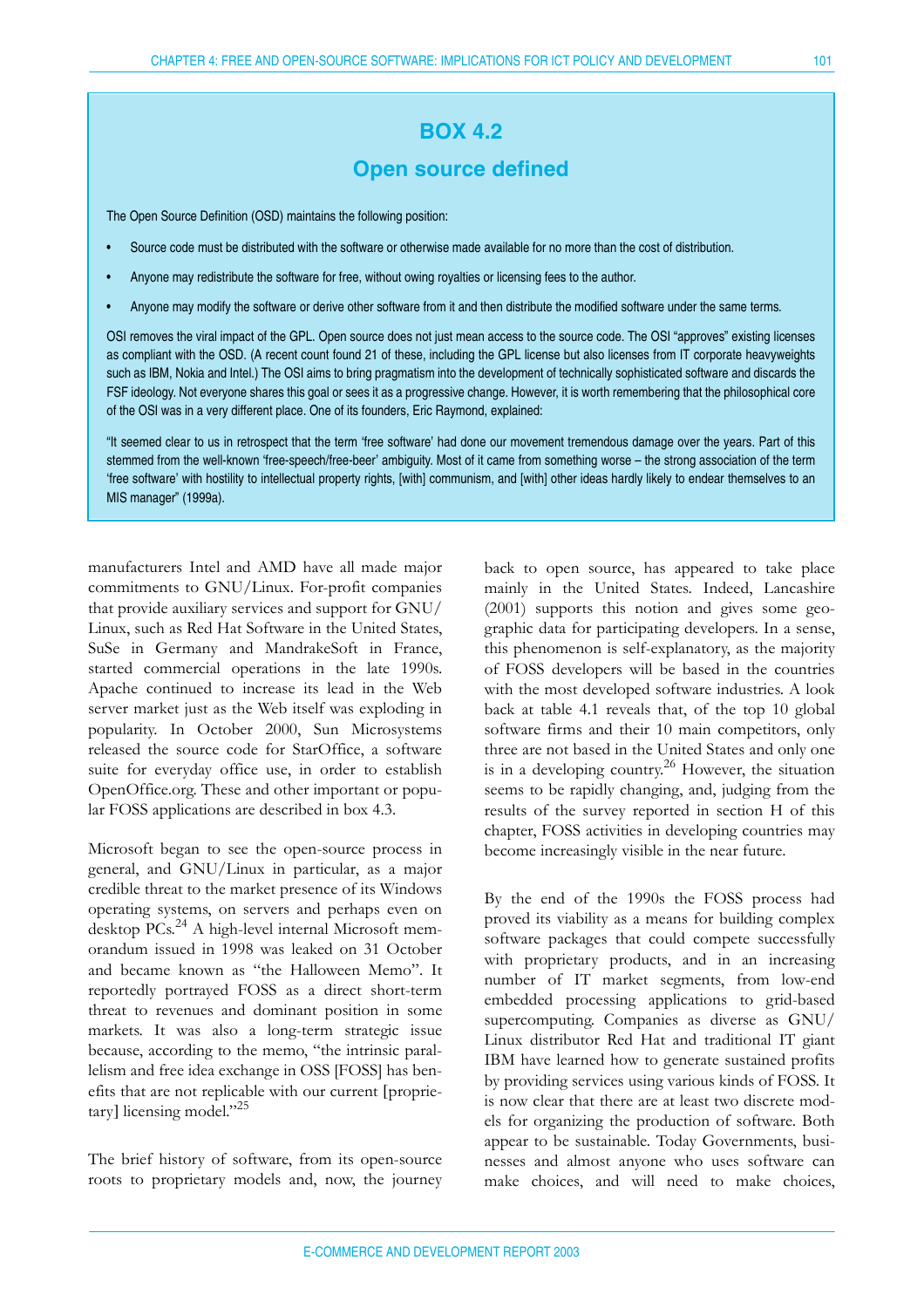## BOX 4.2

### Open source defined

The Open Source Definition (OSD) maintains the following position:

- Source code must be distributed with the software or otherwise made available for no more than the cost of distribution.
- Anyone may redistribute the software for free, without owing royalties or licensing fees to the author.
- Anyone may modify the software or derive other software from it and then distribute the modified software under the same terms.

OSI removes the viral impact of the GPL. Open source does not just mean access to the source code. The OSI "approves" existing licenses as compliant with the OSD. (A recent count found 21 of these, including the GPL license but also licenses from IT corporate heavyweights such as IBM, Nokia and Intel.) The OSI aims to bring pragmatism into the development of technically sophisticated software and discards the FSF ideology. Not everyone shares this goal or sees it as a progressive change. However, it is worth remembering that the philosophical core of the OSI was in a very different place. One of its founders, Eric Raymond, explained:

"It seemed clear to us in retrospect that the term 'free software' had done our movement tremendous damage over the years. Part of this stemmed from the well-known 'free-speech/free-beer' ambiguity. Most of it came from something worse – the strong association of the term 'free software' with hostility to intellectual property rights, [with] communism, and [with] other ideas hardly likely to endear themselves to an MIS manager" (1999a).

manufacturers Intel and AMD have all made major commitments to GNU/Linux. For-profit companies that provide auxiliary services and support for GNU/Linux, such as Red Hat Software in the United States, SuSe in Germany and MandrakeSoft in France, started commercial operations in the late 1990s. Apache continued to increase its lead in the Web server market just as the Web itself was exploding in popularity. In October 2000, Sun Microsystems released the source code for StarOffice, a software suite for everyday office use, in order to establish OpenOffice.org. These and other important or popular FOSS applications are described in box 4.3.

Microsoft began to see the open-source process in general, and GNU/Linux in particular, as a major credible threat to the market presence of its Windows operating systems, on servers and perhaps even on desktop PCs.[24] A high-level internal Microsoft memorandum issued in 1998 was leaked on 31 October and became known as "the Halloween Memo". It reportedly portrayed FOSS as a direct short-term threat to revenues and dominant position in some markets. It was also a long-term strategic issue because, according to the memo, "the intrinsic parallelism and free idea exchange in OSS [FOSS] has benefits that are not replicable with our current [proprietary] licensing model."[25]

The brief history of software, from its open-source roots to proprietary models and, now, the journey back to open source, has appeared to take place mainly in the United States. Indeed, Lancashire (2001) supports this notion and gives some geographic data for participating developers. In a sense, this phenomenon is self-explanatory, as the majority of FOSS developers will be based in the countries with the most developed software industries. A look back at table 4.1 reveals that, of the top 10 global software firms and their 10 main competitors, only three are not based in the United States and only one is in a developing country.[26] However, the situation seems to be rapidly changing, and, judging from the results of the survey reported in section H of this chapter, FOSS activities in developing countries may become increasingly visible in the near future.

By the end of the 1990s the FOSS process had proved its viability as a means for building complex software packages that could compete successfully with proprietary products, and in an increasing number of IT market segments, from low-end embedded processing applications to grid-based supercomputing. Companies as diverse as GNU/Linux distributor Red Hat and traditional IT giant IBM have learned how to generate sustained profits by providing services using various kinds of FOSS. It is now clear that there are at least two discrete models for organizing the production of software. Both appear to be sustainable. Today Governments, businesses and almost anyone who uses software can make choices, and will need to make choices,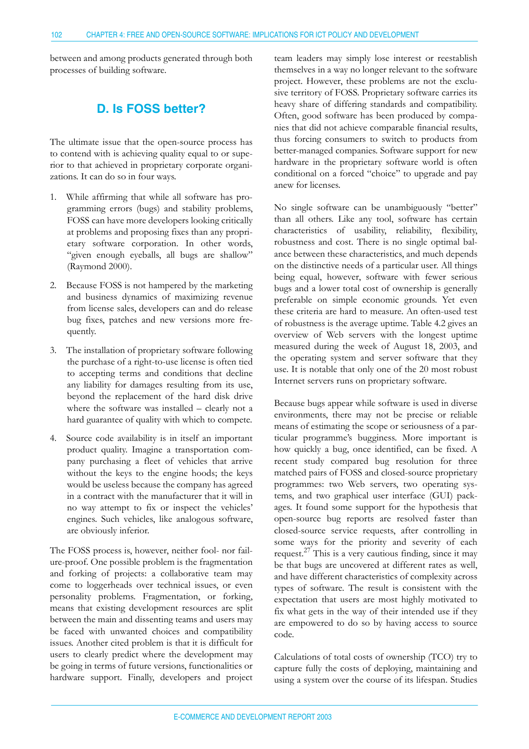between and among products generated through both processes of building software.

## D. Is FOSS better?

The ultimate issue that the open-source process has to contend with is achieving quality equal to or superior to that achieved in proprietary corporate organizations. It can do so in four ways.

1. While affirming that while all software has programming errors (bugs) and stability problems, FOSS can have more developers looking critically at problems and proposing fixes than any proprietary software corporation. In other words, "given enough eyeballs, all bugs are shallow" (Raymond 2000).

2. Because FOSS is not hampered by the marketing and business dynamics of maximizing revenue from license sales, developers can and do release bug fixes, patches and new versions more frequently.

3. The installation of proprietary software following the purchase of a right-to-use license is often tied to accepting terms and conditions that decline any liability for damages resulting from its use, beyond the replacement of the hard disk drive where the software was installed – clearly not a hard guarantee of quality with which to compete.

4. Source code availability is in itself an important product quality. Imagine a transportation company purchasing a fleet of vehicles that arrive without the keys to the engine hoods; the keys would be useless because the company has agreed in a contract with the manufacturer that it will in no way attempt to fix or inspect the vehicles' engines. Such vehicles, like analogous software, are obviously inferior.

The FOSS process is, however, neither fool- nor failure-proof. One possible problem is the fragmentation and forking of projects: a collaborative team may come to loggerheads over technical issues, or even personality problems. Fragmentation, or forking, means that existing development resources are split between the main and dissenting teams and users may be faced with unwanted choices and compatibility issues. Another cited problem is that it is difficult for users to clearly predict where the development may be going in terms of future versions, functionalities or hardware support. Finally, developers and project team leaders may simply lose interest or reestablish themselves in a way no longer relevant to the software project. However, these problems are not the exclusive territory of FOSS. Proprietary software carries its heavy share of differing standards and compatibility. Often, good software has been produced by companies that did not achieve comparable financial results, thus forcing consumers to switch to products from better-managed companies. Software support for new hardware in the proprietary software world is often conditional on a forced "choice" to upgrade and pay anew for licenses.

No single software can be unambiguously "better" than all others. Like any tool, software has certain characteristics of usability, reliability, flexibility, robustness and cost. There is no single optimal balance between these characteristics, and much depends on the distinctive needs of a particular user. All things being equal, however, software with fewer serious bugs and a lower total cost of ownership is generally preferable on simple economic grounds. Yet even these criteria are hard to measure. An often-used test of robustness is the average uptime. Table 4.2 gives an overview of Web servers with the longest uptime measured during the week of August 18, 2003, and the operating system and server software that they use. It is notable that only one of the 20 most robust Internet servers runs on proprietary software.

Because bugs appear while software is used in diverse environments, there may not be precise or reliable means of estimating the scope or seriousness of a particular programme's bugginess. More important is how quickly a bug, once identified, can be fixed. A recent study compared bug resolution for three matched pairs of FOSS and closed-source proprietary programmes: two Web servers, two operating systems, and two graphical user interface (GUI) packages. It found some support for the hypothesis that open-source bug reports are resolved faster than closed-source service requests, after controlling in some ways for the priority and severity of each request.[27] This is a very cautious finding, since it may be that bugs are uncovered at different rates as well, and have different characteristics of complexity across types of software. The result is consistent with the expectation that users are most highly motivated to fix what gets in the way of their intended use if they are empowered to do so by having access to source code.

Calculations of total costs of ownership (TCO) try to capture fully the costs of deploying, maintaining and using a system over the course of its lifespan. Studies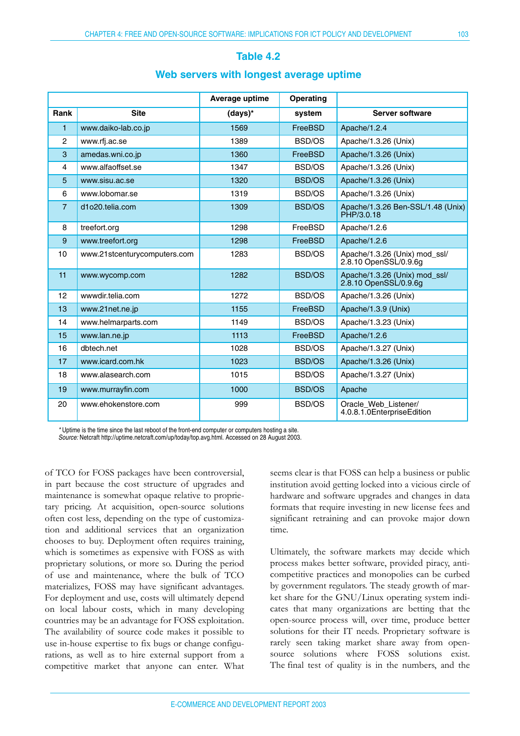### Table 4.2

### Web servers with longest average uptime

| Rank | Site | Average uptime (days)* | Operating system | Server software |
|---|---|---|---|---|
| 1 | www.daiko-lab.co.jp | 1569 | FreeBSD | Apache/1.2.4 |
| 2 | www.rfj.ac.se | 1389 | BSD/OS | Apache/1.3.26 (Unix) |
| 3 | amedas.wni.co.jp | 1360 | FreeBSD | Apache/1.3.26 (Unix) |
| 4 | www.alfaoffset.se | 1347 | BSD/OS | Apache/1.3.26 (Unix) |
| 5 | www.sisu.ac.se | 1320 | BSD/OS | Apache/1.3.26 (Unix) |
| 6 | www.lobomar.se | 1319 | BSD/OS | Apache/1.3.26 (Unix) |
| 7 | d1o20.telia.com | 1309 | BSD/OS | Apache/1.3.26 Ben-SSL/1.48 (Unix) PHP/3.0.18 |
| 8 | treefort.org | 1298 | FreeBSD | Apache/1.2.6 |
| 9 | www.treefort.org | 1298 | FreeBSD | Apache/1.2.6 |
| 10 | www.21stcenturycomputers.com | 1283 | BSD/OS | Apache/1.3.26 (Unix) mod_ssl/ 2.8.10 OpenSSL/0.9.6g |
| 11 | www.wycomp.com | 1282 | BSD/OS | Apache/1.3.26 (Unix) mod_ssl/ 2.8.10 OpenSSL/0.9.6g |
| 12 | wwwdir.telia.com | 1272 | BSD/OS | Apache/1.3.26 (Unix) |
| 13 | www.21net.ne.jp | 1155 | FreeBSD | Apache/1.3.9 (Unix) |
| 14 | www.helmarparts.com | 1149 | BSD/OS | Apache/1.3.23 (Unix) |
| 15 | www.lan.ne.jp | 1113 | FreeBSD | Apache/1.2.6 |
| 16 | dbtech.net | 1028 | BSD/OS | Apache/1.3.27 (Unix) |
| 17 | www.icard.com.hk | 1023 | BSD/OS | Apache/1.3.26 (Unix) |
| 18 | www.alasearch.com | 1015 | BSD/OS | Apache/1.3.27 (Unix) |
| 19 | www.murrayfin.com | 1000 | BSD/OS | Apache |
| 20 | www.ehokenstore.com | 999 | BSD/OS | Oracle_Web_Listener/ 4.0.8.1.0EnterpriseEdition |

* Uptime is the time since the last reboot of the front-end computer or computers hosting a site.
*Source:* Netcraft http://uptime.netcraft.com/up/today/top.avg.html. Accessed on 28 August 2003.

of TCO for FOSS packages have been controversial, in part because the cost structure of upgrades and maintenance is somewhat opaque relative to proprietary pricing. At acquisition, open-source solutions often cost less, depending on the type of customization and additional services that an organization chooses to buy. Deployment often requires training, which is sometimes as expensive with FOSS as with proprietary solutions, or more so. During the period of use and maintenance, where the bulk of TCO materializes, FOSS may have significant advantages. For deployment and use, costs will ultimately depend on local labour costs, which in many developing countries may be an advantage for FOSS exploitation. The availability of source code makes it possible to use in-house expertise to fix bugs or change configurations, as well as to hire external support from a competitive market that anyone can enter. What seems clear is that FOSS can help a business or public institution avoid getting locked into a vicious circle of hardware and software upgrades and changes in data formats that require investing in new license fees and significant retraining and can provoke major down time.

Ultimately, the software markets may decide which process makes better software, provided piracy, anti-competitive practices and monopolies can be curbed by government regulators. The steady growth of market share for the GNU/Linux operating system indicates that many organizations are betting that the open-source process will, over time, produce better solutions for their IT needs. Proprietary software is rarely seen taking market share away from open-source solutions where FOSS solutions exist. The final test of quality is in the numbers, and the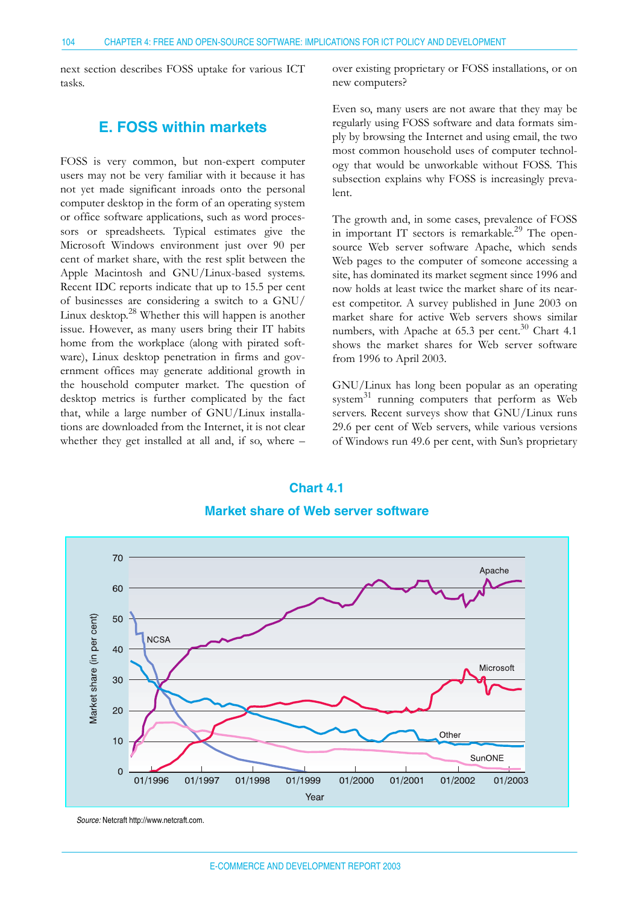next section describes FOSS uptake for various ICT tasks.

## E. FOSS within markets

FOSS is very common, but non-expert computer users may not be very familiar with it because it has not yet made significant inroads onto the personal computer desktop in the form of an operating system or office software applications, such as word processors or spreadsheets. Typical estimates give the Microsoft Windows environment just over 90 per cent of market share, with the rest split between the Apple Macintosh and GNU/Linux-based systems. Recent IDC reports indicate that up to 15.5 per cent of businesses are considering a switch to a GNU/Linux desktop.[28] Whether this will happen is another issue. However, as many users bring their IT habits home from the workplace (along with pirated software), Linux desktop penetration in firms and government offices may generate additional growth in the household computer market. The question of desktop metrics is further complicated by the fact that, while a large number of GNU/Linux installations are downloaded from the Internet, it is not clear whether they get installed at all and, if so, where – over existing proprietary or FOSS installations, or on new computers?

Even so, many users are not aware that they may be regularly using FOSS software and data formats simply by browsing the Internet and using email, the two most common household uses of computer technology that would be unworkable without FOSS. This subsection explains why FOSS is increasingly prevalent.

The growth and, in some cases, prevalence of FOSS in important IT sectors is remarkable.[29] The open-source Web server software Apache, which sends Web pages to the computer of someone accessing a site, has dominated its market segment since 1996 and now holds at least twice the market share of its nearest competitor. A survey published in June 2003 on market share for active Web servers shows similar numbers, with Apache at 65.3 per cent.[30] Chart 4.1 shows the market shares for Web server software from 1996 to April 2003.

GNU/Linux has long been popular as an operating system[31] running computers that perform as Web servers. Recent surveys show that GNU/Linux runs 29.6 per cent of Web servers, while various versions of Windows run 49.6 per cent, with Sun's proprietary

**Chart 4.1**

**Market share of Web server software**

*Source:* Netcraft http://www.netcraft.com.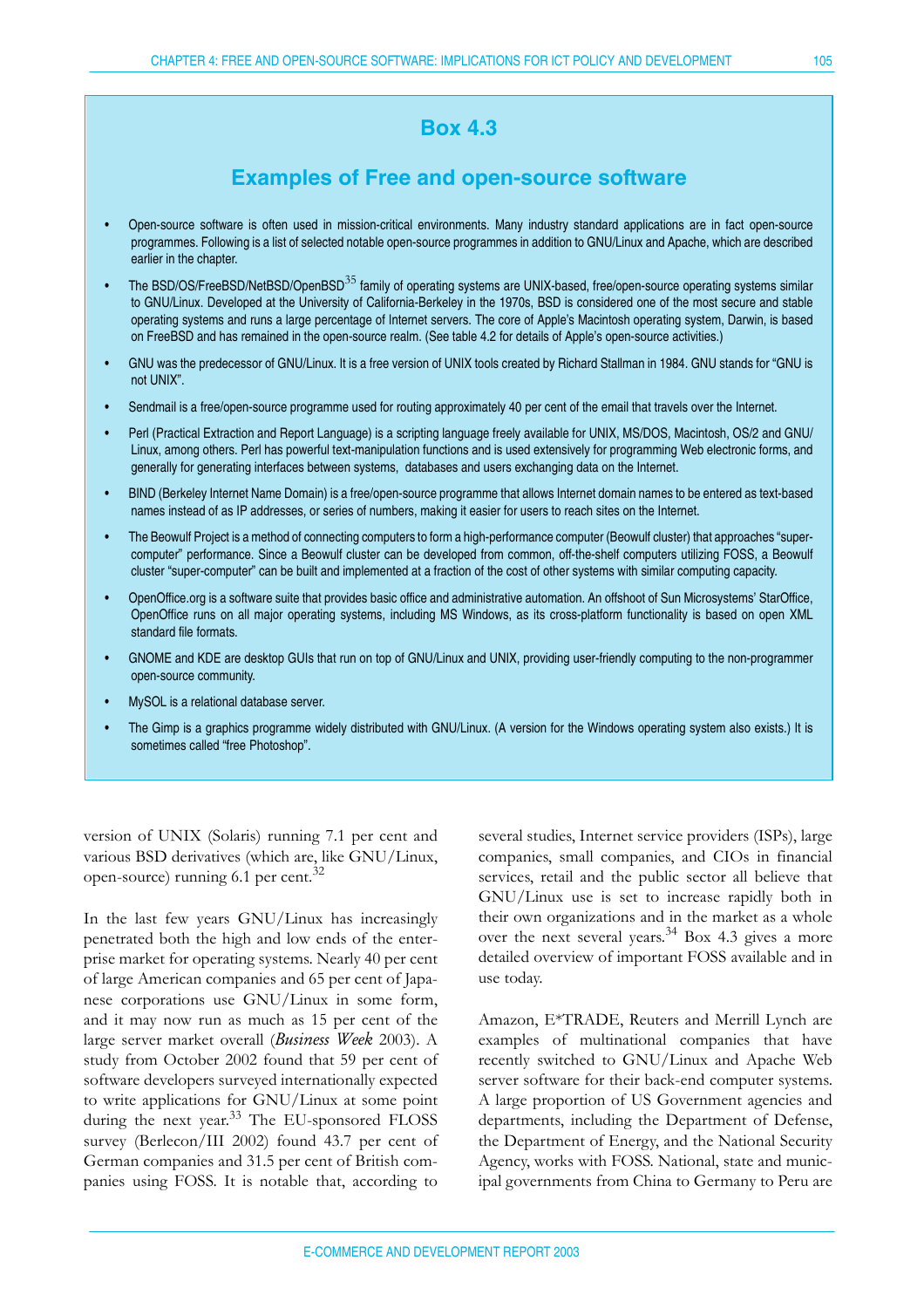## Box 4.3

### Examples of Free and open-source software

- Open-source software is often used in mission-critical environments. Many industry standard applications are in fact open-source programmes. Following is a list of selected notable open-source programmes in addition to GNU/Linux and Apache, which are described earlier in the chapter.
- The BSD/OS/FreeBSD/NetBSD/OpenBSD[35] family of operating systems are UNIX-based, free/open-source operating systems similar to GNU/Linux. Developed at the University of California-Berkeley in the 1970s, BSD is considered one of the most secure and stable operating systems and runs a large percentage of Internet servers. The core of Apple's Macintosh operating system, Darwin, is based on FreeBSD and has remained in the open-source realm. (See table 4.2 for details of Apple's open-source activities.)
- GNU was the predecessor of GNU/Linux. It is a free version of UNIX tools created by Richard Stallman in 1984. GNU stands for "GNU is not UNIX".
- Sendmail is a free/open-source programme used for routing approximately 40 per cent of the email that travels over the Internet.
- Perl (Practical Extraction and Report Language) is a scripting language freely available for UNIX, MS/DOS, Macintosh, OS/2 and GNU/Linux, among others. Perl has powerful text-manipulation functions and is used extensively for programming Web electronic forms, and generally for generating interfaces between systems, databases and users exchanging data on the Internet.
- BIND (Berkeley Internet Name Domain) is a free/open-source programme that allows Internet domain names to be entered as text-based names instead of as IP addresses, or series of numbers, making it easier for users to reach sites on the Internet.
- The Beowulf Project is a method of connecting computers to form a high-performance computer (Beowulf cluster) that approaches "super-computer" performance. Since a Beowulf cluster can be developed from common, off-the-shelf computers utilizing FOSS, a Beowulf cluster "super-computer" can be built and implemented at a fraction of the cost of other systems with similar computing capacity.
- OpenOffice.org is a software suite that provides basic office and administrative automation. An offshoot of Sun Microsystems' StarOffice, OpenOffice runs on all major operating systems, including MS Windows, as its cross-platform functionality is based on open XML standard file formats.
- GNOME and KDE are desktop GUIs that run on top of GNU/Linux and UNIX, providing user-friendly computing to the non-programmer open-source community.
- MySOL is a relational database server.
- The Gimp is a graphics programme widely distributed with GNU/Linux. (A version for the Windows operating system also exists.) It is sometimes called "free Photoshop".

version of UNIX (Solaris) running 7.1 per cent and various BSD derivatives (which are, like GNU/Linux, open-source) running 6.1 per cent.[32]

In the last few years GNU/Linux has increasingly penetrated both the high and low ends of the enterprise market for operating systems. Nearly 40 per cent of large American companies and 65 per cent of Japanese corporations use GNU/Linux in some form, and it may now run as much as 15 per cent of the large server market overall (*Business Week* 2003). A study from October 2002 found that 59 per cent of software developers surveyed internationally expected to write applications for GNU/Linux at some point during the next year.[33] The EU-sponsored FLOSS survey (Berlecon/III 2002) found 43.7 per cent of German companies and 31.5 per cent of British companies using FOSS. It is notable that, according to several studies, Internet service providers (ISPs), large companies, small companies, and CIOs in financial services, retail and the public sector all believe that GNU/Linux use is set to increase rapidly both in their own organizations and in the market as a whole over the next several years.[34] Box 4.3 gives a more detailed overview of important FOSS available and in use today.

Amazon, E*TRADE, Reuters and Merrill Lynch are examples of multinational companies that have recently switched to GNU/Linux and Apache Web server software for their back-end computer systems. A large proportion of US Government agencies and departments, including the Department of Defense, the Department of Energy, and the National Security Agency, works with FOSS. National, state and municipal governments from China to Germany to Peru are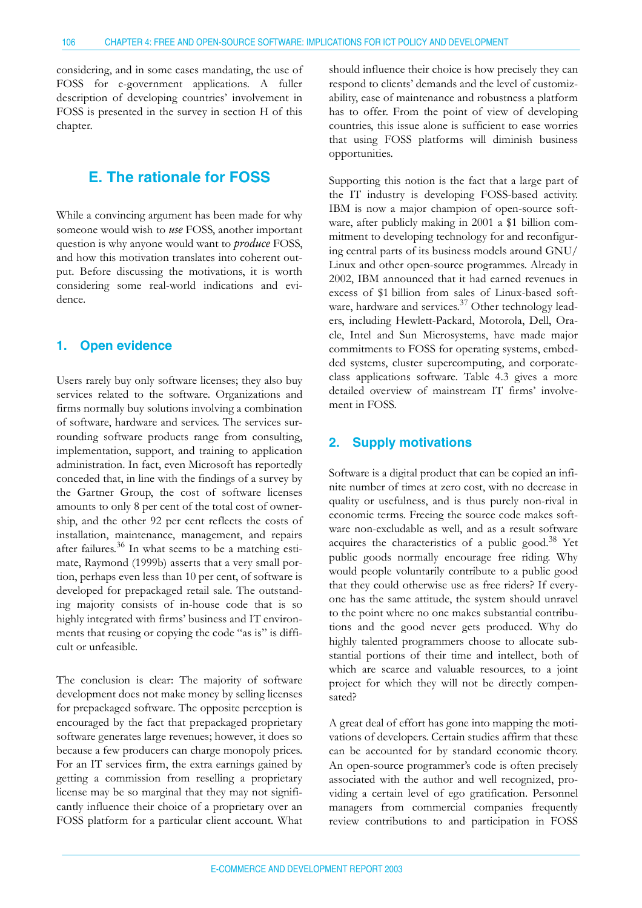considering, and in some cases mandating, the use of FOSS for e-government applications. A fuller description of developing countries' involvement in FOSS is presented in the survey in section H of this chapter.

## E. The rationale for FOSS

While a convincing argument has been made for why someone would wish to ***use*** FOSS, another important question is why anyone would want to *produce* FOSS, and how this motivation translates into coherent output. Before discussing the motivations, it is worth considering some real-world indications and evidence.

### 1. Open evidence

Users rarely buy only software licenses; they also buy services related to the software. Organizations and firms normally buy solutions involving a combination of software, hardware and services. The services surrounding software products range from consulting, implementation, support, and training to application administration. In fact, even Microsoft has reportedly conceded that, in line with the findings of a survey by the Gartner Group, the cost of software licenses amounts to only 8 per cent of the total cost of ownership, and the other 92 per cent reflects the costs of installation, maintenance, management, and repairs after failures.[36] In what seems to be a matching estimate, Raymond (1999b) asserts that a very small portion, perhaps even less than 10 per cent, of software is developed for prepackaged retail sale. The outstanding majority consists of in-house code that is so highly integrated with firms' business and IT environments that reusing or copying the code "as is" is difficult or unfeasible.

The conclusion is clear: The majority of software development does not make money by selling licenses for prepackaged software. The opposite perception is encouraged by the fact that prepackaged proprietary software generates large revenues; however, it does so because a few producers can charge monopoly prices. For an IT services firm, the extra earnings gained by getting a commission from reselling a proprietary license may be so marginal that they may not significantly influence their choice of a proprietary over an FOSS platform for a particular client account. What should influence their choice is how precisely they can respond to clients' demands and the level of customizability, ease of maintenance and robustness a platform has to offer. From the point of view of developing countries, this issue alone is sufficient to ease worries that using FOSS platforms will diminish business opportunities.

Supporting this notion is the fact that a large part of the IT industry is developing FOSS-based activity. IBM is now a major champion of open-source software, after publicly making in 2001 a $1 billion commitment to developing technology for and reconfiguring central parts of its business models around GNU/Linux and other open-source programmes. Already in 2002, IBM announced that it had earned revenues in excess of $1 billion from sales of Linux-based software, hardware and services.[37] Other technology leaders, including Hewlett-Packard, Motorola, Dell, Oracle, Intel and Sun Microsystems, have made major commitments to FOSS for operating systems, embedded systems, cluster supercomputing, and corporate-class applications software. Table 4.3 gives a more detailed overview of mainstream IT firms' involvement in FOSS.

### 2. Supply motivations

Software is a digital product that can be copied an infinite number of times at zero cost, with no decrease in quality or usefulness, and is thus purely non-rival in economic terms. Freeing the source code makes software non-excludable as well, and as a result software acquires the characteristics of a public good.[38] Yet public goods normally encourage free riding. Why would people voluntarily contribute to a public good that they could otherwise use as free riders? If everyone has the same attitude, the system should unravel to the point where no one makes substantial contributions and the good never gets produced. Why do highly talented programmers choose to allocate substantial portions of their time and intellect, both of which are scarce and valuable resources, to a joint project for which they will not be directly compensated?

A great deal of effort has gone into mapping the motivations of developers. Certain studies affirm that these can be accounted for by standard economic theory. An open-source programmer's code is often precisely associated with the author and well recognized, providing a certain level of ego gratification. Personnel managers from commercial companies frequently review contributions to and participation in FOSS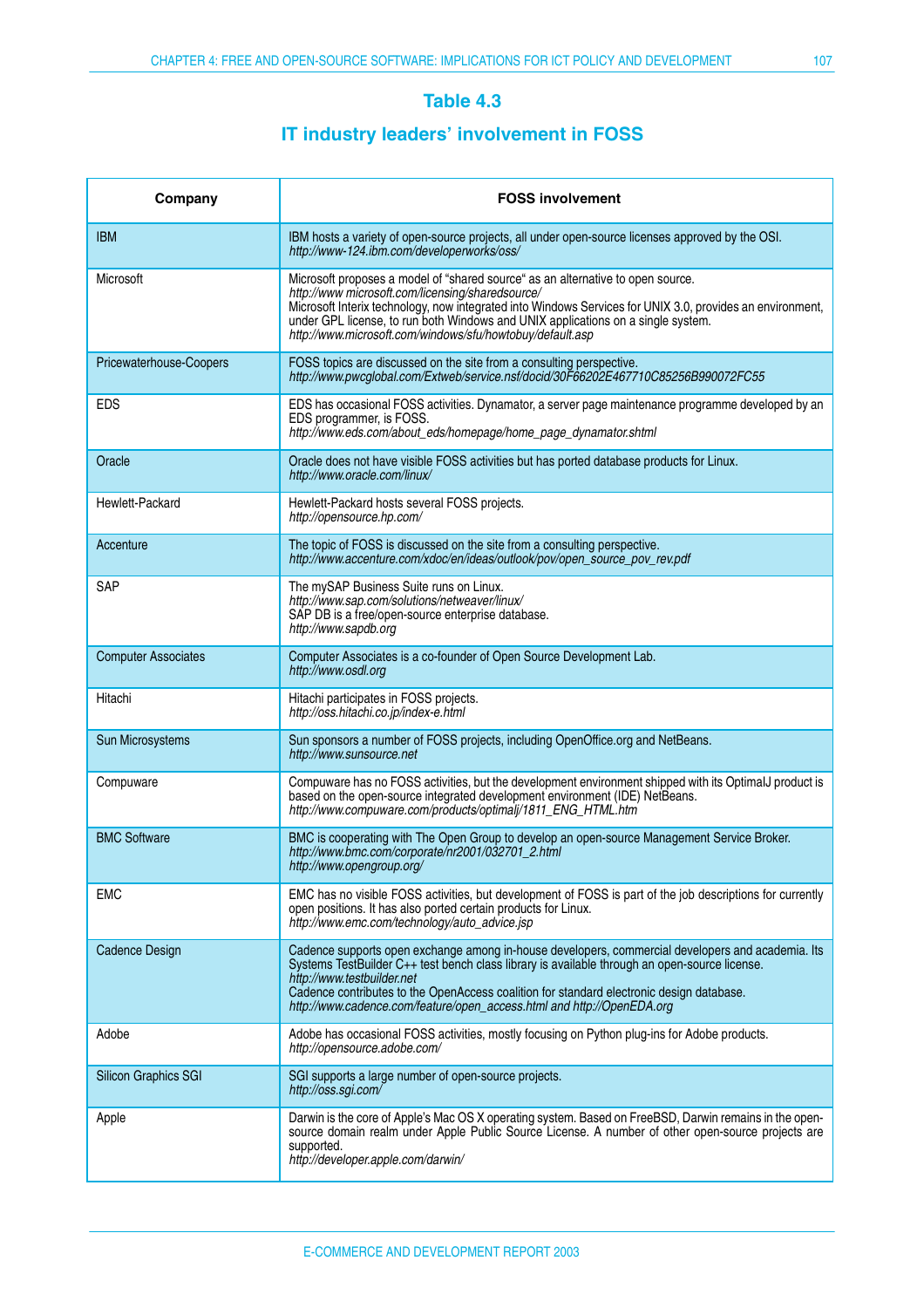## Table 4.3

## IT industry leaders' involvement in FOSS

| Company | FOSS involvement |
|---|---|
| IBM | IBM hosts a variety of open-source projects, all under open-source licenses approved by the OSI.<br>*http://www-124.ibm.com/developerworks/oss/* |
| Microsoft | Microsoft proposes a model of "shared source" as an alternative to open source.<br>*http://www microsoft.com/licensing/sharedsource/*<br>Microsoft Interix technology, now integrated into Windows Services for UNIX 3.0, provides an environment, under GPL license, to run both Windows and UNIX applications on a single system.<br>*http://www.microsoft.com/windows/sfu/howtobuy/default.asp* |
| Pricewaterhouse-Coopers | FOSS topics are discussed on the site from a consulting perspective.<br>*http://www.pwcglobal.com/Extweb/service.nsf/docid/30F66202E467710C85256B990072FC55* |
| EDS | EDS has occasional FOSS activities. Dynamator, a server page maintenance programme developed by an EDS programmer, is FOSS.<br>*http://www.eds.com/about_eds/homepage/home_page_dynamator.shtml* |
| Oracle | Oracle does not have visible FOSS activities but has ported database products for Linux.<br>*http://www.oracle.com/linux/* |
| Hewlett-Packard | Hewlett-Packard hosts several FOSS projects.<br>*http://opensource.hp.com/* |
| Accenture | The topic of FOSS is discussed on the site from a consulting perspective.<br>*http://www.accenture.com/xdoc/en/ideas/outlook/pov/open_source_pov_rev.pdf* |
| SAP | The mySAP Business Suite runs on Linux.<br>*http://www.sap.com/solutions/netweaver/linux/*<br>SAP DB is a free/open-source enterprise database.<br>*http://www.sapdb.org* |
| Computer Associates | Computer Associates is a co-founder of Open Source Development Lab.<br>*http://www.osdl.org* |
| Hitachi | Hitachi participates in FOSS projects.<br>*http://oss.hitachi.co.jp/index-e.html* |
| Sun Microsystems | Sun sponsors a number of FOSS projects, including OpenOffice.org and NetBeans.<br>*http://www.sunsource.net* |
| Compuware | Compuware has no FOSS activities, but the development environment shipped with its OptimalJ product is based on the open-source integrated development environment (IDE) NetBeans.<br>*http://www.compuware.com/products/optimalj/1811_ENG_HTML.htm* |
| BMC Software | BMC is cooperating with The Open Group to develop an open-source Management Service Broker.<br>*http://www.bmc.com/corporate/nr2001/032701_2.html*<br>*http://www.opengroup.org/* |
| EMC | EMC has no visible FOSS activities, but development of FOSS is part of the job descriptions for currently open positions. It has also ported certain products for Linux.<br>*http://www.emc.com/technology/auto_advice.jsp* |
| Cadence Design | Cadence supports open exchange among in-house developers, commercial developers and academia. Its Systems TestBuilder C++ test bench class library is available through an open-source license.<br>*http://www.testbuilder.net*<br>Cadence contributes to the OpenAccess coalition for standard electronic design database.<br>*http://www.cadence.com/feature/open_access.html and http://OpenEDA.org* |
| Adobe | Adobe has occasional FOSS activities, mostly focusing on Python plug-ins for Adobe products.<br>*http://opensource.adobe.com/* |
| Silicon Graphics SGI | SGI supports a large number of open-source projects.<br>*http://oss.sgi.com/* |
| Apple | Darwin is the core of Apple's Mac OS X operating system. Based on FreeBSD, Darwin remains in the open-source domain realm under Apple Public Source License. A number of other open-source projects are supported.<br>*http://developer.apple.com/darwin/* |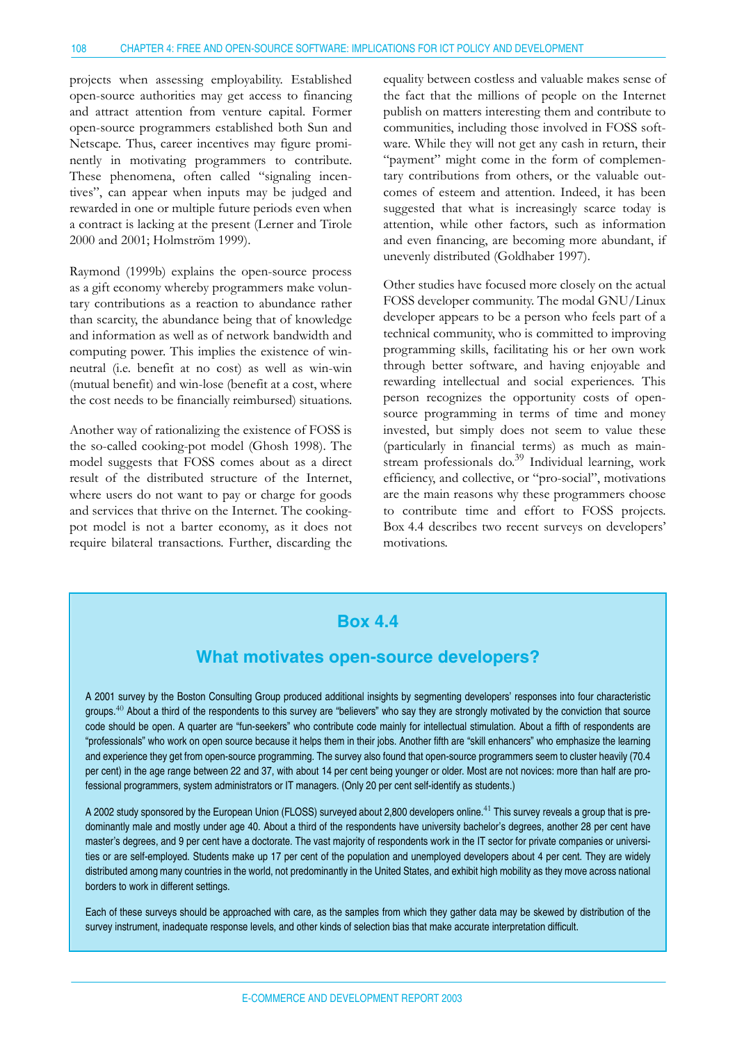projects when assessing employability. Established open-source authorities may get access to financing and attract attention from venture capital. Former open-source programmers established both Sun and Netscape. Thus, career incentives may figure prominently in motivating programmers to contribute. These phenomena, often called "signaling incentives", can appear when inputs may be judged and rewarded in one or multiple future periods even when a contract is lacking at the present (Lerner and Tirole 2000 and 2001; Holmström 1999).

Raymond (1999b) explains the open-source process as a gift economy whereby programmers make voluntary contributions as a reaction to abundance rather than scarcity, the abundance being that of knowledge and information as well as of network bandwidth and computing power. This implies the existence of win-neutral (i.e. benefit at no cost) as well as win-win (mutual benefit) and win-lose (benefit at a cost, where the cost needs to be financially reimbursed) situations.

Another way of rationalizing the existence of FOSS is the so-called cooking-pot model (Ghosh 1998). The model suggests that FOSS comes about as a direct result of the distributed structure of the Internet, where users do not want to pay or charge for goods and services that thrive on the Internet. The cooking-pot model is not a barter economy, as it does not require bilateral transactions. Further, discarding the equality between costless and valuable makes sense of the fact that the millions of people on the Internet publish on matters interesting them and contribute to communities, including those involved in FOSS software. While they will not get any cash in return, their "payment" might come in the form of complementary contributions from others, or the valuable outcomes of esteem and attention. Indeed, it has been suggested that what is increasingly scarce today is attention, while other factors, such as information and even financing, are becoming more abundant, if unevenly distributed (Goldhaber 1997).

Other studies have focused more closely on the actual FOSS developer community. The modal GNU/Linux developer appears to be a person who feels part of a technical community, who is committed to improving programming skills, facilitating his or her own work through better software, and having enjoyable and rewarding intellectual and social experiences. This person recognizes the opportunity costs of open-source programming in terms of time and money invested, but simply does not seem to value these (particularly in financial terms) as much as mainstream professionals do.[39] Individual learning, work efficiency, and collective, or "pro-social", motivations are the main reasons why these programmers choose to contribute time and effort to FOSS projects. Box 4.4 describes two recent surveys on developers' motivations.

## Box 4.4

### What motivates open-source developers?

A 2001 survey by the Boston Consulting Group produced additional insights by segmenting developers' responses into four characteristic groups.[40] About a third of the respondents to this survey are "believers" who say they are strongly motivated by the conviction that source code should be open. A quarter are "fun-seekers" who contribute code mainly for intellectual stimulation. About a fifth of respondents are "professionals" who work on open source because it helps them in their jobs. Another fifth are "skill enhancers" who emphasize the learning and experience they get from open-source programming. The survey also found that open-source programmers seem to cluster heavily (70.4 per cent) in the age range between 22 and 37, with about 14 per cent being younger or older. Most are not novices: more than half are professional programmers, system administrators or IT managers. (Only 20 per cent self-identify as students.)

A 2002 study sponsored by the European Union (FLOSS) surveyed about 2,800 developers online.[41] This survey reveals a group that is predominantly male and mostly under age 40. About a third of the respondents have university bachelor's degrees, another 28 per cent have master's degrees, and 9 per cent have a doctorate. The vast majority of respondents work in the IT sector for private companies or universities or are self-employed. Students make up 17 per cent of the population and unemployed developers about 4 per cent. They are widely distributed among many countries in the world, not predominantly in the United States, and exhibit high mobility as they move across national borders to work in different settings.

Each of these surveys should be approached with care, as the samples from which they gather data may be skewed by distribution of the survey instrument, inadequate response levels, and other kinds of selection bias that make accurate interpretation difficult.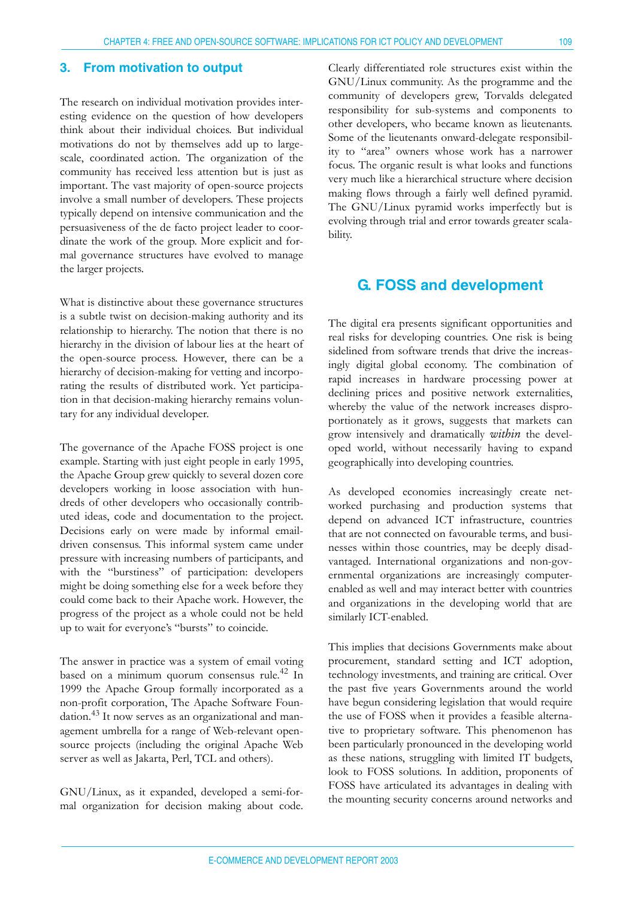## 3. From motivation to output

The research on individual motivation provides interesting evidence on the question of how developers think about their individual choices. But individual motivations do not by themselves add up to large-scale, coordinated action. The organization of the community has received less attention but is just as important. The vast majority of open-source projects involve a small number of developers. These projects typically depend on intensive communication and the persuasiveness of the de facto project leader to coordinate the work of the group. More explicit and formal governance structures have evolved to manage the larger projects.

What is distinctive about these governance structures is a subtle twist on decision-making authority and its relationship to hierarchy. The notion that there is no hierarchy in the division of labour lies at the heart of the open-source process. However, there can be a hierarchy of decision-making for vetting and incorporating the results of distributed work. Yet participation in that decision-making hierarchy remains voluntary for any individual developer.

The governance of the Apache FOSS project is one example. Starting with just eight people in early 1995, the Apache Group grew quickly to several dozen core developers working in loose association with hundreds of other developers who occasionally contributed ideas, code and documentation to the project. Decisions early on were made by informal email-driven consensus. This informal system came under pressure with increasing numbers of participants, and with the "burstiness" of participation: developers might be doing something else for a week before they could come back to their Apache work. However, the progress of the project as a whole could not be held up to wait for everyone's "bursts" to coincide.

The answer in practice was a system of email voting based on a minimum quorum consensus rule.[42] In 1999 the Apache Group formally incorporated as a non-profit corporation, The Apache Software Foundation.[43] It now serves as an organizational and management umbrella for a range of Web-relevant open-source projects (including the original Apache Web server as well as Jakarta, Perl, TCL and others).

GNU/Linux, as it expanded, developed a semi-formal organization for decision making about code. Clearly differentiated role structures exist within the GNU/Linux community. As the programme and the community of developers grew, Torvalds delegated responsibility for sub-systems and components to other developers, who became known as lieutenants. Some of the lieutenants onward-delegate responsibility to "area" owners whose work has a narrower focus. The organic result is what looks and functions very much like a hierarchical structure where decision making flows through a fairly well defined pyramid. The GNU/Linux pyramid works imperfectly but is evolving through trial and error towards greater scalability.

# G. FOSS and development

The digital era presents significant opportunities and real risks for developing countries. One risk is being sidelined from software trends that drive the increasingly digital global economy. The combination of rapid increases in hardware processing power at declining prices and positive network externalities, whereby the value of the network increases disproportionately as it grows, suggests that markets can grow intensively and dramatically *within* the developed world, without necessarily having to expand geographically into developing countries.

As developed economies increasingly create networked purchasing and production systems that depend on advanced ICT infrastructure, countries that are not connected on favourable terms, and businesses within those countries, may be deeply disadvantaged. International organizations and non-governmental organizations are increasingly computer-enabled as well and may interact better with countries and organizations in the developing world that are similarly ICT-enabled.

This implies that decisions Governments make about procurement, standard setting and ICT adoption, technology investments, and training are critical. Over the past five years Governments around the world have begun considering legislation that would require the use of FOSS when it provides a feasible alternative to proprietary software. This phenomenon has been particularly pronounced in the developing world as these nations, struggling with limited IT budgets, look to FOSS solutions. In addition, proponents of FOSS have articulated its advantages in dealing with the mounting security concerns around networks and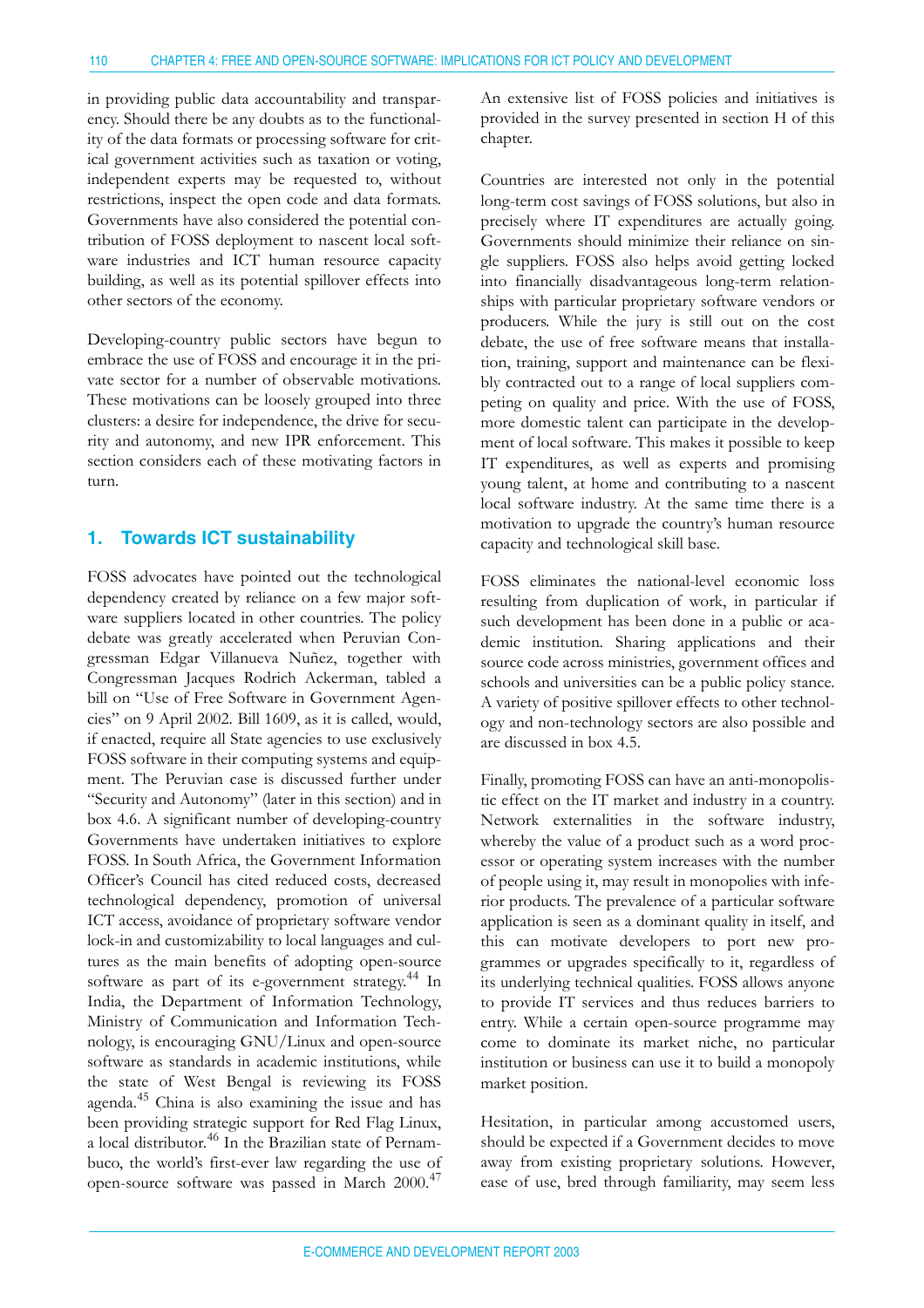in providing public data accountability and transparency. Should there be any doubts as to the functionality of the data formats or processing software for critical government activities such as taxation or voting, independent experts may be requested to, without restrictions, inspect the open code and data formats. Governments have also considered the potential contribution of FOSS deployment to nascent local software industries and ICT human resource capacity building, as well as its potential spillover effects into other sectors of the economy.

Developing-country public sectors have begun to embrace the use of FOSS and encourage it in the private sector for a number of observable motivations. These motivations can be loosely grouped into three clusters: a desire for independence, the drive for security and autonomy, and new IPR enforcement. This section considers each of these motivating factors in turn.

## 1. Towards ICT sustainability

FOSS advocates have pointed out the technological dependency created by reliance on a few major software suppliers located in other countries. The policy debate was greatly accelerated when Peruvian Congressman Edgar Villanueva Nuñez, together with Congressman Jacques Rodrich Ackerman, tabled a bill on "Use of Free Software in Government Agencies" on 9 April 2002. Bill 1609, as it is called, would, if enacted, require all State agencies to use exclusively FOSS software in their computing systems and equipment. The Peruvian case is discussed further under "Security and Autonomy" (later in this section) and in box 4.6. A significant number of developing-country Governments have undertaken initiatives to explore FOSS. In South Africa, the Government Information Officer's Council has cited reduced costs, decreased technological dependency, promotion of universal ICT access, avoidance of proprietary software vendor lock-in and customizability to local languages and cultures as the main benefits of adopting open-source software as part of its e-government strategy.[44] In India, the Department of Information Technology, Ministry of Communication and Information Technology, is encouraging GNU/Linux and open-source software as standards in academic institutions, while the state of West Bengal is reviewing its FOSS agenda.[45] China is also examining the issue and has been providing strategic support for Red Flag Linux, a local distributor.[46] In the Brazilian state of Pernambuco, the world's first-ever law regarding the use of open-source software was passed in March 2000.[47] An extensive list of FOSS policies and initiatives is provided in the survey presented in section H of this chapter.

Countries are interested not only in the potential long-term cost savings of FOSS solutions, but also in precisely where IT expenditures are actually going. Governments should minimize their reliance on single suppliers. FOSS also helps avoid getting locked into financially disadvantageous long-term relationships with particular proprietary software vendors or producers. While the jury is still out on the cost debate, the use of free software means that installation, training, support and maintenance can be flexibly contracted out to a range of local suppliers competing on quality and price. With the use of FOSS, more domestic talent can participate in the development of local software. This makes it possible to keep IT expenditures, as well as experts and promising young talent, at home and contributing to a nascent local software industry. At the same time there is a motivation to upgrade the country's human resource capacity and technological skill base.

FOSS eliminates the national-level economic loss resulting from duplication of work, in particular if such development has been done in a public or academic institution. Sharing applications and their source code across ministries, government offices and schools and universities can be a public policy stance. A variety of positive spillover effects to other technology and non-technology sectors are also possible and are discussed in box 4.5.

Finally, promoting FOSS can have an anti-monopolistic effect on the IT market and industry in a country. Network externalities in the software industry, whereby the value of a product such as a word processor or operating system increases with the number of people using it, may result in monopolies with inferior products. The prevalence of a particular software application is seen as a dominant quality in itself, and this can motivate developers to port new programmes or upgrades specifically to it, regardless of its underlying technical qualities. FOSS allows anyone to provide IT services and thus reduces barriers to entry. While a certain open-source programme may come to dominate its market niche, no particular institution or business can use it to build a monopoly market position.

Hesitation, in particular among accustomed users, should be expected if a Government decides to move away from existing proprietary solutions. However, ease of use, bred through familiarity, may seem less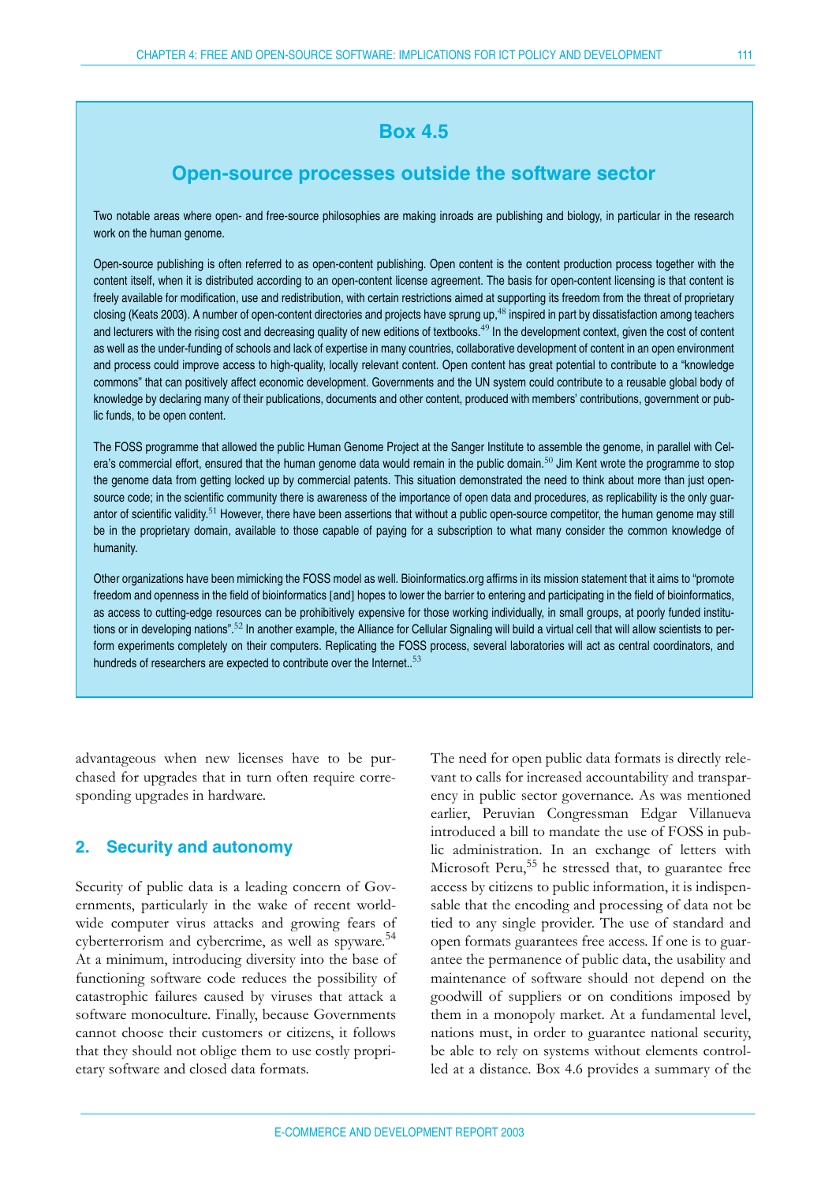## Box 4.5

### Open-source processes outside the software sector

Two notable areas where open- and free-source philosophies are making inroads are publishing and biology, in particular in the research work on the human genome.

Open-source publishing is often referred to as open-content publishing. Open content is the content production process together with the content itself, when it is distributed according to an open-content license agreement. The basis for open-content licensing is that content is freely available for modification, use and redistribution, with certain restrictions aimed at supporting its freedom from the threat of proprietary closing (Keats 2003). A number of open-content directories and projects have sprung up,[48] inspired in part by dissatisfaction among teachers and lecturers with the rising cost and decreasing quality of new editions of textbooks.[49] In the development context, given the cost of content as well as the under-funding of schools and lack of expertise in many countries, collaborative development of content in an open environment and process could improve access to high-quality, locally relevant content. Open content has great potential to contribute to a "knowledge commons" that can positively affect economic development. Governments and the UN system could contribute to a reusable global body of knowledge by declaring many of their publications, documents and other content, produced with members' contributions, government or public funds, to be open content.

The FOSS programme that allowed the public Human Genome Project at the Sanger Institute to assemble the genome, in parallel with Celera's commercial effort, ensured that the human genome data would remain in the public domain.[50] Jim Kent wrote the programme to stop the genome data from getting locked up by commercial patents. This situation demonstrated the need to think about more than just open-source code; in the scientific community there is awareness of the importance of open data and procedures, as replicability is the only guarantor of scientific validity.[51] However, there have been assertions that without a public open-source competitor, the human genome may still be in the proprietary domain, available to those capable of paying for a subscription to what many consider the common knowledge of humanity.

Other organizations have been mimicking the FOSS model as well. Bioinformatics.org affirms in its mission statement that it aims to "promote freedom and openness in the field of bioinformatics [and] hopes to lower the barrier to entering and participating in the field of bioinformatics, as access to cutting-edge resources can be prohibitively expensive for those working individually, in small groups, at poorly funded institutions or in developing nations".[52] In another example, the Alliance for Cellular Signaling will build a virtual cell that will allow scientists to perform experiments completely on their computers. Replicating the FOSS process, several laboratories will act as central coordinators, and hundreds of researchers are expected to contribute over the Internet..[53]

advantageous when new licenses have to be purchased for upgrades that in turn often require corresponding upgrades in hardware.

## 2. Security and autonomy

Security of public data is a leading concern of Governments, particularly in the wake of recent worldwide computer virus attacks and growing fears of cyberterrorism and cybercrime, as well as spyware.[54] At a minimum, introducing diversity into the base of functioning software code reduces the possibility of catastrophic failures caused by viruses that attack a software monoculture. Finally, because Governments cannot choose their customers or citizens, it follows that they should not oblige them to use costly proprietary software and closed data formats.

The need for open public data formats is directly relevant to calls for increased accountability and transparency in public sector governance. As was mentioned earlier, Peruvian Congressman Edgar Villanueva introduced a bill to mandate the use of FOSS in public administration. In an exchange of letters with Microsoft Peru,[55] he stressed that, to guarantee free access by citizens to public information, it is indispensable that the encoding and processing of data not be tied to any single provider. The use of standard and open formats guarantees free access. If one is to guarantee the permanence of public data, the usability and maintenance of software should not depend on the goodwill of suppliers or on conditions imposed by them in a monopoly market. At a fundamental level, nations must, in order to guarantee national security, be able to rely on systems without elements controlled at a distance. Box 4.6 provides a summary of the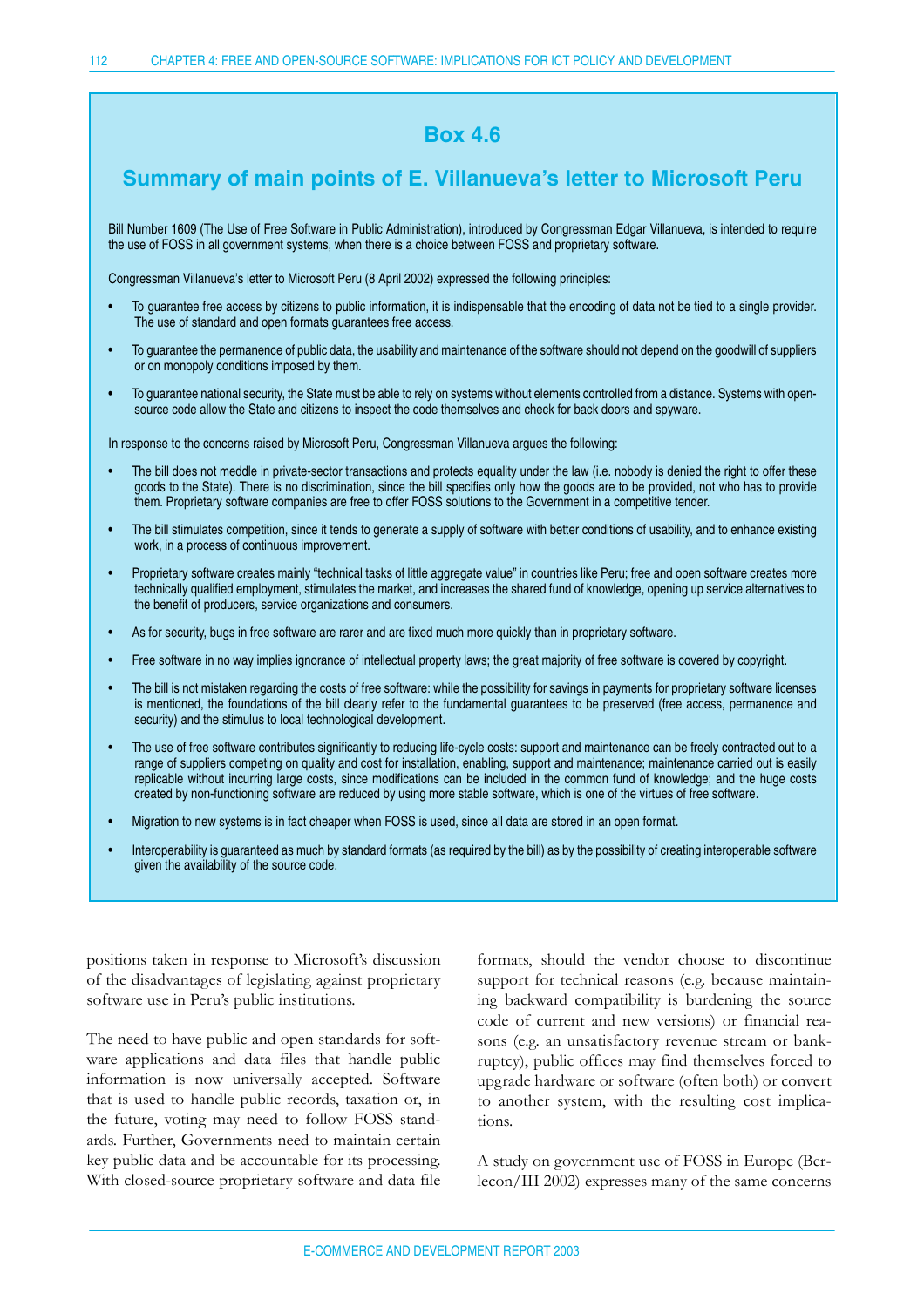## Box 4.6

## Summary of main points of E. Villanueva's letter to Microsoft Peru

Bill Number 1609 (The Use of Free Software in Public Administration), introduced by Congressman Edgar Villanueva, is intended to require the use of FOSS in all government systems, when there is a choice between FOSS and proprietary software.

Congressman Villanueva's letter to Microsoft Peru (8 April 2002) expressed the following principles:

- To guarantee free access by citizens to public information, it is indispensable that the encoding of data not be tied to a single provider. The use of standard and open formats guarantees free access.
- To guarantee the permanence of public data, the usability and maintenance of the software should not depend on the goodwill of suppliers or on monopoly conditions imposed by them.
- To guarantee national security, the State must be able to rely on systems without elements controlled from a distance. Systems with open-source code allow the State and citizens to inspect the code themselves and check for back doors and spyware.

In response to the concerns raised by Microsoft Peru, Congressman Villanueva argues the following:

- The bill does not meddle in private-sector transactions and protects equality under the law (i.e. nobody is denied the right to offer these goods to the State). There is no discrimination, since the bill specifies only how the goods are to be provided, not who has to provide them. Proprietary software companies are free to offer FOSS solutions to the Government in a competitive tender.
- The bill stimulates competition, since it tends to generate a supply of software with better conditions of usability, and to enhance existing work, in a process of continuous improvement.
- Proprietary software creates mainly "technical tasks of little aggregate value" in countries like Peru; free and open software creates more technically qualified employment, stimulates the market, and increases the shared fund of knowledge, opening up service alternatives to the benefit of producers, service organizations and consumers.
- As for security, bugs in free software are rarer and are fixed much more quickly than in proprietary software.
- Free software in no way implies ignorance of intellectual property laws; the great majority of free software is covered by copyright.
- The bill is not mistaken regarding the costs of free software: while the possibility for savings in payments for proprietary software licenses is mentioned, the foundations of the bill clearly refer to the fundamental guarantees to be preserved (free access, permanence and security) and the stimulus to local technological development.
- The use of free software contributes significantly to reducing life-cycle costs: support and maintenance can be freely contracted out to a range of suppliers competing on quality and cost for installation, enabling, support and maintenance; maintenance carried out is easily replicable without incurring large costs, since modifications can be included in the common fund of knowledge; and the huge costs created by non-functioning software are reduced by using more stable software, which is one of the virtues of free software.
- Migration to new systems is in fact cheaper when FOSS is used, since all data are stored in an open format.
- Interoperability is guaranteed as much by standard formats (as required by the bill) as by the possibility of creating interoperable software given the availability of the source code.

positions taken in response to Microsoft's discussion of the disadvantages of legislating against proprietary software use in Peru's public institutions.

The need to have public and open standards for software applications and data files that handle public information is now universally accepted. Software that is used to handle public records, taxation or, in the future, voting may need to follow FOSS standards. Further, Governments need to maintain certain key public data and be accountable for its processing. With closed-source proprietary software and data file formats, should the vendor choose to discontinue support for technical reasons (e.g. because maintaining backward compatibility is burdening the source code of current and new versions) or financial reasons (e.g. an unsatisfactory revenue stream or bankruptcy), public offices may find themselves forced to upgrade hardware or software (often both) or convert to another system, with the resulting cost implications.

A study on government use of FOSS in Europe (Berlecon/III 2002) expresses many of the same concerns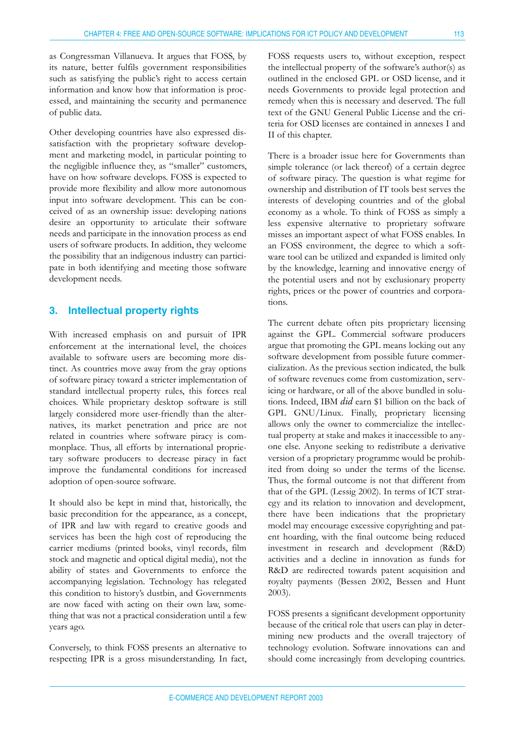as Congressman Villanueva. It argues that FOSS, by its nature, better fulfils government responsibilities such as satisfying the public's right to access certain information and know how that information is processed, and maintaining the security and permanence of public data.

Other developing countries have also expressed dissatisfaction with the proprietary software development and marketing model, in particular pointing to the negligible influence they, as "smaller" customers, have on how software develops. FOSS is expected to provide more flexibility and allow more autonomous input into software development. This can be conceived of as an ownership issue: developing nations desire an opportunity to articulate their software needs and participate in the innovation process as end users of software products. In addition, they welcome the possibility that an indigenous industry can participate in both identifying and meeting those software development needs.

## 3. Intellectual property rights

With increased emphasis on and pursuit of IPR enforcement at the international level, the choices available to software users are becoming more distinct. As countries move away from the gray options of software piracy toward a stricter implementation of standard intellectual property rules, this forces real choices. While proprietary desktop software is still largely considered more user-friendly than the alternatives, its market penetration and price are not related in countries where software piracy is commonplace. Thus, all efforts by international proprietary software producers to decrease piracy in fact improve the fundamental conditions for increased adoption of open-source software.

It should also be kept in mind that, historically, the basic precondition for the appearance, as a concept, of IPR and law with regard to creative goods and services has been the high cost of reproducing the carrier mediums (printed books, vinyl records, film stock and magnetic and optical digital media), not the ability of states and Governments to enforce the accompanying legislation. Technology has relegated this condition to history's dustbin, and Governments are now faced with acting on their own law, something that was not a practical consideration until a few years ago.

Conversely, to think FOSS presents an alternative to respecting IPR is a gross misunderstanding. In fact, FOSS requests users to, without exception, respect the intellectual property of the software's author(s) as outlined in the enclosed GPL or OSD license, and it needs Governments to provide legal protection and remedy when this is necessary and deserved. The full text of the GNU General Public License and the criteria for OSD licenses are contained in annexes I and II of this chapter.

There is a broader issue here for Governments than simple tolerance (or lack thereof) of a certain degree of software piracy. The question is what regime for ownership and distribution of IT tools best serves the interests of developing countries and of the global economy as a whole. To think of FOSS as simply a less expensive alternative to proprietary software misses an important aspect of what FOSS enables. In an FOSS environment, the degree to which a software tool can be utilized and expanded is limited only by the knowledge, learning and innovative energy of the potential users and not by exclusionary property rights, prices or the power of countries and corporations.

The current debate often pits proprietary licensing against the GPL. Commercial software producers argue that promoting the GPL means locking out any software development from possible future commercialization. As the previous section indicated, the bulk of software revenues come from customization, servicing or hardware, or all of the above bundled in solutions. Indeed, IBM *did* earn $1 billion on the back of GPL GNU/Linux. Finally, proprietary licensing allows only the owner to commercialize the intellectual property at stake and makes it inaccessible to anyone else. Anyone seeking to redistribute a derivative version of a proprietary programme would be prohibited from doing so under the terms of the license. Thus, the formal outcome is not that different from that of the GPL (Lessig 2002). In terms of ICT strategy and its relation to innovation and development, there have been indications that the proprietary model may encourage excessive copyrighting and patent hoarding, with the final outcome being reduced investment in research and development (R&D) activities and a decline in innovation as funds for R&D are redirected towards patent acquisition and royalty payments (Bessen 2002, Bessen and Hunt 2003).

FOSS presents a significant development opportunity because of the critical role that users can play in determining new products and the overall trajectory of technology evolution. Software innovations can and should come increasingly from developing countries.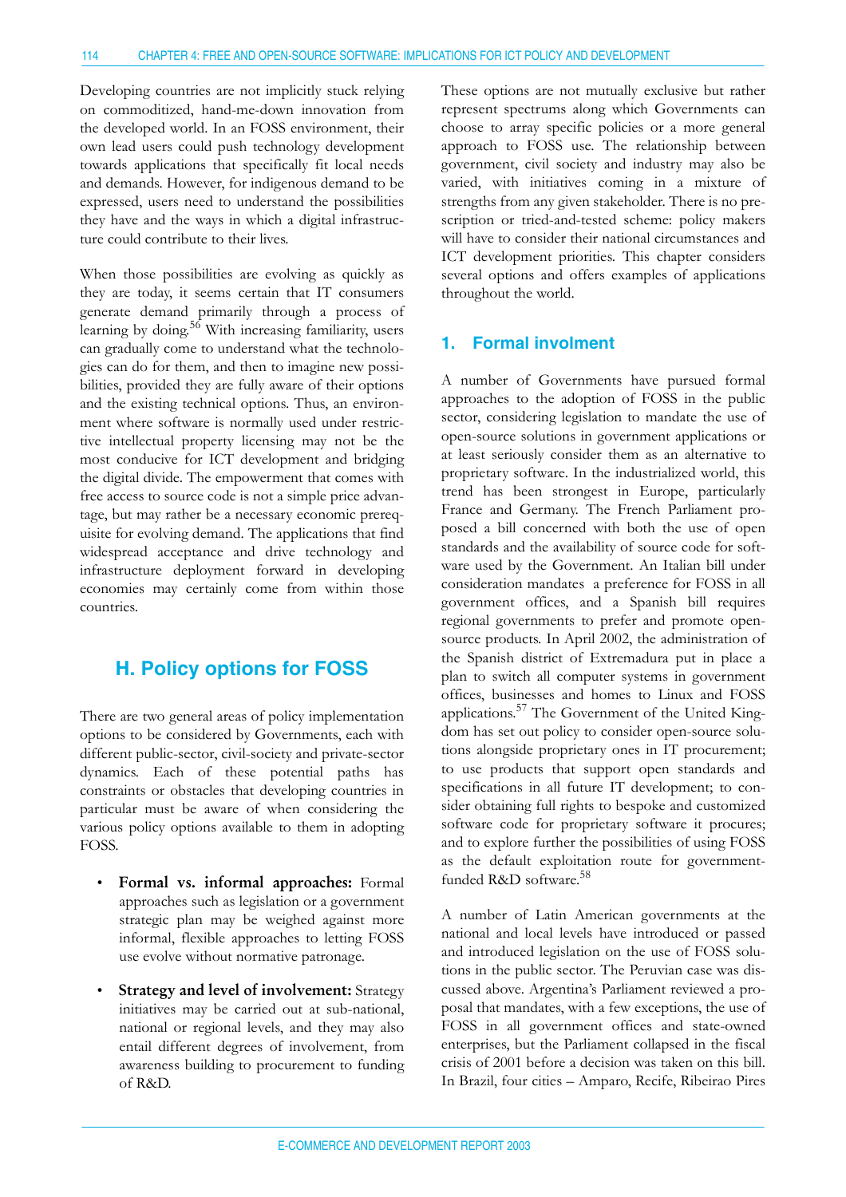Developing countries are not implicitly stuck relying on commoditized, hand-me-down innovation from the developed world. In an FOSS environment, their own lead users could push technology development towards applications that specifically fit local needs and demands. However, for indigenous demand to be expressed, users need to understand the possibilities they have and the ways in which a digital infrastructure could contribute to their lives.

When those possibilities are evolving as quickly as they are today, it seems certain that IT consumers generate demand primarily through a process of learning by doing.[56] With increasing familiarity, users can gradually come to understand what the technologies can do for them, and then to imagine new possibilities, provided they are fully aware of their options and the existing technical options. Thus, an environment where software is normally used under restrictive intellectual property licensing may not be the most conducive for ICT development and bridging the digital divide. The empowerment that comes with free access to source code is not a simple price advantage, but may rather be a necessary economic prerequisite for evolving demand. The applications that find widespread acceptance and drive technology and infrastructure deployment forward in developing economies may certainly come from within those countries.

## H. Policy options for FOSS

There are two general areas of policy implementation options to be considered by Governments, each with different public-sector, civil-society and private-sector dynamics. Each of these potential paths has constraints or obstacles that developing countries in particular must be aware of when considering the various policy options available to them in adopting FOSS.

- **Formal vs. informal approaches:** Formal approaches such as legislation or a government strategic plan may be weighed against more informal, flexible approaches to letting FOSS use evolve without normative patronage.
- **Strategy and level of involvement:** Strategy initiatives may be carried out at sub-national, national or regional levels, and they may also entail different degrees of involvement, from awareness building to procurement to funding of R&D.

These options are not mutually exclusive but rather represent spectrums along which Governments can choose to array specific policies or a more general approach to FOSS use. The relationship between government, civil society and industry may also be varied, with initiatives coming in a mixture of strengths from any given stakeholder. There is no prescription or tried-and-tested scheme: policy makers will have to consider their national circumstances and ICT development priorities. This chapter considers several options and offers examples of applications throughout the world.

### 1. Formal involvment

A number of Governments have pursued formal approaches to the adoption of FOSS in the public sector, considering legislation to mandate the use of open-source solutions in government applications or at least seriously consider them as an alternative to proprietary software. In the industrialized world, this trend has been strongest in Europe, particularly France and Germany. The French Parliament proposed a bill concerned with both the use of open standards and the availability of source code for software used by the Government. An Italian bill under consideration mandates a preference for FOSS in all government offices, and a Spanish bill requires regional governments to prefer and promote open-source products. In April 2002, the administration of the Spanish district of Extremadura put in place a plan to switch all computer systems in government offices, businesses and homes to Linux and FOSS applications.[57] The Government of the United Kingdom has set out policy to consider open-source solutions alongside proprietary ones in IT procurement; to use products that support open standards and specifications in all future IT development; to consider obtaining full rights to bespoke and customized software code for proprietary software it procures; and to explore further the possibilities of using FOSS as the default exploitation route for government-funded R&D software.[58]

A number of Latin American governments at the national and local levels have introduced or passed and introduced legislation on the use of FOSS solutions in the public sector. The Peruvian case was discussed above. Argentina's Parliament reviewed a proposal that mandates, with a few exceptions, the use of FOSS in all government offices and state-owned enterprises, but the Parliament collapsed in the fiscal crisis of 2001 before a decision was taken on this bill. In Brazil, four cities – Amparo, Recife, Ribeirao Pires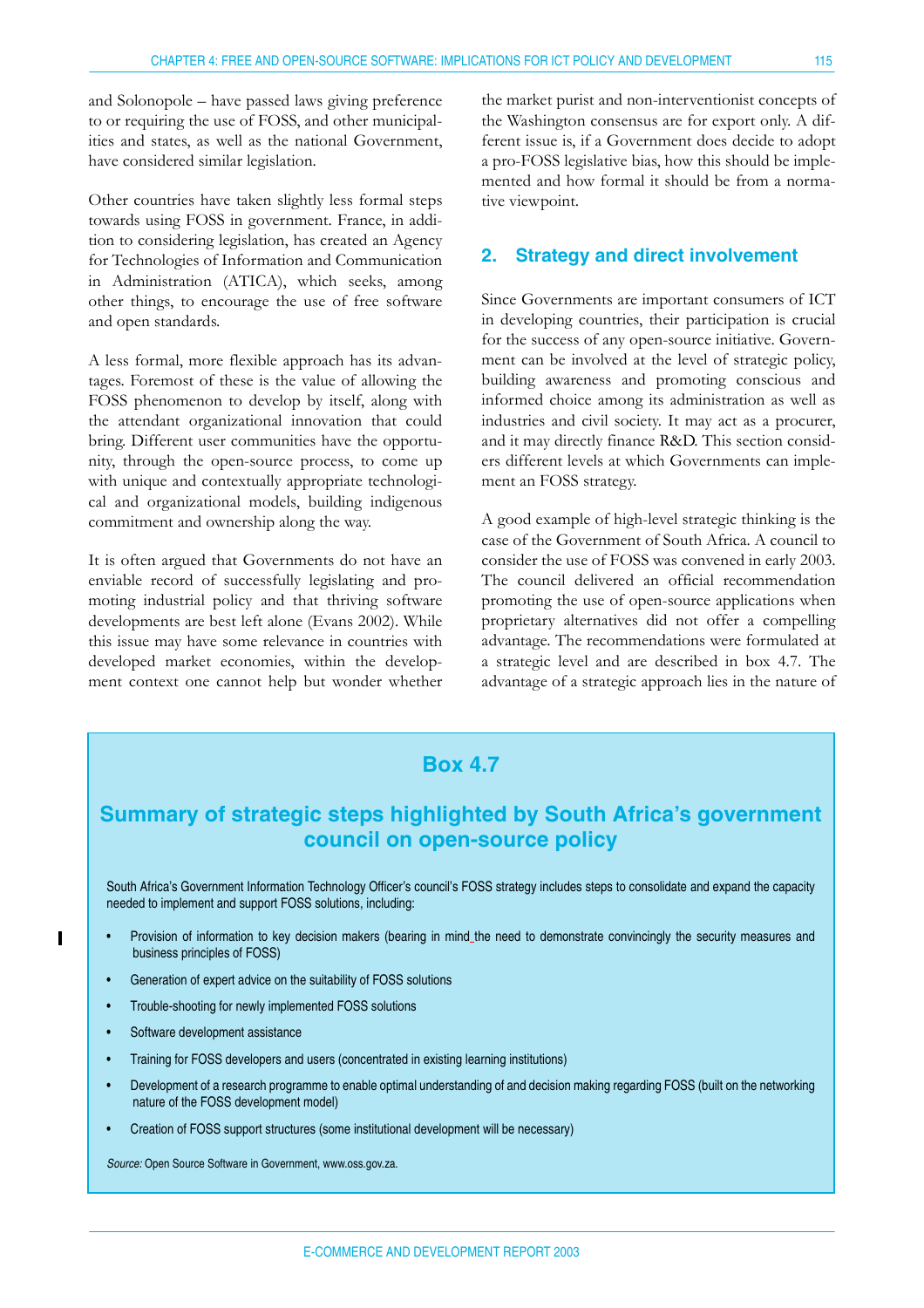and Solonopole – have passed laws giving preference to or requiring the use of FOSS, and other municipalities and states, as well as the national Government, have considered similar legislation.

Other countries have taken slightly less formal steps towards using FOSS in government. France, in addition to considering legislation, has created an Agency for Technologies of Information and Communication in Administration (ATICA), which seeks, among other things, to encourage the use of free software and open standards.

A less formal, more flexible approach has its advantages. Foremost of these is the value of allowing the FOSS phenomenon to develop by itself, along with the attendant organizational innovation that could bring. Different user communities have the opportunity, through the open-source process, to come up with unique and contextually appropriate technological and organizational models, building indigenous commitment and ownership along the way.

It is often argued that Governments do not have an enviable record of successfully legislating and promoting industrial policy and that thriving software developments are best left alone (Evans 2002). While this issue may have some relevance in countries with developed market economies, within the development context one cannot help but wonder whether the market purist and non-interventionist concepts of the Washington consensus are for export only. A different issue is, if a Government does decide to adopt a pro-FOSS legislative bias, how this should be implemented and how formal it should be from a normative viewpoint.

## 2. Strategy and direct involvement

Since Governments are important consumers of ICT in developing countries, their participation is crucial for the success of any open-source initiative. Government can be involved at the level of strategic policy, building awareness and promoting conscious and informed choice among its administration as well as industries and civil society. It may act as a procurer, and it may directly finance R&D. This section considers different levels at which Governments can implement an FOSS strategy.

A good example of high-level strategic thinking is the case of the Government of South Africa. A council to consider the use of FOSS was convened in early 2003. The council delivered an official recommendation promoting the use of open-source applications when proprietary alternatives did not offer a compelling advantage. The recommendations were formulated at a strategic level and are described in box 4.7. The advantage of a strategic approach lies in the nature of

### Box 4.7

### Summary of strategic steps highlighted by South Africa's government council on open-source policy

South Africa's Government Information Technology Officer's council's FOSS strategy includes steps to consolidate and expand the capacity needed to implement and support FOSS solutions, including:

- Provision of information to key decision makers (bearing in mind the need to demonstrate convincingly the security measures and business principles of FOSS)
- Generation of expert advice on the suitability of FOSS solutions
- Trouble-shooting for newly implemented FOSS solutions
- Software development assistance
- Training for FOSS developers and users (concentrated in existing learning institutions)
- Development of a research programme to enable optimal understanding of and decision making regarding FOSS (built on the networking nature of the FOSS development model)
- Creation of FOSS support structures (some institutional development will be necessary)

*Source:* Open Source Software in Government, www.oss.gov.za.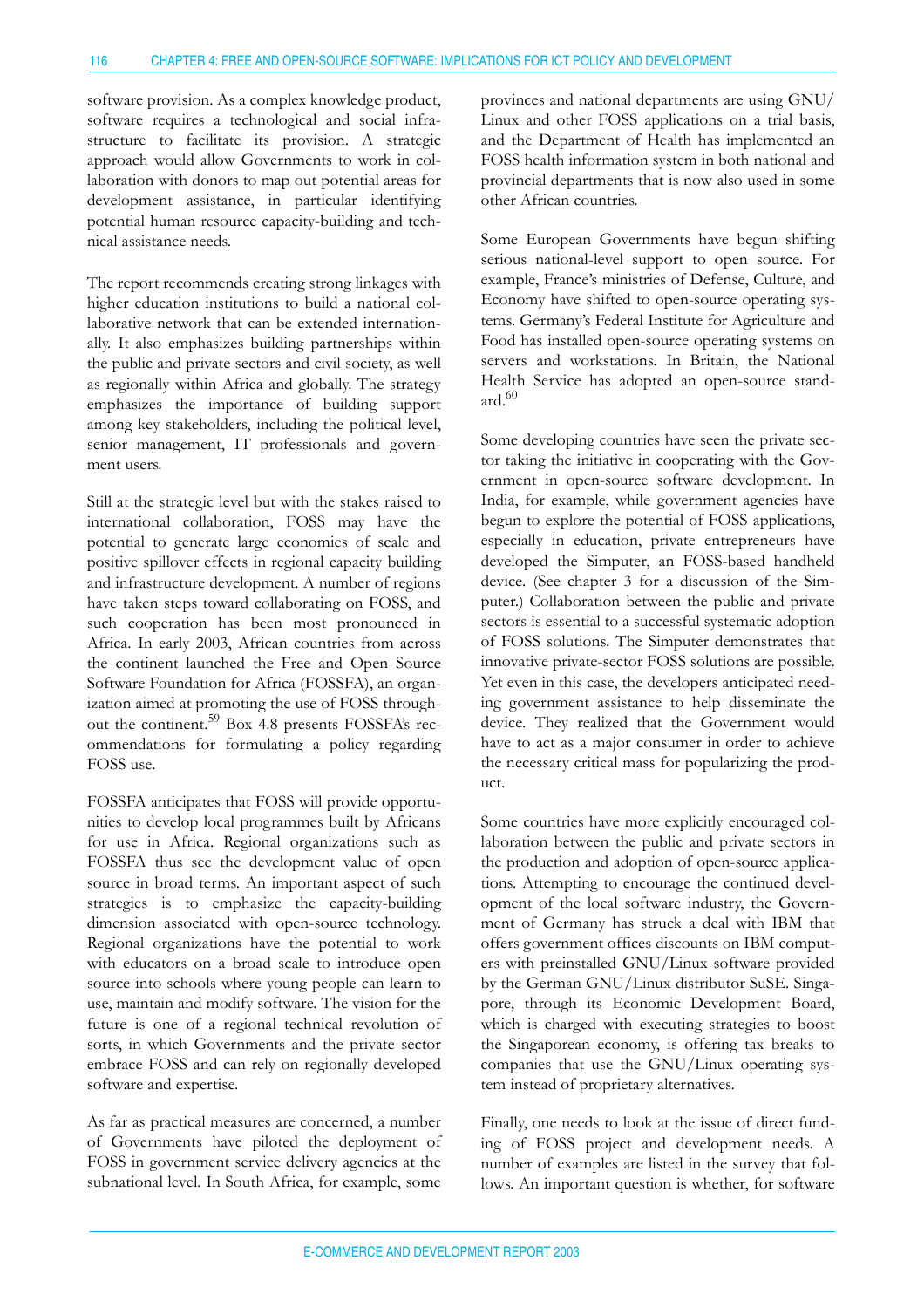software provision. As a complex knowledge product, software requires a technological and social infrastructure to facilitate its provision. A strategic approach would allow Governments to work in collaboration with donors to map out potential areas for development assistance, in particular identifying potential human resource capacity-building and technical assistance needs.

The report recommends creating strong linkages with higher education institutions to build a national collaborative network that can be extended internationally. It also emphasizes building partnerships within the public and private sectors and civil society, as well as regionally within Africa and globally. The strategy emphasizes the importance of building support among key stakeholders, including the political level, senior management, IT professionals and government users.

Still at the strategic level but with the stakes raised to international collaboration, FOSS may have the potential to generate large economies of scale and positive spillover effects in regional capacity building and infrastructure development. A number of regions have taken steps toward collaborating on FOSS, and such cooperation has been most pronounced in Africa. In early 2003, African countries from across the continent launched the Free and Open Source Software Foundation for Africa (FOSSFA), an organization aimed at promoting the use of FOSS throughout the continent.[59] Box 4.8 presents FOSSFA's recommendations for formulating a policy regarding FOSS use.

FOSSFA anticipates that FOSS will provide opportunities to develop local programmes built by Africans for use in Africa. Regional organizations such as FOSSFA thus see the development value of open source in broad terms. An important aspect of such strategies is to emphasize the capacity-building dimension associated with open-source technology. Regional organizations have the potential to work with educators on a broad scale to introduce open source into schools where young people can learn to use, maintain and modify software. The vision for the future is one of a regional technical revolution of sorts, in which Governments and the private sector embrace FOSS and can rely on regionally developed software and expertise.

As far as practical measures are concerned, a number of Governments have piloted the deployment of FOSS in government service delivery agencies at the subnational level. In South Africa, for example, some provinces and national departments are using GNU/Linux and other FOSS applications on a trial basis, and the Department of Health has implemented an FOSS health information system in both national and provincial departments that is now also used in some other African countries.

Some European Governments have begun shifting serious national-level support to open source. For example, France's ministries of Defense, Culture, and Economy have shifted to open-source operating systems. Germany's Federal Institute for Agriculture and Food has installed open-source operating systems on servers and workstations. In Britain, the National Health Service has adopted an open-source standard.[60]

Some developing countries have seen the private sector taking the initiative in cooperating with the Government in open-source software development. In India, for example, while government agencies have begun to explore the potential of FOSS applications, especially in education, private entrepreneurs have developed the Simputer, an FOSS-based handheld device. (See chapter 3 for a discussion of the Simputer.) Collaboration between the public and private sectors is essential to a successful systematic adoption of FOSS solutions. The Simputer demonstrates that innovative private-sector FOSS solutions are possible. Yet even in this case, the developers anticipated needing government assistance to help disseminate the device. They realized that the Government would have to act as a major consumer in order to achieve the necessary critical mass for popularizing the product.

Some countries have more explicitly encouraged collaboration between the public and private sectors in the production and adoption of open-source applications. Attempting to encourage the continued development of the local software industry, the Government of Germany has struck a deal with IBM that offers government offices discounts on IBM computers with preinstalled GNU/Linux software provided by the German GNU/Linux distributor SuSE. Singapore, through its Economic Development Board, which is charged with executing strategies to boost the Singaporean economy, is offering tax breaks to companies that use the GNU/Linux operating system instead of proprietary alternatives.

Finally, one needs to look at the issue of direct funding of FOSS project and development needs. A number of examples are listed in the survey that follows. An important question is whether, for software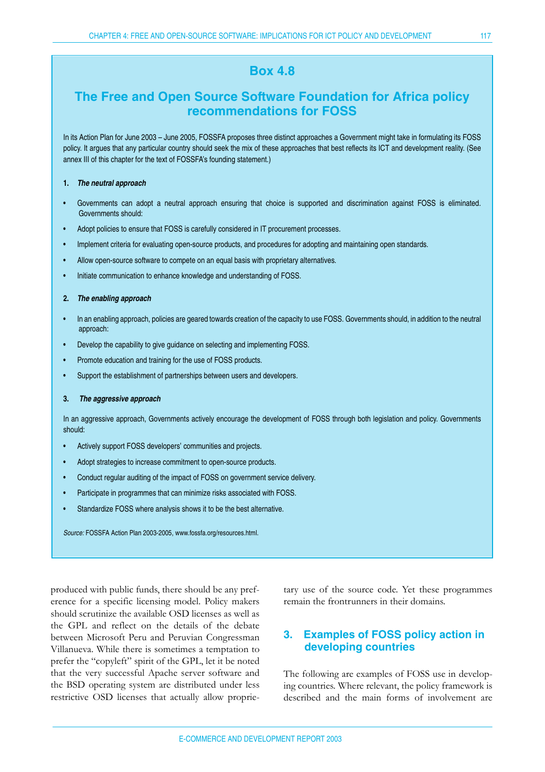### Box 4.8

### The Free and Open Source Software Foundation for Africa policy recommendations for FOSS

In its Action Plan for June 2003 – June 2005, FOSSFA proposes three distinct approaches a Government might take in formulating its FOSS policy. It argues that any particular country should seek the mix of these approaches that best reflects its ICT and development reality. (See annex III of this chapter for the text of FOSSFA's founding statement.)

**1. *The neutral approach***

- Governments can adopt a neutral approach ensuring that choice is supported and discrimination against FOSS is eliminated. Governments should:
- Adopt policies to ensure that FOSS is carefully considered in IT procurement processes.
- Implement criteria for evaluating open-source products, and procedures for adopting and maintaining open standards.
- Allow open-source software to compete on an equal basis with proprietary alternatives.
- Initiate communication to enhance knowledge and understanding of FOSS.

**2. *The enabling approach***

- In an enabling approach, policies are geared towards creation of the capacity to use FOSS. Governments should, in addition to the neutral approach:
- Develop the capability to give guidance on selecting and implementing FOSS.
- Promote education and training for the use of FOSS products.
- Support the establishment of partnerships between users and developers.

**3. *The aggressive approach***

In an aggressive approach, Governments actively encourage the development of FOSS through both legislation and policy. Governments should:

- Actively support FOSS developers' communities and projects.
- Adopt strategies to increase commitment to open-source products.
- Conduct regular auditing of the impact of FOSS on government service delivery.
- Participate in programmes that can minimize risks associated with FOSS.
- Standardize FOSS where analysis shows it to be the best alternative.

*Source:* FOSSFA Action Plan 2003-2005, www.fossfa.org/resources.html.

produced with public funds, there should be any preference for a specific licensing model. Policy makers should scrutinize the available OSD licenses as well as the GPL and reflect on the details of the debate between Microsoft Peru and Peruvian Congressman Villanueva. While there is sometimes a temptation to prefer the "copyleft" spirit of the GPL, let it be noted that the very successful Apache server software and the BSD operating system are distributed under less restrictive OSD licenses that actually allow proprietary use of the source code. Yet these programmes remain the frontrunners in their domains.

## 3. Examples of FOSS policy action in developing countries

The following are examples of FOSS use in developing countries. Where relevant, the policy framework is described and the main forms of involvement are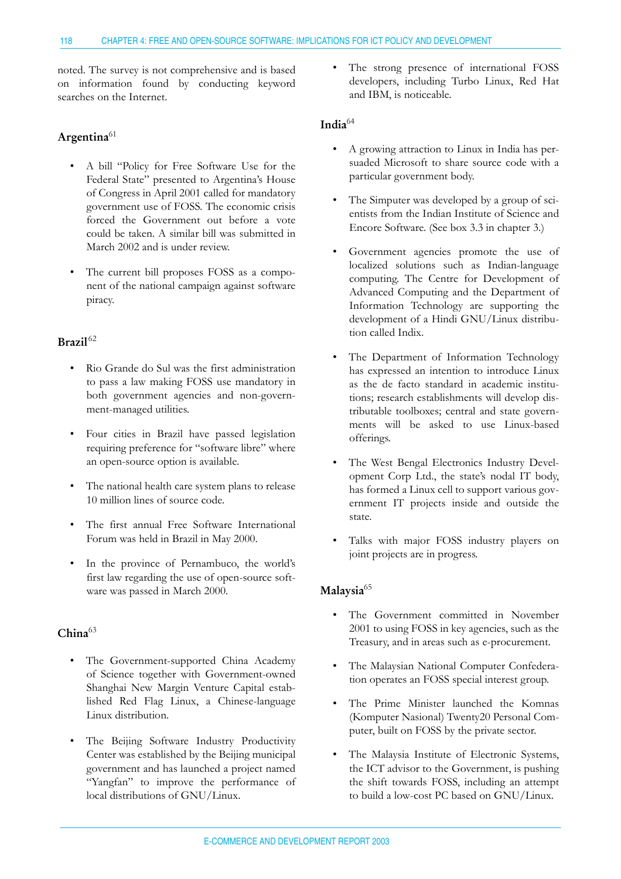noted. The survey is not comprehensive and is based on information found by conducting keyword searches on the Internet.

### Argentina[61]

- A bill "Policy for Free Software Use for the Federal State" presented to Argentina's House of Congress in April 2001 called for mandatory government use of FOSS. The economic crisis forced the Government out before a vote could be taken. A similar bill was submitted in March 2002 and is under review.
- The current bill proposes FOSS as a component of the national campaign against software piracy.

### Brazil[62]

- Rio Grande do Sul was the first administration to pass a law making FOSS use mandatory in both government agencies and non-government-managed utilities.
- Four cities in Brazil have passed legislation requiring preference for "software libre" where an open-source option is available.
- The national health care system plans to release 10 million lines of source code.
- The first annual Free Software International Forum was held in Brazil in May 2000.
- In the province of Pernambuco, the world's first law regarding the use of open-source software was passed in March 2000.

### China[63]

- The Government-supported China Academy of Science together with Government-owned Shanghai New Margin Venture Capital established Red Flag Linux, a Chinese-language Linux distribution.
- The Beijing Software Industry Productivity Center was established by the Beijing municipal government and has launched a project named "Yangfan" to improve the performance of local distributions of GNU/Linux.
- The strong presence of international FOSS developers, including Turbo Linux, Red Hat and IBM, is noticeable.

### India[64]

- A growing attraction to Linux in India has persuaded Microsoft to share source code with a particular government body.
- The Simputer was developed by a group of scientists from the Indian Institute of Science and Encore Software. (See box 3.3 in chapter 3.)
- Government agencies promote the use of localized solutions such as Indian-language computing. The Centre for Development of Advanced Computing and the Department of Information Technology are supporting the development of a Hindi GNU/Linux distribution called Indix.
- The Department of Information Technology has expressed an intention to introduce Linux as the de facto standard in academic institutions; research establishments will develop distributable toolboxes; central and state governments will be asked to use Linux-based offerings.
- The West Bengal Electronics Industry Development Corp Ltd., the state's nodal IT body, has formed a Linux cell to support various government IT projects inside and outside the state.
- Talks with major FOSS industry players on joint projects are in progress.

### Malaysia[65]

- The Government committed in November 2001 to using FOSS in key agencies, such as the Treasury, and in areas such as e-procurement.
- The Malaysian National Computer Confederation operates an FOSS special interest group.
- The Prime Minister launched the Komnas (Komputer Nasional) Twenty20 Personal Computer, built on FOSS by the private sector.
- The Malaysia Institute of Electronic Systems, the ICT advisor to the Government, is pushing the shift towards FOSS, including an attempt to build a low-cost PC based on GNU/Linux.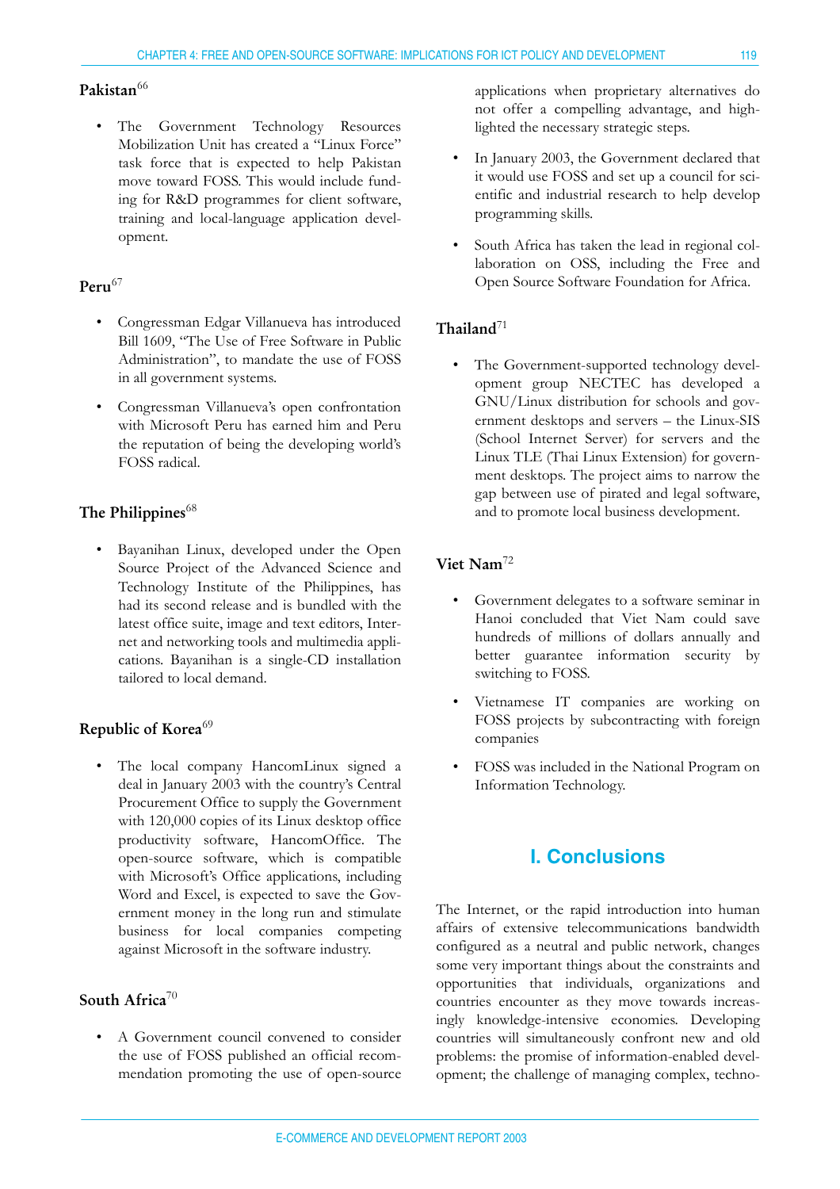#### Pakistan[66]

- The Government Technology Resources Mobilization Unit has created a "Linux Force" task force that is expected to help Pakistan move toward FOSS. This would include funding for R&D programmes for client software, training and local-language application development.

#### Peru[67]

- Congressman Edgar Villanueva has introduced Bill 1609, "The Use of Free Software in Public Administration", to mandate the use of FOSS in all government systems.
- Congressman Villanueva's open confrontation with Microsoft Peru has earned him and Peru the reputation of being the developing world's FOSS radical.

#### The Philippines[68]

- Bayanihan Linux, developed under the Open Source Project of the Advanced Science and Technology Institute of the Philippines, has had its second release and is bundled with the latest office suite, image and text editors, Internet and networking tools and multimedia applications. Bayanihan is a single-CD installation tailored to local demand.

#### Republic of Korea[69]

- The local company HancomLinux signed a deal in January 2003 with the country's Central Procurement Office to supply the Government with 120,000 copies of its Linux desktop office productivity software, HancomOffice. The open-source software, which is compatible with Microsoft's Office applications, including Word and Excel, is expected to save the Government money in the long run and stimulate business for local companies competing against Microsoft in the software industry.

#### South Africa[70]

- A Government council convened to consider the use of FOSS published an official recommendation promoting the use of open-source applications when proprietary alternatives do not offer a compelling advantage, and highlighted the necessary strategic steps.
- In January 2003, the Government declared that it would use FOSS and set up a council for scientific and industrial research to help develop programming skills.
- South Africa has taken the lead in regional collaboration on OSS, including the Free and Open Source Software Foundation for Africa.

#### Thailand[71]

- The Government-supported technology development group NECTEC has developed a GNU/Linux distribution for schools and government desktops and servers – the Linux-SIS (School Internet Server) for servers and the Linux TLE (Thai Linux Extension) for government desktops. The project aims to narrow the gap between use of pirated and legal software, and to promote local business development.

#### Viet Nam[72]

- Government delegates to a software seminar in Hanoi concluded that Viet Nam could save hundreds of millions of dollars annually and better guarantee information security by switching to FOSS.
- Vietnamese IT companies are working on FOSS projects by subcontracting with foreign companies
- FOSS was included in the National Program on Information Technology.

## I. Conclusions

The Internet, or the rapid introduction into human affairs of extensive telecommunications bandwidth configured as a neutral and public network, changes some very important things about the constraints and opportunities that individuals, organizations and countries encounter as they move towards increasingly knowledge-intensive economies. Developing countries will simultaneously confront new and old problems: the promise of information-enabled development; the challenge of managing complex, techno-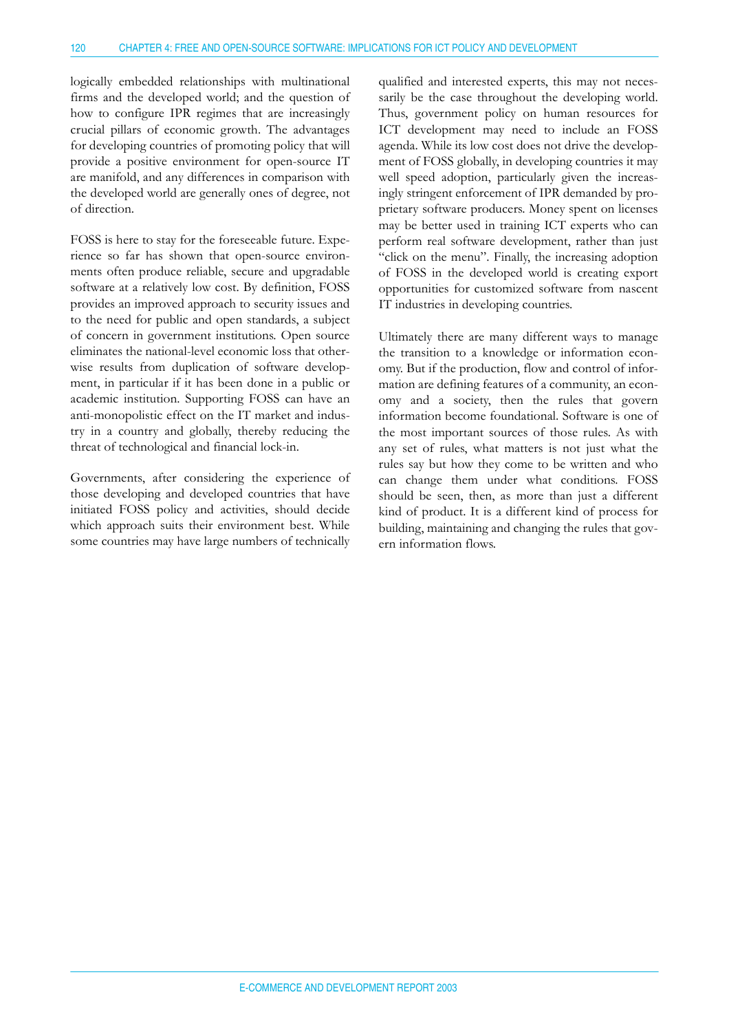logically embedded relationships with multinational firms and the developed world; and the question of how to configure IPR regimes that are increasingly crucial pillars of economic growth. The advantages for developing countries of promoting policy that will provide a positive environment for open-source IT are manifold, and any differences in comparison with the developed world are generally ones of degree, not of direction.

FOSS is here to stay for the foreseeable future. Experience so far has shown that open-source environments often produce reliable, secure and upgradable software at a relatively low cost. By definition, FOSS provides an improved approach to security issues and to the need for public and open standards, a subject of concern in government institutions. Open source eliminates the national-level economic loss that otherwise results from duplication of software development, in particular if it has been done in a public or academic institution. Supporting FOSS can have an anti-monopolistic effect on the IT market and industry in a country and globally, thereby reducing the threat of technological and financial lock-in.

Governments, after considering the experience of those developing and developed countries that have initiated FOSS policy and activities, should decide which approach suits their environment best. While some countries may have large numbers of technically qualified and interested experts, this may not necessarily be the case throughout the developing world. Thus, government policy on human resources for ICT development may need to include an FOSS agenda. While its low cost does not drive the development of FOSS globally, in developing countries it may well speed adoption, particularly given the increasingly stringent enforcement of IPR demanded by proprietary software producers. Money spent on licenses may be better used in training ICT experts who can perform real software development, rather than just "click on the menu". Finally, the increasing adoption of FOSS in the developed world is creating export opportunities for customized software from nascent IT industries in developing countries.

Ultimately there are many different ways to manage the transition to a knowledge or information economy. But if the production, flow and control of information are defining features of a community, an economy and a society, then the rules that govern information become foundational. Software is one of the most important sources of those rules. As with any set of rules, what matters is not just what the rules say but how they come to be written and who can change them under what conditions. FOSS should be seen, then, as more than just a different kind of product. It is a different kind of process for building, maintaining and changing the rules that govern information flows.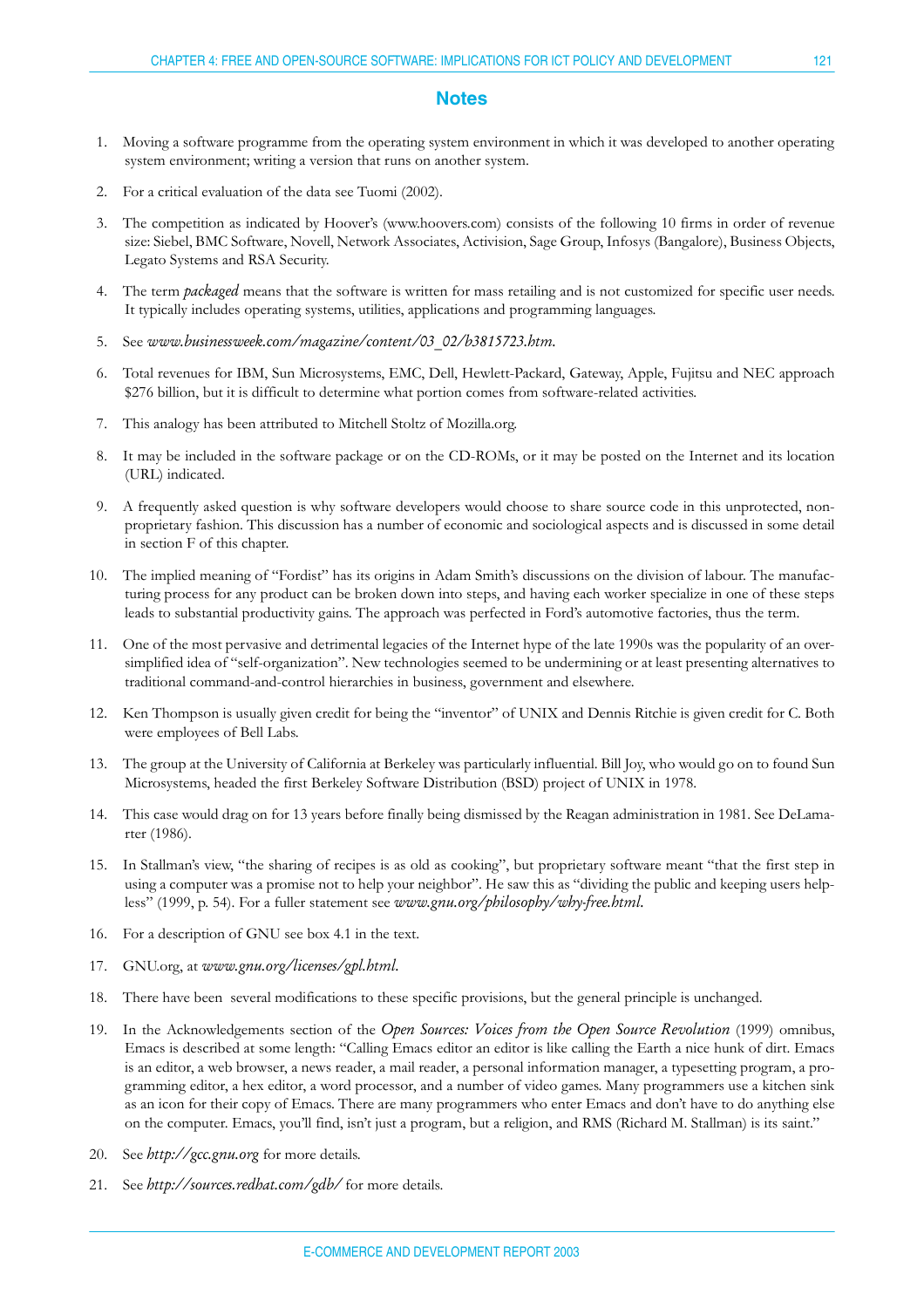## Notes

1. Moving a software programme from the operating system environment in which it was developed to another operating system environment; writing a version that runs on another system.

2. For a critical evaluation of the data see Tuomi (2002).

3. The competition as indicated by Hoover's (www.hoovers.com) consists of the following 10 firms in order of revenue size: Siebel, BMC Software, Novell, Network Associates, Activision, Sage Group, Infosys (Bangalore), Business Objects, Legato Systems and RSA Security.

4. The term *packaged* means that the software is written for mass retailing and is not customized for specific user needs. It typically includes operating systems, utilities, applications and programming languages.

5. See *www.businessweek.com/magazine/content/03_02/b3815723.htm*.

6. Total revenues for IBM, Sun Microsystems, EMC, Dell, Hewlett-Packard, Gateway, Apple, Fujitsu and NEC approach $276 billion, but it is difficult to determine what portion comes from software-related activities.

7. This analogy has been attributed to Mitchell Stoltz of Mozilla.org.

8. It may be included in the software package or on the CD-ROMs, or it may be posted on the Internet and its location (URL) indicated.

9. A frequently asked question is why software developers would choose to share source code in this unprotected, non-proprietary fashion. This discussion has a number of economic and sociological aspects and is discussed in some detail in section F of this chapter.

10. The implied meaning of "Fordist" has its origins in Adam Smith's discussions on the division of labour. The manufacturing process for any product can be broken down into steps, and having each worker specialize in one of these steps leads to substantial productivity gains. The approach was perfected in Ford's automotive factories, thus the term.

11. One of the most pervasive and detrimental legacies of the Internet hype of the late 1990s was the popularity of an over-simplified idea of "self-organization". New technologies seemed to be undermining or at least presenting alternatives to traditional command-and-control hierarchies in business, government and elsewhere.

12. Ken Thompson is usually given credit for being the "inventor" of UNIX and Dennis Ritchie is given credit for C. Both were employees of Bell Labs.

13. The group at the University of California at Berkeley was particularly influential. Bill Joy, who would go on to found Sun Microsystems, headed the first Berkeley Software Distribution (BSD) project of UNIX in 1978.

14. This case would drag on for 13 years before finally being dismissed by the Reagan administration in 1981. See DeLamarter (1986).

15. In Stallman's view, "the sharing of recipes is as old as cooking", but proprietary software meant "that the first step in using a computer was a promise not to help your neighbor". He saw this as "dividing the public and keeping users helpless" (1999, p. 54). For a fuller statement see *www.gnu.org/philosophy/why-free.html*.

16. For a description of GNU see box 4.1 in the text.

17. GNU.org, at *www.gnu.org/licenses/gpl.html*.

18. There have been several modifications to these specific provisions, but the general principle is unchanged.

19. In the Acknowledgements section of the *Open Sources: Voices from the Open Source Revolution* (1999) omnibus, Emacs is described at some length: "Calling Emacs editor an editor is like calling the Earth a nice hunk of dirt. Emacs is an editor, a web browser, a news reader, a mail reader, a personal information manager, a typesetting program, a programming editor, a hex editor, a word processor, and a number of video games. Many programmers use a kitchen sink as an icon for their copy of Emacs. There are many programmers who enter Emacs and don't have to do anything else on the computer. Emacs, you'll find, isn't just a program, but a religion, and RMS (Richard M. Stallman) is its saint."

20. See *http://gcc.gnu.org* for more details.

21. See *http://sources.redhat.com/gdb/* for more details.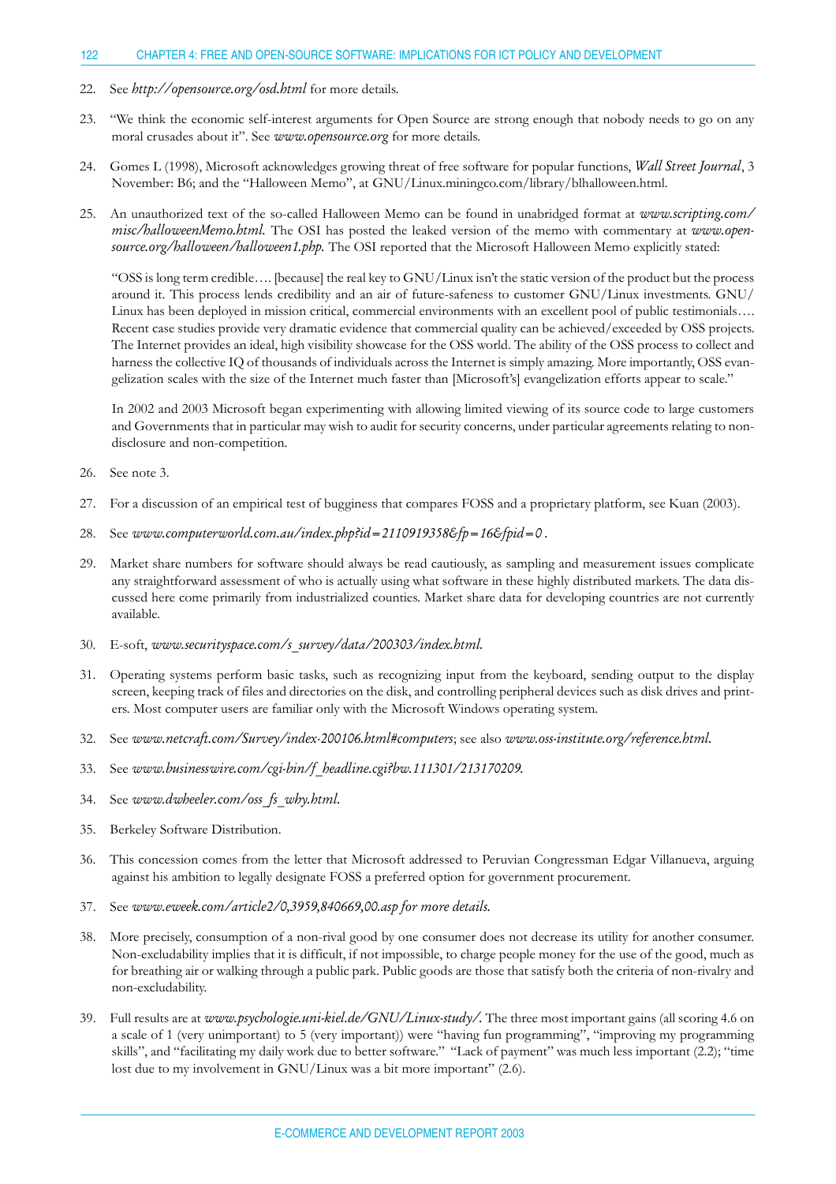22. See *http://opensource.org/osd.html* for more details.

23. "We think the economic self-interest arguments for Open Source are strong enough that nobody needs to go on any moral crusades about it". See *www.opensource.org* for more details.

24. Gomes L (1998), Microsoft acknowledges growing threat of free software for popular functions, *Wall Street Journal*, 3 November: B6; and the "Halloween Memo", at GNU/Linux.miningco.com/library/blhalloween.html.

25. An unauthorized text of the so-called Halloween Memo can be found in unabridged format at *www.scripting.com/misc/halloweenMemo.html.* The OSI has posted the leaked version of the memo with commentary at *www.opensource.org/halloween/halloween1.php.* The OSI reported that the Microsoft Halloween Memo explicitly stated:

    "OSS is long term credible…. [because] the real key to GNU/Linux isn't the static version of the product but the process around it. This process lends credibility and an air of future-safeness to customer GNU/Linux investments. GNU/Linux has been deployed in mission critical, commercial environments with an excellent pool of public testimonials…. Recent case studies provide very dramatic evidence that commercial quality can be achieved/exceeded by OSS projects. The Internet provides an ideal, high visibility showcase for the OSS world. The ability of the OSS process to collect and harness the collective IQ of thousands of individuals across the Internet is simply amazing. More importantly, OSS evangelization scales with the size of the Internet much faster than [Microsoft's] evangelization efforts appear to scale."

    In 2002 and 2003 Microsoft began experimenting with allowing limited viewing of its source code to large customers and Governments that in particular may wish to audit for security concerns, under particular agreements relating to non-disclosure and non-competition.

26. See note 3.

27. For a discussion of an empirical test of bugginess that compares FOSS and a proprietary platform, see Kuan (2003).

28. See *www.computerworld.com.au/index.php?id=2110919358&fp=16&fpid=0*.

29. Market share numbers for software should always be read cautiously, as sampling and measurement issues complicate any straightforward assessment of who is actually using what software in these highly distributed markets. The data discussed here come primarily from industrialized counties. Market share data for developing countries are not currently available.

30. E-soft, *www.securityspace.com/s_survey/data/200303/index.html.*

31. Operating systems perform basic tasks, such as recognizing input from the keyboard, sending output to the display screen, keeping track of files and directories on the disk, and controlling peripheral devices such as disk drives and printers. Most computer users are familiar only with the Microsoft Windows operating system.

32. See *www.netcraft.com/Survey/index-200106.html#computers*; see also *www.oss-institute.org/reference.html.*

33. See *www.businesswire.com/cgi-bin/f_headline.cgi?bw.111301/213170209.*

34. See *www.dwheeler.com/oss_fs_why.html.*

35. Berkeley Software Distribution.

36. This concession comes from the letter that Microsoft addressed to Peruvian Congressman Edgar Villanueva, arguing against his ambition to legally designate FOSS a preferred option for government procurement.

37. See *www.eweek.com/article2/0,3959,840669,00.asp for more details.*

38. More precisely, consumption of a non-rival good by one consumer does not decrease its utility for another consumer. Non-excludability implies that it is difficult, if not impossible, to charge people money for the use of the good, such as for breathing air or walking through a public park. Public goods are those that satisfy both the criteria of non-rivalry and non-excludability.

39. Full results are at *www.psychologie.uni-kiel.de/GNU/Linux-study/.* The three most important gains (all scoring 4.6 on a scale of 1 (very unimportant) to 5 (very important)) were "having fun programming", "improving my programming skills", and "facilitating my daily work due to better software." "Lack of payment" was much less important (2.2); "time lost due to my involvement in GNU/Linux was a bit more important" (2.6).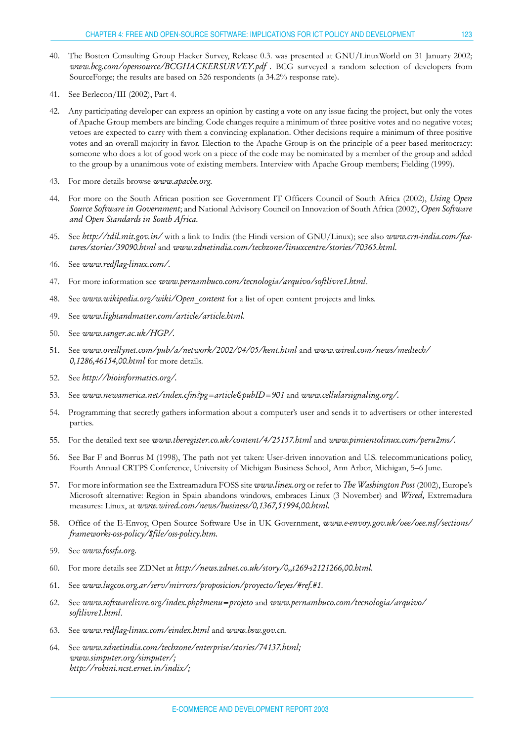40. The Boston Consulting Group Hacker Survey, Release 0.3. was presented at GNU/LinuxWorld on 31 January 2002; *www.bcg.com/opensource/BCGHACKERSURVEY.pdf* . BCG surveyed a random selection of developers from SourceForge; the results are based on 526 respondents (a 34.2% response rate).

41. See Berlecon/III (2002), Part 4.

42. Any participating developer can express an opinion by casting a vote on any issue facing the project, but only the votes of Apache Group members are binding. Code changes require a minimum of three positive votes and no negative votes; vetoes are expected to carry with them a convincing explanation. Other decisions require a minimum of three positive votes and an overall majority in favor. Election to the Apache Group is on the principle of a peer-based meritocracy: someone who does a lot of good work on a piece of the code may be nominated by a member of the group and added to the group by a unanimous vote of existing members. Interview with Apache Group members; Fielding (1999).

43. For more details browse *www.apache.org.*

44. For more on the South African position see Government IT Officers Council of South Africa (2002), *Using Open Source Software in Government*; and National Advisory Council on Innovation of South Africa (2002), *Open Software and Open Standards in South Africa.*

45. See *http://tdil.mit.gov.in/* with a link to Indix (the Hindi version of GNU/Linux); see also *www.crn-india.com/features/stories/39090.html* and *www.zdnetindia.com/techzone/linuxcentre/stories/70365.html.*

46. See *www.redflag-linux.com/.*

47. For more information see *www.pernambuco.com/tecnologia/arquivo/softlivre1.html.*

48. See *www.wikipedia.org/wiki/Open_content* for a list of open content projects and links.

49. See *www.lightandmatter.com/article/article.html.*

50. See *www.sanger.ac.uk/HGP/.*

51. See *www.oreillynet.com/pub/a/network/2002/04/05/kent.html* and *www.wired.com/news/medtech/0,1286,46154,00.html* for more details.

52. See *http://bioinformatics.org/.*

53. See *www.newamerica.net/index.cfm?pg=article&pubID=901* and *www.cellularsignaling.org/.*

54. Programming that secretly gathers information about a computer's user and sends it to advertisers or other interested parties.

55. For the detailed text see *www.theregister.co.uk/content/4/25157.html* and *www.pimientolinux.com/peru2ms/.*

56. See Bar F and Borrus M (1998), The path not yet taken: User-driven innovation and U.S. telecommunications policy, Fourth Annual CRTPS Conference, University of Michigan Business School, Ann Arbor, Michigan, 5–6 June.

57. For more information see the Extreamadura FOSS site *www.linex.org* or refer to *The Washington Post* (2002), Europe's Microsoft alternative: Region in Spain abandons windows, embraces Linux (3 November) and *Wired*, Extremadura measures: Linux, at *www.wired.com/news/business/0,1367,51994,00.html.*

58. Office of the E-Envoy, Open Source Software Use in UK Government, *www.e-envoy.gov.uk/oee/oee.nsf/sections/frameworks-oss-policy/$file/oss-policy.htm.*

59. See *www.fossfa.org.*

60. For more details see ZDNet at *http://news.zdnet.co.uk/story/0,,t269-s2121266,00.html.*

61. See *www.lugcos.org.ar/serv/mirrors/proposicion/proyecto/leyes/#ref.#1.*

62. See *www.softwarelivre.org/index.php?menu=projeto* and *www.pernambuco.com/tecnologia/arquivo/softlivre1.html.*

63. See *www.redflag-linux.com/eindex.html* and *www.bsw.gov.cn.*

64. See *www.zdnetindia.com/techzone/enterprise/stories/74137.html;*
*www.simputer.org/simputer/;*
*http://rohini.ncst.ernet.in/indix/;*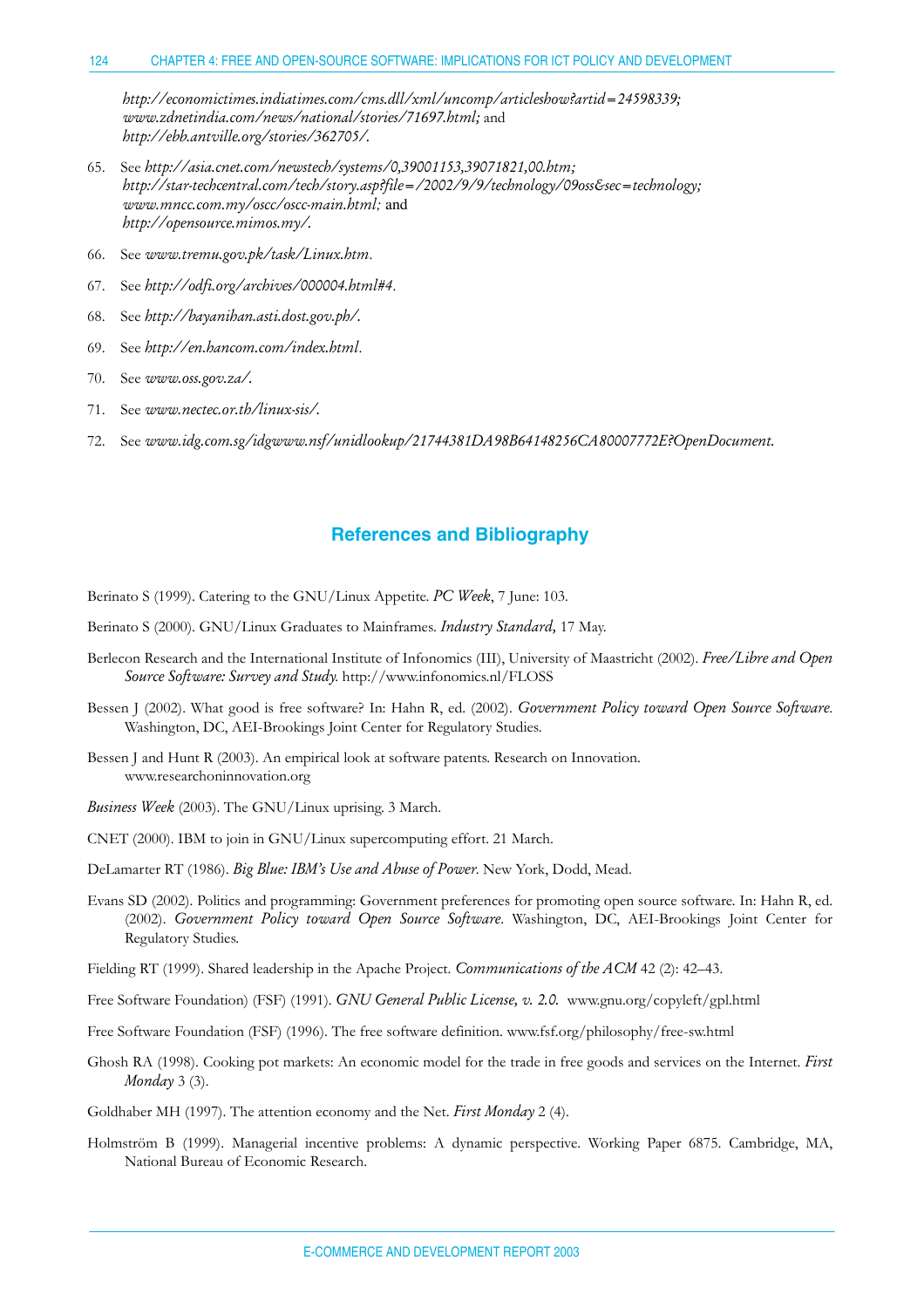*http://economictimes.indiatimes.com/cms.dll/xml/uncomp/articleshow?artid=24598339; www.zdnetindia.com/news/national/stories/71697.html;* and *http://ebb.antville.org/stories/362705/.*

65. See *http://asia.cnet.com/newstech/systems/0,39001153,39071821,00.htm; http://star-techcentral.com/tech/story.asp?file=/2002/9/9/technology/09oss&sec=technology; www.mncc.com.my/oscc/oscc-main.html;* and *http://opensource.mimos.my/.*

66. See *www.tremu.gov.pk/task/Linux.htm.*

67. See *http://odfi.org/archives/000004.html#4.*

68. See *http://bayanihan.asti.dost.gov.ph/.*

69. See *http://en.hancom.com/index.html.*

70. See *www.oss.gov.za/.*

71. See *www.nectec.or.th/linux-sis/.*

72. See *www.idg.com.sg/idgwww.nsf/unidlookup/21744381DA98B64148256CA80007772E?OpenDocument.*

## References and Bibliography

Berinato S (1999). Catering to the GNU/Linux Appetite. *PC Week*, 7 June: 103.

Berinato S (2000). GNU/Linux Graduates to Mainframes. *Industry Standard,* 17 May.

Berlecon Research and the International Institute of Infonomics (III), University of Maastricht (2002). *Free/Libre and Open Source Software: Survey and Study.* http://www.infonomics.nl/FLOSS

Bessen J (2002). What good is free software? In: Hahn R, ed. (2002). *Government Policy toward Open Source Software.* Washington, DC, AEI-Brookings Joint Center for Regulatory Studies.

Bessen J and Hunt R (2003). An empirical look at software patents. Research on Innovation. www.researchoninnovation.org

*Business Week* (2003). The GNU/Linux uprising. 3 March.

CNET (2000). IBM to join in GNU/Linux supercomputing effort. 21 March.

DeLamarter RT (1986). *Big Blue: IBM's Use and Abuse of Power.* New York, Dodd, Mead.

Evans SD (2002). Politics and programming: Government preferences for promoting open source software. In: Hahn R, ed. (2002). *Government Policy toward Open Source Software.* Washington, DC, AEI-Brookings Joint Center for Regulatory Studies.

Fielding RT (1999). Shared leadership in the Apache Project. *Communications of the ACM* 42 (2): 42–43.

Free Software Foundation) (FSF) (1991). *GNU General Public License, v. 2.0.* www.gnu.org/copyleft/gpl.html

Free Software Foundation (FSF) (1996). The free software definition. www.fsf.org/philosophy/free-sw.html

Ghosh RA (1998). Cooking pot markets: An economic model for the trade in free goods and services on the Internet. *First Monday* 3 (3).

Goldhaber MH (1997). The attention economy and the Net. *First Monday* 2 (4).

Holmström B (1999). Managerial incentive problems: A dynamic perspective. Working Paper 6875. Cambridge, MA, National Bureau of Economic Research.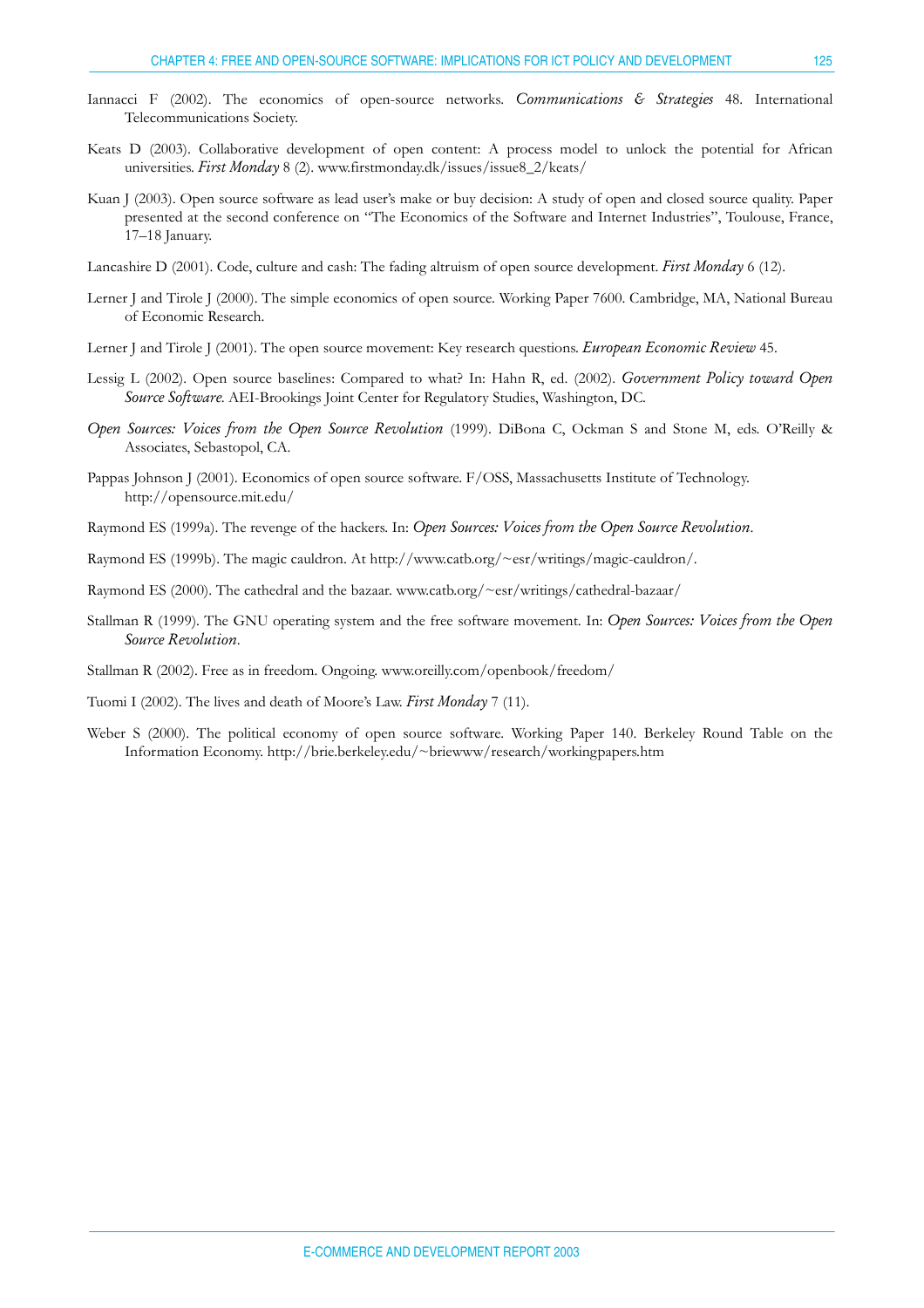Iannacci F (2002). The economics of open-source networks. *Communications & Strategies* 48. International Telecommunications Society.

Keats D (2003). Collaborative development of open content: A process model to unlock the potential for African universities. *First Monday* 8 (2). www.firstmonday.dk/issues/issue8_2/keats/

Kuan J (2003). Open source software as lead user's make or buy decision: A study of open and closed source quality. Paper presented at the second conference on "The Economics of the Software and Internet Industries", Toulouse, France, 17–18 January.

Lancashire D (2001). Code, culture and cash: The fading altruism of open source development. *First Monday* 6 (12).

Lerner J and Tirole J (2000). The simple economics of open source. Working Paper 7600. Cambridge, MA, National Bureau of Economic Research.

Lerner J and Tirole J (2001). The open source movement: Key research questions. *European Economic Review* 45.

Lessig L (2002). Open source baselines: Compared to what? In: Hahn R, ed. (2002). *Government Policy toward Open Source Software*. AEI-Brookings Joint Center for Regulatory Studies, Washington, DC.

*Open Sources: Voices from the Open Source Revolution* (1999). DiBona C, Ockman S and Stone M, eds. O'Reilly & Associates, Sebastopol, CA.

Pappas Johnson J (2001). Economics of open source software. F/OSS, Massachusetts Institute of Technology. http://opensource.mit.edu/

Raymond ES (1999a). The revenge of the hackers. In: *Open Sources: Voices from the Open Source Revolution*.

Raymond ES (1999b). The magic cauldron. At http://www.catb.org/~esr/writings/magic-cauldron/.

Raymond ES (2000). The cathedral and the bazaar. www.catb.org/~esr/writings/cathedral-bazaar/

Stallman R (1999). The GNU operating system and the free software movement. In: *Open Sources: Voices from the Open Source Revolution*.

Stallman R (2002). Free as in freedom. Ongoing. www.oreilly.com/openbook/freedom/

Tuomi I (2002). The lives and death of Moore's Law. *First Monday* 7 (11).

Weber S (2000). The political economy of open source software. Working Paper 140. Berkeley Round Table on the Information Economy. http://brie.berkeley.edu/~briewww/research/workingpapers.htm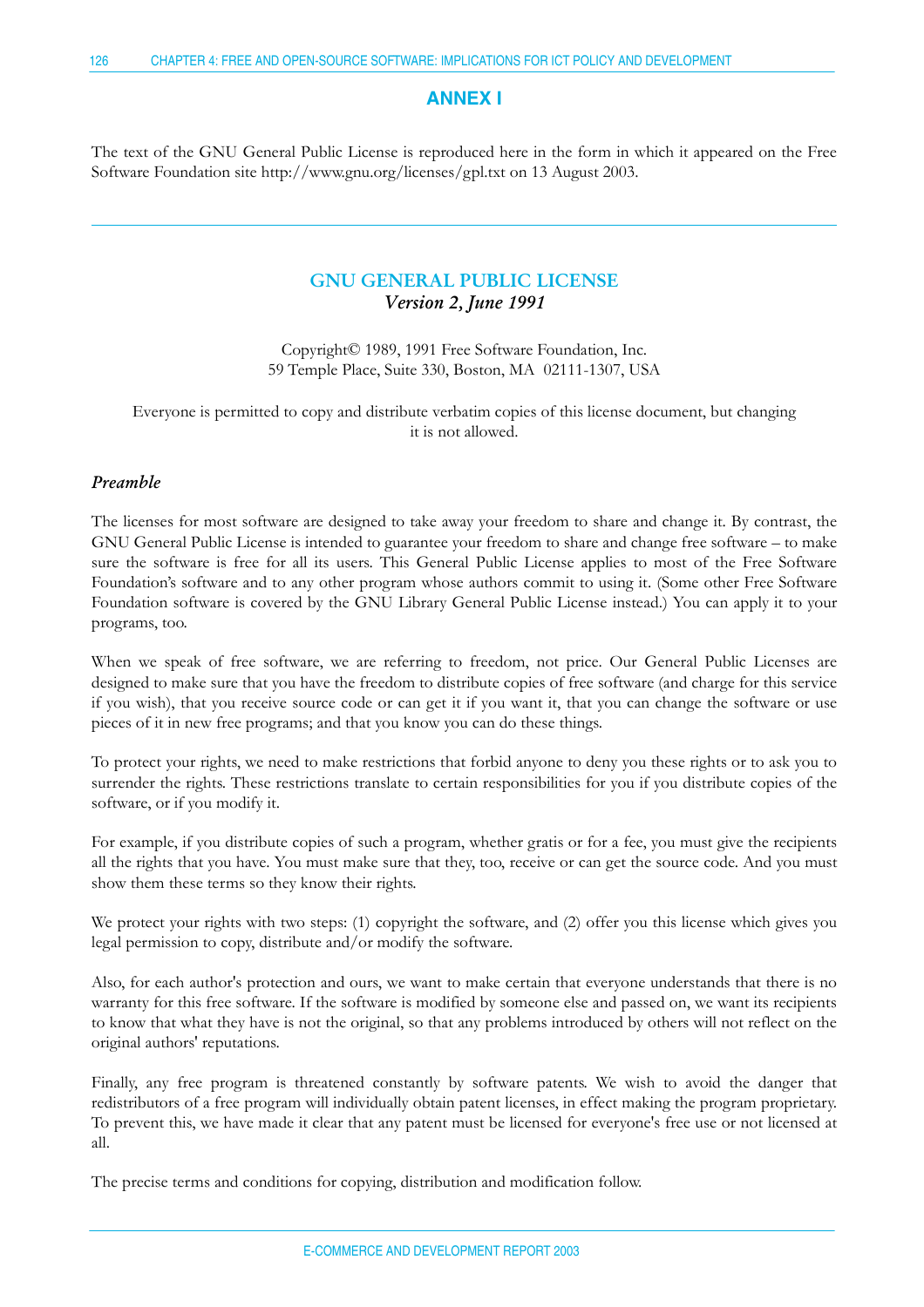## ANNEX I

The text of the GNU General Public License is reproduced here in the form in which it appeared on the Free Software Foundation site http://www.gnu.org/licenses/gpl.txt on 13 August 2003.

---

### GNU GENERAL PUBLIC LICENSE
*Version 2, June 1991*

Copyright© 1989, 1991 Free Software Foundation, Inc.
59 Temple Place, Suite 330, Boston, MA 02111-1307, USA

Everyone is permitted to copy and distribute verbatim copies of this license document, but changing it is not allowed.

#### *Preamble*

The licenses for most software are designed to take away your freedom to share and change it. By contrast, the GNU General Public License is intended to guarantee your freedom to share and change free software – to make sure the software is free for all its users. This General Public License applies to most of the Free Software Foundation's software and to any other program whose authors commit to using it. (Some other Free Software Foundation software is covered by the GNU Library General Public License instead.) You can apply it to your programs, too.

When we speak of free software, we are referring to freedom, not price. Our General Public Licenses are designed to make sure that you have the freedom to distribute copies of free software (and charge for this service if you wish), that you receive source code or can get it if you want it, that you can change the software or use pieces of it in new free programs; and that you know you can do these things.

To protect your rights, we need to make restrictions that forbid anyone to deny you these rights or to ask you to surrender the rights. These restrictions translate to certain responsibilities for you if you distribute copies of the software, or if you modify it.

For example, if you distribute copies of such a program, whether gratis or for a fee, you must give the recipients all the rights that you have. You must make sure that they, too, receive or can get the source code. And you must show them these terms so they know their rights.

We protect your rights with two steps: (1) copyright the software, and (2) offer you this license which gives you legal permission to copy, distribute and/or modify the software.

Also, for each author's protection and ours, we want to make certain that everyone understands that there is no warranty for this free software. If the software is modified by someone else and passed on, we want its recipients to know that what they have is not the original, so that any problems introduced by others will not reflect on the original authors' reputations.

Finally, any free program is threatened constantly by software patents. We wish to avoid the danger that redistributors of a free program will individually obtain patent licenses, in effect making the program proprietary. To prevent this, we have made it clear that any patent must be licensed for everyone's free use or not licensed at all.

The precise terms and conditions for copying, distribution and modification follow.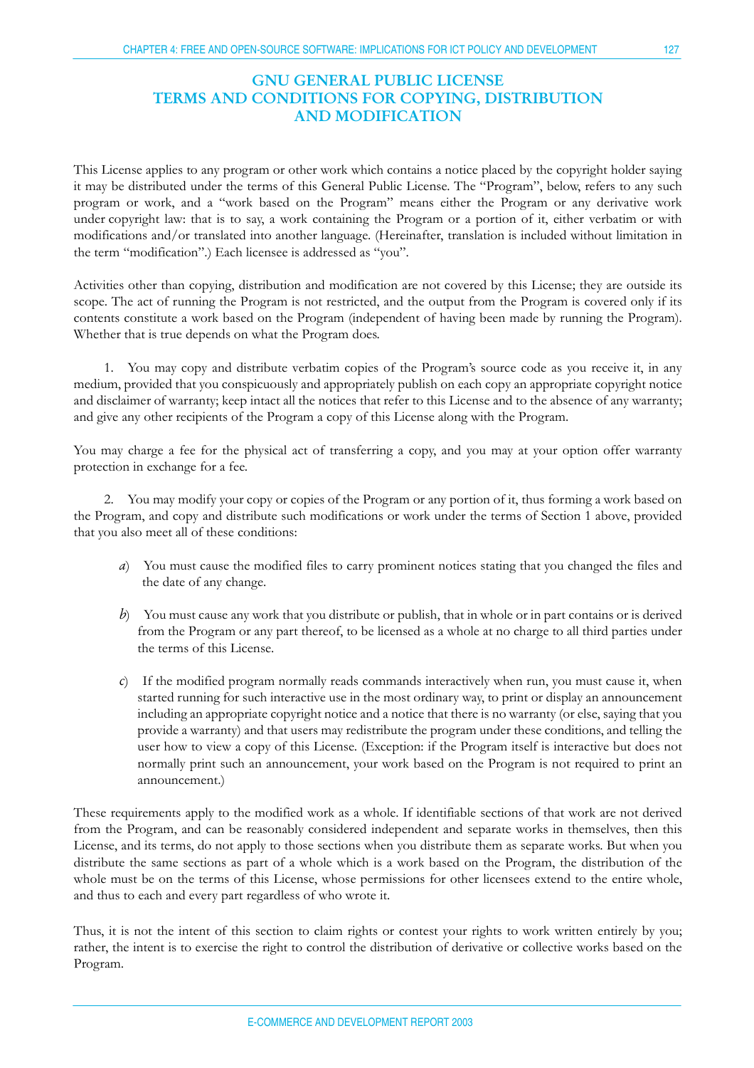# GNU GENERAL PUBLIC LICENSE TERMS AND CONDITIONS FOR COPYING, DISTRIBUTION AND MODIFICATION

This License applies to any program or other work which contains a notice placed by the copyright holder saying it may be distributed under the terms of this General Public License. The "Program", below, refers to any such program or work, and a "work based on the Program" means either the Program or any derivative work under copyright law: that is to say, a work containing the Program or a portion of it, either verbatim or with modifications and/or translated into another language. (Hereinafter, translation is included without limitation in the term "modification".) Each licensee is addressed as "you".

Activities other than copying, distribution and modification are not covered by this License; they are outside its scope. The act of running the Program is not restricted, and the output from the Program is covered only if its contents constitute a work based on the Program (independent of having been made by running the Program). Whether that is true depends on what the Program does.

1. You may copy and distribute verbatim copies of the Program's source code as you receive it, in any medium, provided that you conspicuously and appropriately publish on each copy an appropriate copyright notice and disclaimer of warranty; keep intact all the notices that refer to this License and to the absence of any warranty; and give any other recipients of the Program a copy of this License along with the Program.

You may charge a fee for the physical act of transferring a copy, and you may at your option offer warranty protection in exchange for a fee.

2. You may modify your copy or copies of the Program or any portion of it, thus forming a work based on the Program, and copy and distribute such modifications or work under the terms of Section 1 above, provided that you also meet all of these conditions:

*a*) You must cause the modified files to carry prominent notices stating that you changed the files and the date of any change.

*b*) You must cause any work that you distribute or publish, that in whole or in part contains or is derived from the Program or any part thereof, to be licensed as a whole at no charge to all third parties under the terms of this License.

*c*) If the modified program normally reads commands interactively when run, you must cause it, when started running for such interactive use in the most ordinary way, to print or display an announcement including an appropriate copyright notice and a notice that there is no warranty (or else, saying that you provide a warranty) and that users may redistribute the program under these conditions, and telling the user how to view a copy of this License. (Exception: if the Program itself is interactive but does not normally print such an announcement, your work based on the Program is not required to print an announcement.)

These requirements apply to the modified work as a whole. If identifiable sections of that work are not derived from the Program, and can be reasonably considered independent and separate works in themselves, then this License, and its terms, do not apply to those sections when you distribute them as separate works. But when you distribute the same sections as part of a whole which is a work based on the Program, the distribution of the whole must be on the terms of this License, whose permissions for other licensees extend to the entire whole, and thus to each and every part regardless of who wrote it.

Thus, it is not the intent of this section to claim rights or contest your rights to work written entirely by you; rather, the intent is to exercise the right to control the distribution of derivative or collective works based on the Program.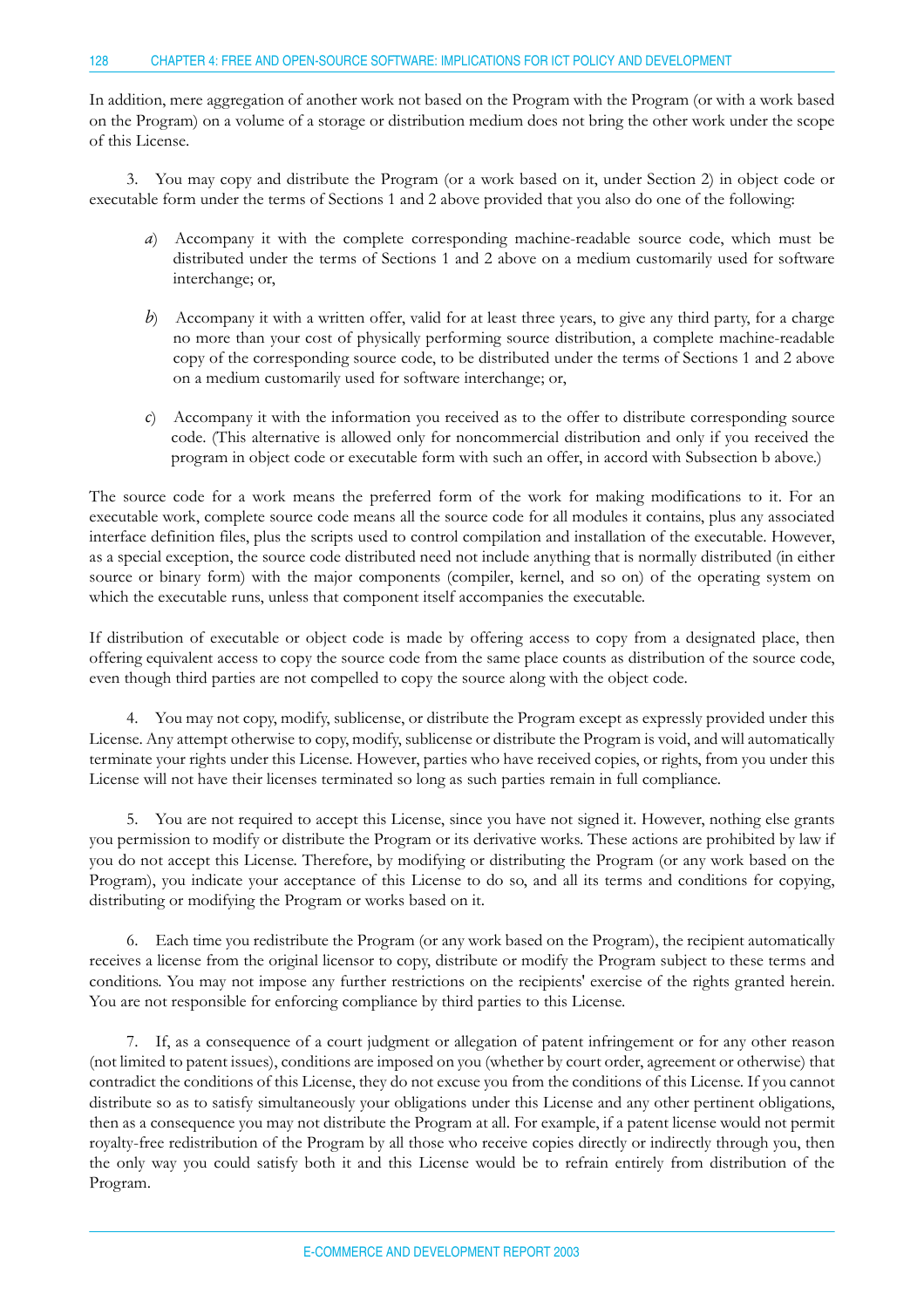In addition, mere aggregation of another work not based on the Program with the Program (or with a work based on the Program) on a volume of a storage or distribution medium does not bring the other work under the scope of this License.

3. You may copy and distribute the Program (or a work based on it, under Section 2) in object code or executable form under the terms of Sections 1 and 2 above provided that you also do one of the following:

*a*) Accompany it with the complete corresponding machine-readable source code, which must be distributed under the terms of Sections 1 and 2 above on a medium customarily used for software interchange; or,

*b*) Accompany it with a written offer, valid for at least three years, to give any third party, for a charge no more than your cost of physically performing source distribution, a complete machine-readable copy of the corresponding source code, to be distributed under the terms of Sections 1 and 2 above on a medium customarily used for software interchange; or,

*c*) Accompany it with the information you received as to the offer to distribute corresponding source code. (This alternative is allowed only for noncommercial distribution and only if you received the program in object code or executable form with such an offer, in accord with Subsection b above.)

The source code for a work means the preferred form of the work for making modifications to it. For an executable work, complete source code means all the source code for all modules it contains, plus any associated interface definition files, plus the scripts used to control compilation and installation of the executable. However, as a special exception, the source code distributed need not include anything that is normally distributed (in either source or binary form) with the major components (compiler, kernel, and so on) of the operating system on which the executable runs, unless that component itself accompanies the executable.

If distribution of executable or object code is made by offering access to copy from a designated place, then offering equivalent access to copy the source code from the same place counts as distribution of the source code, even though third parties are not compelled to copy the source along with the object code.

4. You may not copy, modify, sublicense, or distribute the Program except as expressly provided under this License. Any attempt otherwise to copy, modify, sublicense or distribute the Program is void, and will automatically terminate your rights under this License. However, parties who have received copies, or rights, from you under this License will not have their licenses terminated so long as such parties remain in full compliance.

5. You are not required to accept this License, since you have not signed it. However, nothing else grants you permission to modify or distribute the Program or its derivative works. These actions are prohibited by law if you do not accept this License. Therefore, by modifying or distributing the Program (or any work based on the Program), you indicate your acceptance of this License to do so, and all its terms and conditions for copying, distributing or modifying the Program or works based on it.

6. Each time you redistribute the Program (or any work based on the Program), the recipient automatically receives a license from the original licensor to copy, distribute or modify the Program subject to these terms and conditions. You may not impose any further restrictions on the recipients' exercise of the rights granted herein. You are not responsible for enforcing compliance by third parties to this License.

7. If, as a consequence of a court judgment or allegation of patent infringement or for any other reason (not limited to patent issues), conditions are imposed on you (whether by court order, agreement or otherwise) that contradict the conditions of this License, they do not excuse you from the conditions of this License. If you cannot distribute so as to satisfy simultaneously your obligations under this License and any other pertinent obligations, then as a consequence you may not distribute the Program at all. For example, if a patent license would not permit royalty-free redistribution of the Program by all those who receive copies directly or indirectly through you, then the only way you could satisfy both it and this License would be to refrain entirely from distribution of the Program.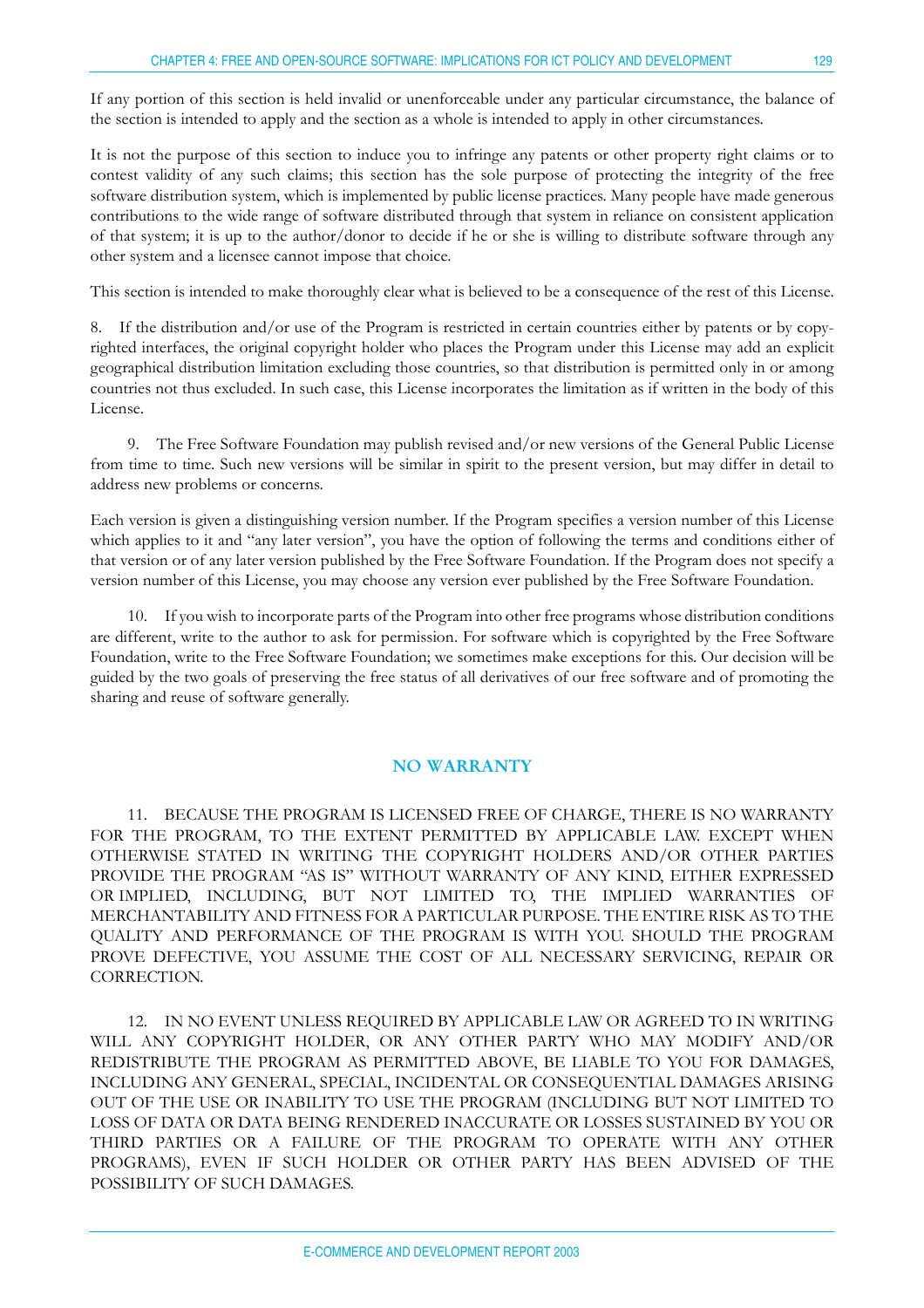If any portion of this section is held invalid or unenforceable under any particular circumstance, the balance of the section is intended to apply and the section as a whole is intended to apply in other circumstances.

It is not the purpose of this section to induce you to infringe any patents or other property right claims or to contest validity of any such claims; this section has the sole purpose of protecting the integrity of the free software distribution system, which is implemented by public license practices. Many people have made generous contributions to the wide range of software distributed through that system in reliance on consistent application of that system; it is up to the author/donor to decide if he or she is willing to distribute software through any other system and a licensee cannot impose that choice.

This section is intended to make thoroughly clear what is believed to be a consequence of the rest of this License.

8. If the distribution and/or use of the Program is restricted in certain countries either by patents or by copyrighted interfaces, the original copyright holder who places the Program under this License may add an explicit geographical distribution limitation excluding those countries, so that distribution is permitted only in or among countries not thus excluded. In such case, this License incorporates the limitation as if written in the body of this License.

9. The Free Software Foundation may publish revised and/or new versions of the General Public License from time to time. Such new versions will be similar in spirit to the present version, but may differ in detail to address new problems or concerns.

Each version is given a distinguishing version number. If the Program specifies a version number of this License which applies to it and "any later version", you have the option of following the terms and conditions either of that version or of any later version published by the Free Software Foundation. If the Program does not specify a version number of this License, you may choose any version ever published by the Free Software Foundation.

10. If you wish to incorporate parts of the Program into other free programs whose distribution conditions are different, write to the author to ask for permission. For software which is copyrighted by the Free Software Foundation, write to the Free Software Foundation; we sometimes make exceptions for this. Our decision will be guided by the two goals of preserving the free status of all derivatives of our free software and of promoting the sharing and reuse of software generally.

## NO WARRANTY

11. BECAUSE THE PROGRAM IS LICENSED FREE OF CHARGE, THERE IS NO WARRANTY FOR THE PROGRAM, TO THE EXTENT PERMITTED BY APPLICABLE LAW. EXCEPT WHEN OTHERWISE STATED IN WRITING THE COPYRIGHT HOLDERS AND/OR OTHER PARTIES PROVIDE THE PROGRAM "AS IS" WITHOUT WARRANTY OF ANY KIND, EITHER EXPRESSED OR IMPLIED, INCLUDING, BUT NOT LIMITED TO, THE IMPLIED WARRANTIES OF MERCHANTABILITY AND FITNESS FOR A PARTICULAR PURPOSE. THE ENTIRE RISK AS TO THE QUALITY AND PERFORMANCE OF THE PROGRAM IS WITH YOU. SHOULD THE PROGRAM PROVE DEFECTIVE, YOU ASSUME THE COST OF ALL NECESSARY SERVICING, REPAIR OR CORRECTION.

12. IN NO EVENT UNLESS REQUIRED BY APPLICABLE LAW OR AGREED TO IN WRITING WILL ANY COPYRIGHT HOLDER, OR ANY OTHER PARTY WHO MAY MODIFY AND/OR REDISTRIBUTE THE PROGRAM AS PERMITTED ABOVE, BE LIABLE TO YOU FOR DAMAGES, INCLUDING ANY GENERAL, SPECIAL, INCIDENTAL OR CONSEQUENTIAL DAMAGES ARISING OUT OF THE USE OR INABILITY TO USE THE PROGRAM (INCLUDING BUT NOT LIMITED TO LOSS OF DATA OR DATA BEING RENDERED INACCURATE OR LOSSES SUSTAINED BY YOU OR THIRD PARTIES OR A FAILURE OF THE PROGRAM TO OPERATE WITH ANY OTHER PROGRAMS), EVEN IF SUCH HOLDER OR OTHER PARTY HAS BEEN ADVISED OF THE POSSIBILITY OF SUCH DAMAGES.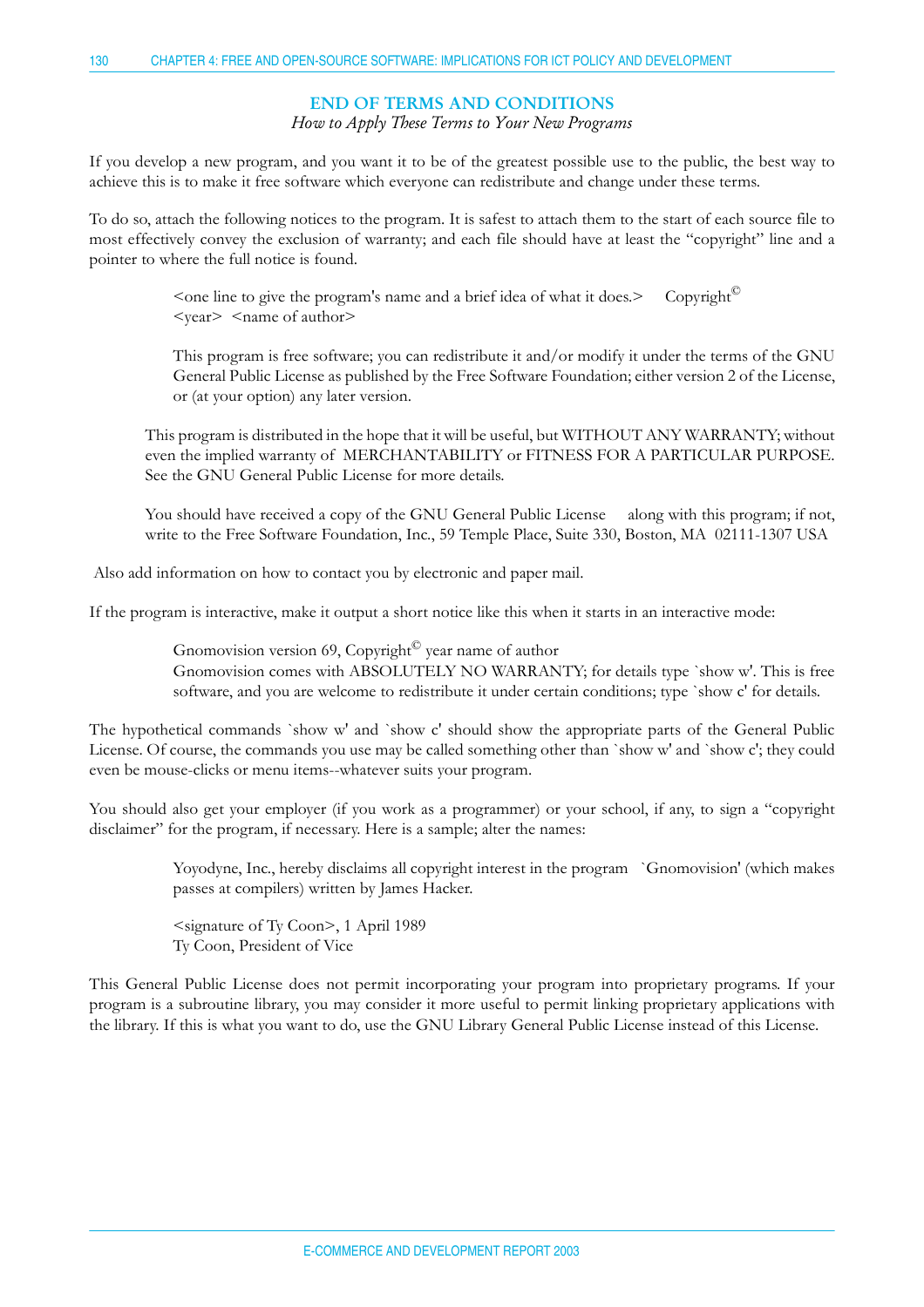## END OF TERMS AND CONDITIONS

*How to Apply These Terms to Your New Programs*

If you develop a new program, and you want it to be of the greatest possible use to the public, the best way to achieve this is to make it free software which everyone can redistribute and change under these terms.

To do so, attach the following notices to the program. It is safest to attach them to the start of each source file to most effectively convey the exclusion of warranty; and each file should have at least the "copyright" line and a pointer to where the full notice is found.

> <one line to give the program's name and a brief idea of what it does.> Copyright© <year> <name of author>
>
> This program is free software; you can redistribute it and/or modify it under the terms of the GNU General Public License as published by the Free Software Foundation; either version 2 of the License, or (at your option) any later version.
>
> This program is distributed in the hope that it will be useful, but WITHOUT ANY WARRANTY; without even the implied warranty of MERCHANTABILITY or FITNESS FOR A PARTICULAR PURPOSE. See the GNU General Public License for more details.
>
> You should have received a copy of the GNU General Public License along with this program; if not, write to the Free Software Foundation, Inc., 59 Temple Place, Suite 330, Boston, MA 02111-1307 USA

Also add information on how to contact you by electronic and paper mail.

If the program is interactive, make it output a short notice like this when it starts in an interactive mode:

> Gnomovision version 69, Copyright© year name of author
> Gnomovision comes with ABSOLUTELY NO WARRANTY; for details type `show w'. This is free software, and you are welcome to redistribute it under certain conditions; type `show c' for details.

The hypothetical commands `show w' and `show c' should show the appropriate parts of the General Public License. Of course, the commands you use may be called something other than `show w' and `show c'; they could even be mouse-clicks or menu items--whatever suits your program.

You should also get your employer (if you work as a programmer) or your school, if any, to sign a "copyright disclaimer" for the program, if necessary. Here is a sample; alter the names:

> Yoyodyne, Inc., hereby disclaims all copyright interest in the program `Gnomovision' (which makes passes at compilers) written by James Hacker.
>
> <signature of Ty Coon>, 1 April 1989
> Ty Coon, President of Vice

This General Public License does not permit incorporating your program into proprietary programs. If your program is a subroutine library, you may consider it more useful to permit linking proprietary applications with the library. If this is what you want to do, use the GNU Library General Public License instead of this License.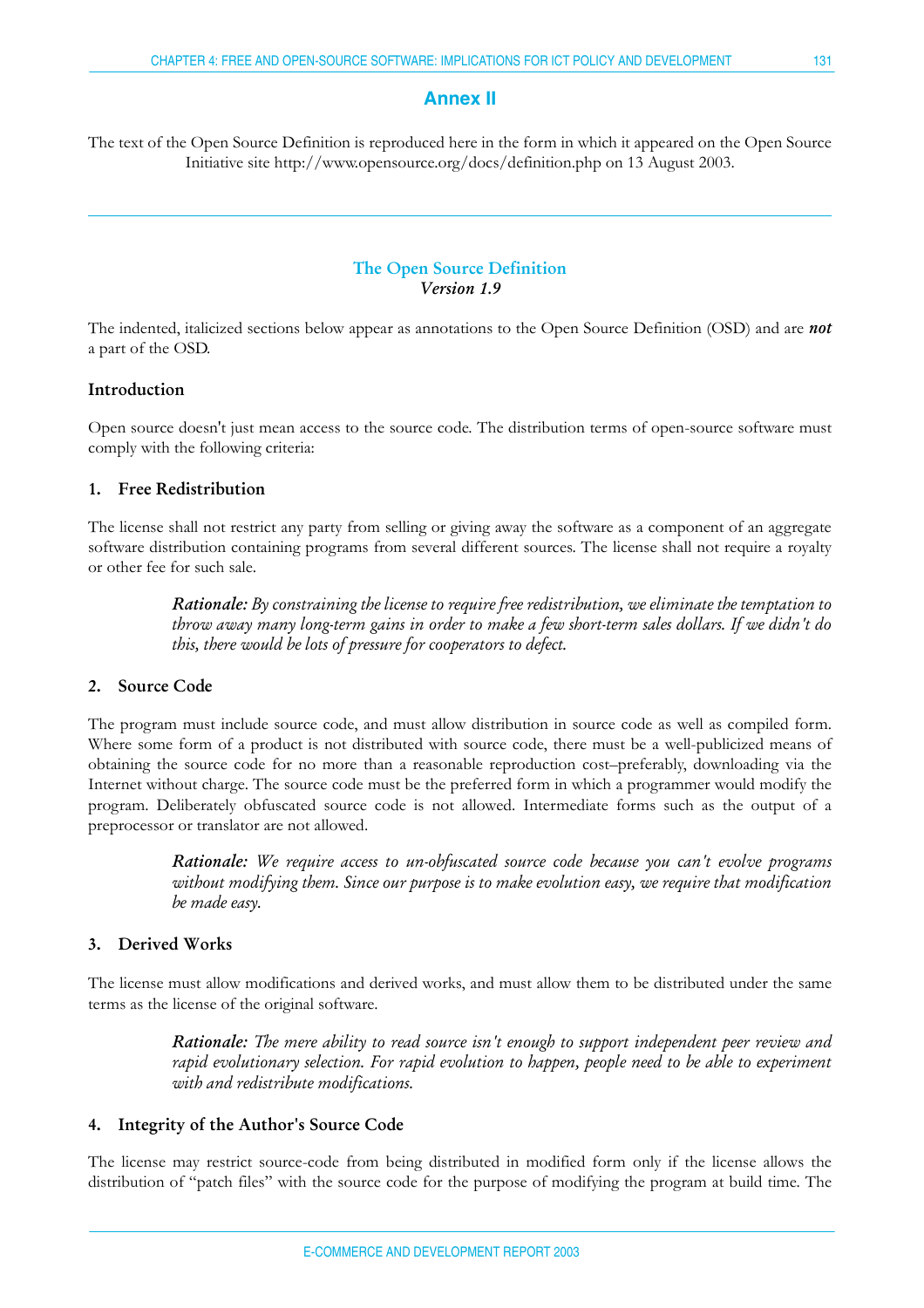## Annex II

The text of the Open Source Definition is reproduced here in the form in which it appeared on the Open Source Initiative site http://www.opensource.org/docs/definition.php on 13 August 2003.

---

### The Open Source Definition
*Version 1.9*

The indented, italicized sections below appear as annotations to the Open Source Definition (OSD) and are ***not*** a part of the OSD.

#### Introduction

Open source doesn't just mean access to the source code. The distribution terms of open-source software must comply with the following criteria:

#### 1. Free Redistribution

The license shall not restrict any party from selling or giving away the software as a component of an aggregate software distribution containing programs from several different sources. The license shall not require a royalty or other fee for such sale.

> ***Rationale:*** *By constraining the license to require free redistribution, we eliminate the temptation to throw away many long-term gains in order to make a few short-term sales dollars. If we didn't do this, there would be lots of pressure for cooperators to defect.*

#### 2. Source Code

The program must include source code, and must allow distribution in source code as well as compiled form. Where some form of a product is not distributed with source code, there must be a well-publicized means of obtaining the source code for no more than a reasonable reproduction cost–preferably, downloading via the Internet without charge. The source code must be the preferred form in which a programmer would modify the program. Deliberately obfuscated source code is not allowed. Intermediate forms such as the output of a preprocessor or translator are not allowed.

> ***Rationale:*** *We require access to un-obfuscated source code because you can't evolve programs without modifying them. Since our purpose is to make evolution easy, we require that modification be made easy.*

#### 3. Derived Works

The license must allow modifications and derived works, and must allow them to be distributed under the same terms as the license of the original software.

> ***Rationale:*** *The mere ability to read source isn't enough to support independent peer review and rapid evolutionary selection. For rapid evolution to happen, people need to be able to experiment with and redistribute modifications.*

#### 4. Integrity of the Author's Source Code

The license may restrict source-code from being distributed in modified form only if the license allows the distribution of "patch files" with the source code for the purpose of modifying the program at build time. The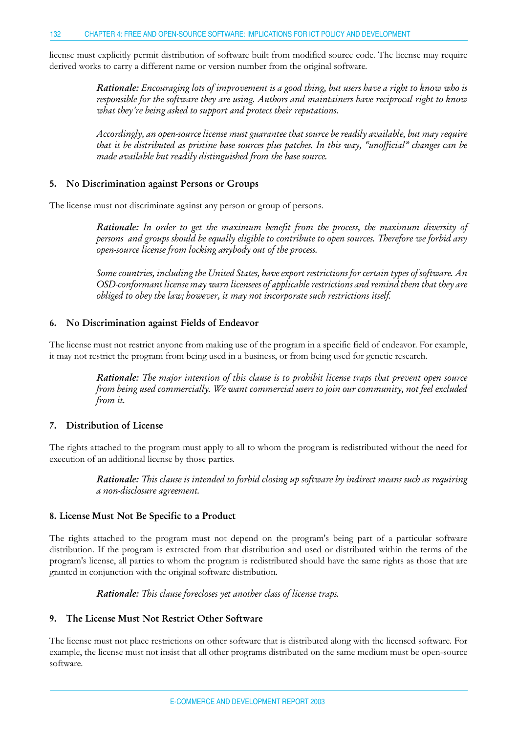license must explicitly permit distribution of software built from modified source code. The license may require derived works to carry a different name or version number from the original software.

> ***Rationale:*** *Encouraging lots of improvement is a good thing, but users have a right to know who is responsible for the software they are using. Authors and maintainers have reciprocal right to know what they're being asked to support and protect their reputations.*
>
> *Accordingly, an open-source license must guarantee that source be readily available, but may require that it be distributed as pristine base sources plus patches. In this way, "unofficial" changes can be made available but readily distinguished from the base source.*

### 5. No Discrimination against Persons or Groups

The license must not discriminate against any person or group of persons.

> ***Rationale:*** *In order to get the maximum benefit from the process, the maximum diversity of persons and groups should be equally eligible to contribute to open sources. Therefore we forbid any open-source license from locking anybody out of the process.*
>
> *Some countries, including the United States, have export restrictions for certain types of software. An OSD-conformant license may warn licensees of applicable restrictions and remind them that they are obliged to obey the law; however, it may not incorporate such restrictions itself.*

### 6. No Discrimination against Fields of Endeavor

The license must not restrict anyone from making use of the program in a specific field of endeavor. For example, it may not restrict the program from being used in a business, or from being used for genetic research.

> ***Rationale:*** *The major intention of this clause is to prohibit license traps that prevent open source from being used commercially. We want commercial users to join our community, not feel excluded from it.*

### 7. Distribution of License

The rights attached to the program must apply to all to whom the program is redistributed without the need for execution of an additional license by those parties.

> ***Rationale:*** *This clause is intended to forbid closing up software by indirect means such as requiring a non-disclosure agreement.*

### 8. License Must Not Be Specific to a Product

The rights attached to the program must not depend on the program's being part of a particular software distribution. If the program is extracted from that distribution and used or distributed within the terms of the program's license, all parties to whom the program is redistributed should have the same rights as those that are granted in conjunction with the original software distribution.

> ***Rationale:*** *This clause forecloses yet another class of license traps.*

### 9. The License Must Not Restrict Other Software

The license must not place restrictions on other software that is distributed along with the licensed software. For example, the license must not insist that all other programs distributed on the same medium must be open-source software.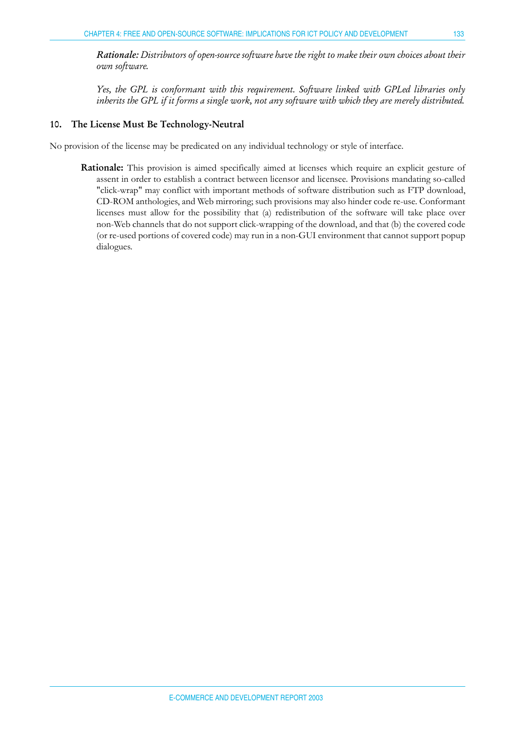*Rationale: Distributors of open-source software have the right to make their own choices about their own software.*

*Yes, the GPL is conformant with this requirement. Software linked with GPLed libraries only inherits the GPL if it forms a single work, not any software with which they are merely distributed.*

### 10. The License Must Be Technology-Neutral

No provision of the license may be predicated on any individual technology or style of interface.

**Rationale:** This provision is aimed specifically aimed at licenses which require an explicit gesture of assent in order to establish a contract between licensor and licensee. Provisions mandating so-called "click-wrap" may conflict with important methods of software distribution such as FTP download, CD-ROM anthologies, and Web mirroring; such provisions may also hinder code re-use. Conformant licenses must allow for the possibility that (a) redistribution of the software will take place over non-Web channels that do not support click-wrapping of the download, and that (b) the covered code (or re-used portions of covered code) may run in a non-GUI environment that cannot support popup dialogues.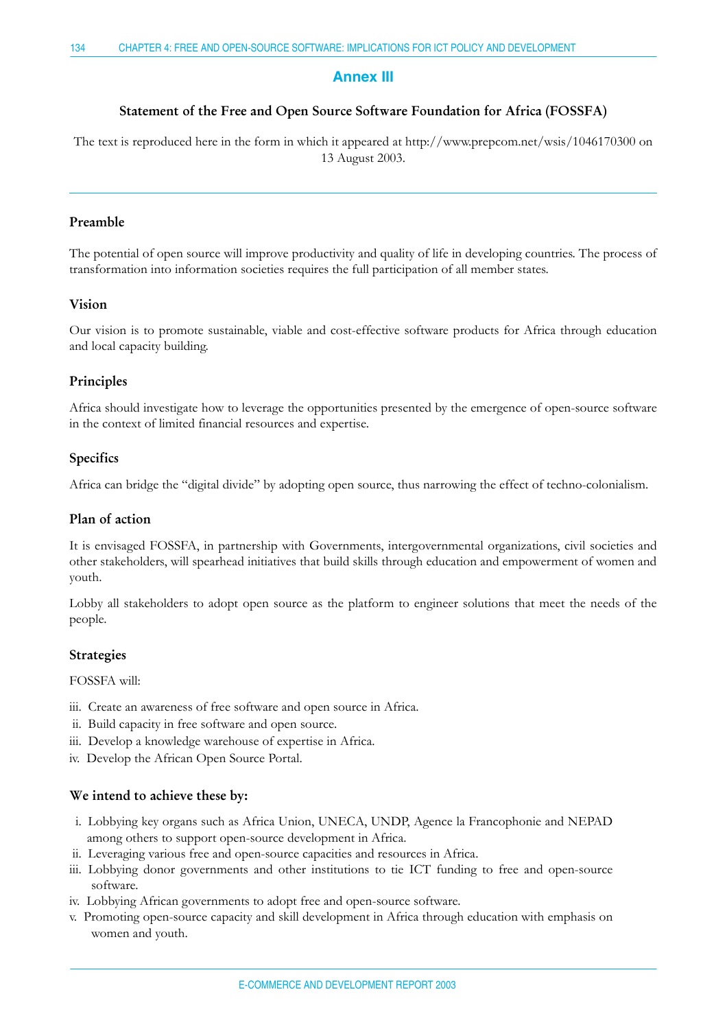# Annex III

## Statement of the Free and Open Source Software Foundation for Africa (FOSSFA)

The text is reproduced here in the form in which it appeared at http://www.prepcom.net/wsis/1046170300 on 13 August 2003.

---

### Preamble

The potential of open source will improve productivity and quality of life in developing countries. The process of transformation into information societies requires the full participation of all member states.

### Vision

Our vision is to promote sustainable, viable and cost-effective software products for Africa through education and local capacity building.

### Principles

Africa should investigate how to leverage the opportunities presented by the emergence of open-source software in the context of limited financial resources and expertise.

### Specifics

Africa can bridge the "digital divide" by adopting open source, thus narrowing the effect of techno-colonialism.

### Plan of action

It is envisaged FOSSFA, in partnership with Governments, intergovernmental organizations, civil societies and other stakeholders, will spearhead initiatives that build skills through education and empowerment of women and youth.

Lobby all stakeholders to adopt open source as the platform to engineer solutions that meet the needs of the people.

### Strategies

FOSSFA will:

iii. Create an awareness of free software and open source in Africa.
ii. Build capacity in free software and open source.
iii. Develop a knowledge warehouse of expertise in Africa.
iv. Develop the African Open Source Portal.

### We intend to achieve these by:

i. Lobbying key organs such as Africa Union, UNECA, UNDP, Agence la Francophonie and NEPAD among others to support open-source development in Africa.
ii. Leveraging various free and open-source capacities and resources in Africa.
iii. Lobbying donor governments and other institutions to tie ICT funding to free and open-source software.
iv. Lobbying African governments to adopt free and open-source software.
v. Promoting open-source capacity and skill development in Africa through education with emphasis on women and youth.